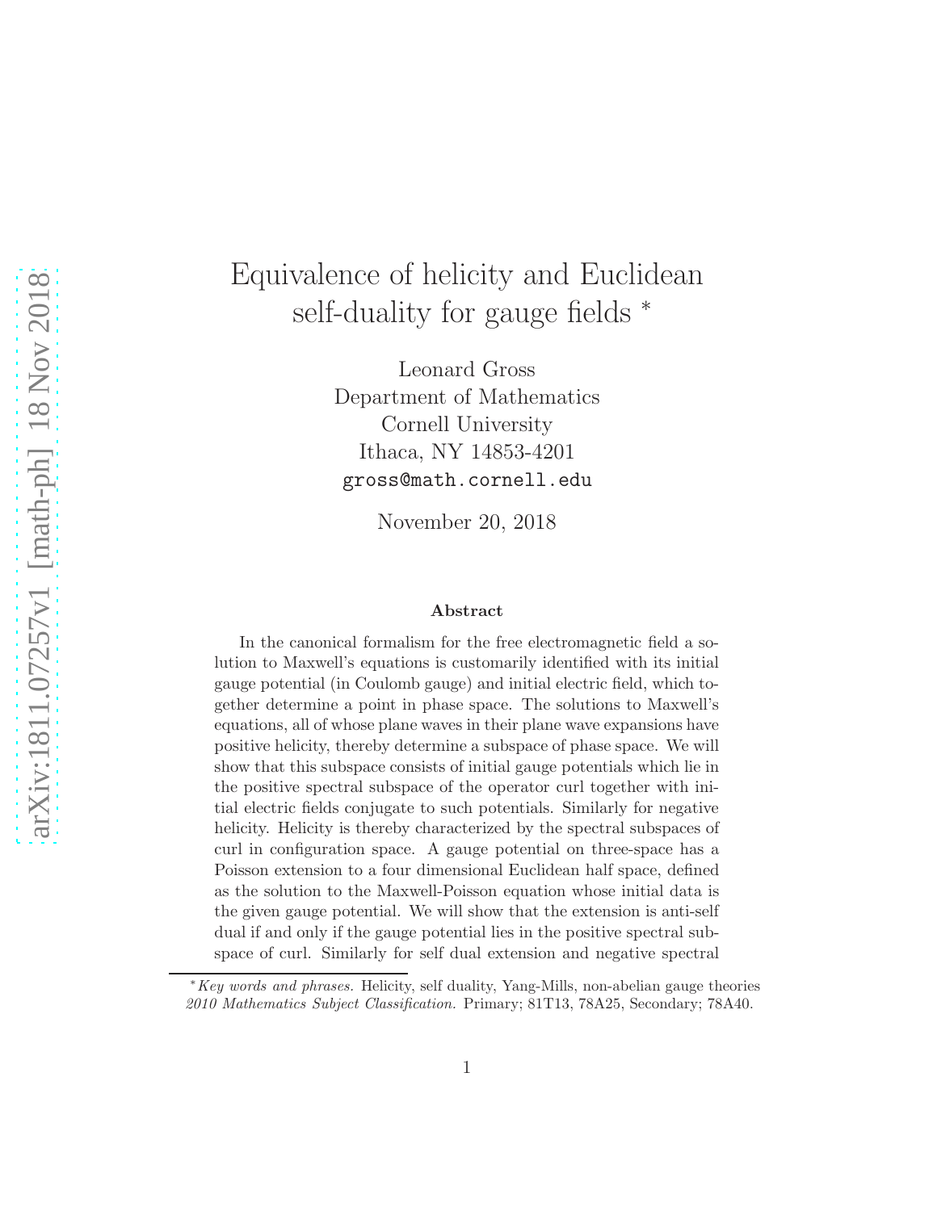# Equivalence of helicity and Euclidean self-duality for gauge fields *

Leonard Gross
Department of Mathematics
Cornell University
Ithaca, NY 14853-4201
gross@math.cornell.edu

November 20, 2018

### Abstract

In the canonical formalism for the free electromagnetic field a solution to Maxwell's equations is customarily identified with its initial gauge potential (in Coulomb gauge) and initial electric field, which together determine a point in phase space. The solutions to Maxwell's equations, all of whose plane waves in their plane wave expansions have positive helicity, thereby determine a subspace of phase space. We will show that this subspace consists of initial gauge potentials which lie in the positive spectral subspace of the operator curl together with initial electric fields conjugate to such potentials. Similarly for negative helicity. Helicity is thereby characterized by the spectral subspaces of curl in configuration space. A gauge potential on three-space has a Poisson extension to a four dimensional Euclidean half space, defined as the solution to the Maxwell-Poisson equation whose initial data is the given gauge potential. We will show that the extension is anti-self dual if and only if the gauge potential lies in the positive spectral subspace of curl. Similarly for self dual extension and negative spectral

---

[*] *Key words and phrases.* Helicity, self duality, Yang-Mills, non-abelian gauge theories
*2010 Mathematics Subject Classification.* Primary; 81T13, 78A25, Secondary; 78A40.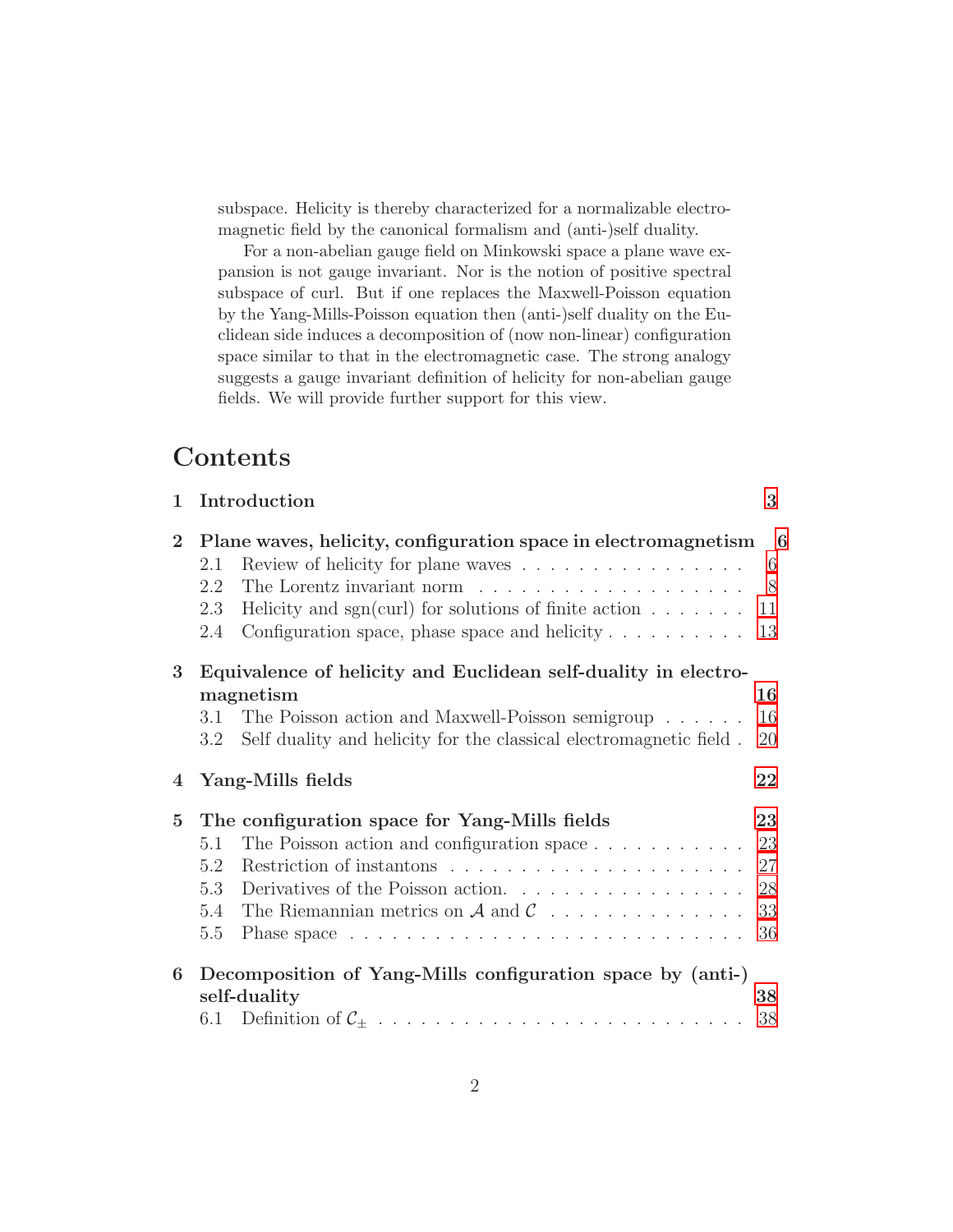subspace. Helicity is thereby characterized for a normalizable electromagnetic field by the canonical formalism and (anti-)self duality.

For a non-abelian gauge field on Minkowski space a plane wave expansion is not gauge invariant. Nor is the notion of positive spectral subspace of curl. But if one replaces the Maxwell-Poisson equation by the Yang-Mills-Poisson equation then (anti-)self duality on the Euclidean side induces a decomposition of (now non-linear) configuration space similar to that in the electromagnetic case. The strong analogy suggests a gauge invariant definition of helicity for non-abelian gauge fields. We will provide further support for this view.

# Contents

**1 Introduction** 3

**2 Plane waves, helicity, configuration space in electromagnetism** 6
- 2.1 Review of helicity for plane waves . . . . . . . . . . . . . . . . 6
- 2.2 The Lorentz invariant norm . . . . . . . . . . . . . . . . . . . 8
- 2.3 Helicity and sgn(curl) for solutions of finite action . . . . . . . 11
- 2.4 Configuration space, phase space and helicity . . . . . . . . . . 13

**3 Equivalence of helicity and Euclidean self-duality in electromagnetism** 16
- 3.1 The Poisson action and Maxwell-Poisson semigroup . . . . . . 16
- 3.2 Self duality and helicity for the classical electromagnetic field . 20

**4 Yang-Mills fields** 22

**5 The configuration space for Yang-Mills fields** 23
- 5.1 The Poisson action and configuration space . . . . . . . . . . . 23
- 5.2 Restriction of instantons . . . . . . . . . . . . . . . . . . . . . 27
- 5.3 Derivatives of the Poisson action. . . . . . . . . . . . . . . . . 28
- 5.4 The Riemannian metrics on $\mathcal{A}$ and $\mathcal{C}$ . . . . . . . . . . . . . . 33
- 5.5 Phase space . . . . . . . . . . . . . . . . . . . . . . . . . . . 36

**6 Decomposition of Yang-Mills configuration space by (anti-) self-duality** 38
- 6.1 Definition of $\mathcal{C}_\pm$ . . . . . . . . . . . . . . . . . . . . . . . . . 38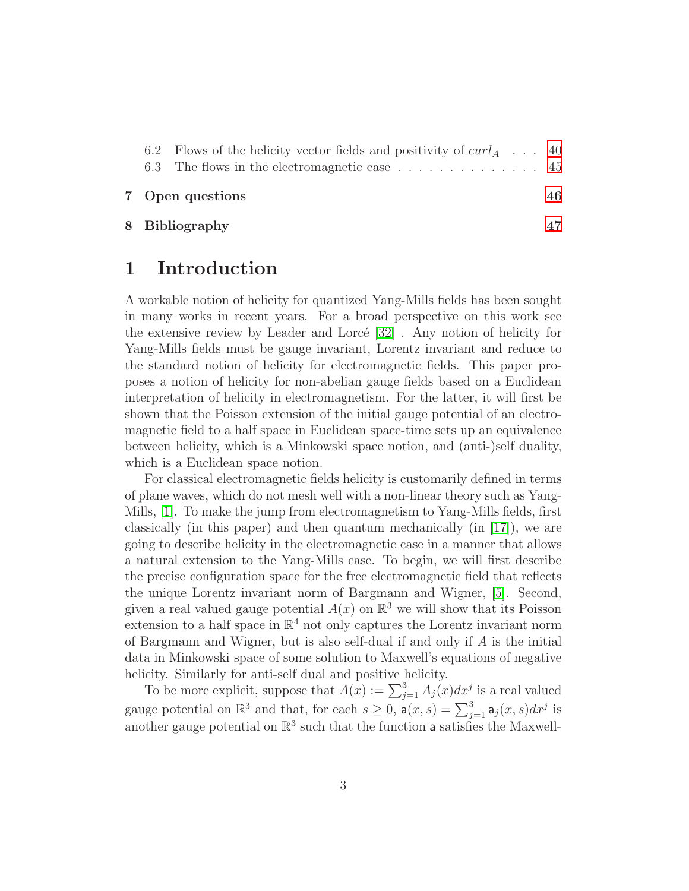6.2 Flows of the helicity vector fields and positivity of $curl_A$ . . . 40
6.3 The flows in the electromagnetic case . . . . . . . . . . . . . . 45

7 Open questions 46

8 Bibliography 47

# 1 Introduction

A workable notion of helicity for quantized Yang-Mills fields has been sought in many works in recent years. For a broad perspective on this work see the extensive review by Leader and Lorcé [32] . Any notion of helicity for Yang-Mills fields must be gauge invariant, Lorentz invariant and reduce to the standard notion of helicity for electromagnetic fields. This paper proposes a notion of helicity for non-abelian gauge fields based on a Euclidean interpretation of helicity in electromagnetism. For the latter, it will first be shown that the Poisson extension of the initial gauge potential of an electromagnetic field to a half space in Euclidean space-time sets up an equivalence between helicity, which is a Minkowski space notion, and (anti-)self duality, which is a Euclidean space notion.

For classical electromagnetic fields helicity is customarily defined in terms of plane waves, which do not mesh well with a non-linear theory such as Yang-Mills, [1]. To make the jump from electromagnetism to Yang-Mills fields, first classically (in this paper) and then quantum mechanically (in [17]), we are going to describe helicity in the electromagnetic case in a manner that allows a natural extension to the Yang-Mills case. To begin, we will first describe the precise configuration space for the free electromagnetic field that reflects the unique Lorentz invariant norm of Bargmann and Wigner, [5]. Second, given a real valued gauge potential $A(x)$ on $\mathbb{R}^3$ we will show that its Poisson extension to a half space in $\mathbb{R}^4$ not only captures the Lorentz invariant norm of Bargmann and Wigner, but is also self-dual if and only if $A$ is the initial data in Minkowski space of some solution to Maxwell's equations of negative helicity. Similarly for anti-self dual and positive helicity.

To be more explicit, suppose that $A(x) := \sum_{j=1}^3 A_j(x)dx^j$ is a real valued gauge potential on $\mathbb{R}^3$ and that, for each $s \geq 0$, $\mathsf{a}(x, s) = \sum_{j=1}^3 \mathsf{a}_j(x, s)dx^j$ is another gauge potential on $\mathbb{R}^3$ such that the function $\mathsf{a}$ satisfies the Maxwell-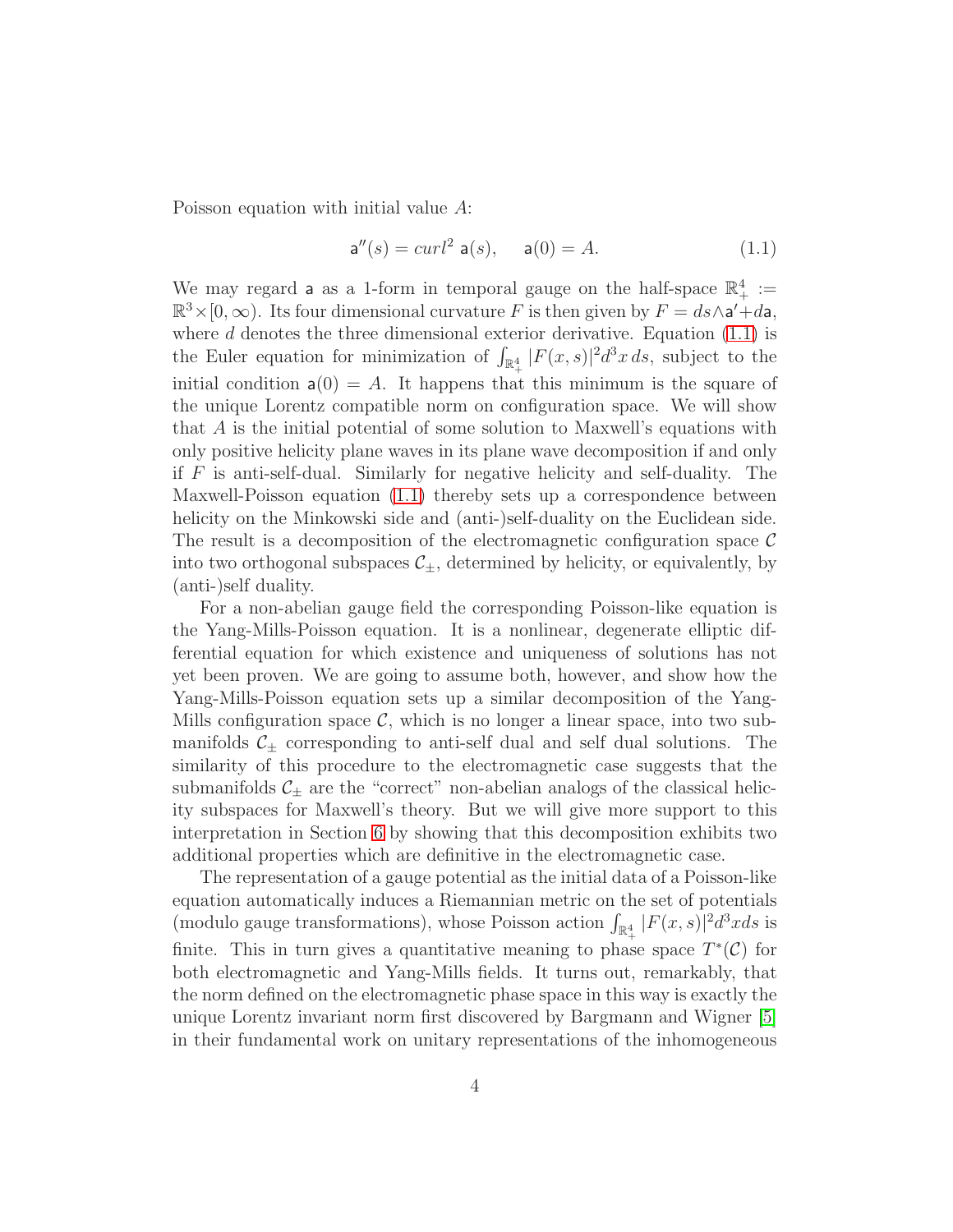Poisson equation with initial value $A$:

$$\mathsf{a}''(s) = curl^2\ \mathsf{a}(s), \quad \mathsf{a}(0) = A. \tag{1.1}$$

We may regard $\mathsf{a}$ as a 1-form in temporal gauge on the half-space $\mathbb{R}^4_+ := \mathbb{R}^3 \times [0, \infty)$. Its four dimensional curvature $F$ is then given by $F = ds \wedge \mathsf{a}' + d\mathsf{a}$, where $d$ denotes the three dimensional exterior derivative. Equation (1.1) is the Euler equation for minimization of $\int_{\mathbb{R}^4_+} |F(x,s)|^2 d^3x\, ds$, subject to the initial condition $\mathsf{a}(0) = A$. It happens that this minimum is the square of the unique Lorentz compatible norm on configuration space. We will show that $A$ is the initial potential of some solution to Maxwell's equations with only positive helicity plane waves in its plane wave decomposition if and only if $F$ is anti-self-dual. Similarly for negative helicity and self-duality. The Maxwell-Poisson equation (1.1) thereby sets up a correspondence between helicity on the Minkowski side and (anti-)self-duality on the Euclidean side. The result is a decomposition of the electromagnetic configuration space $\mathcal{C}$ into two orthogonal subspaces $\mathcal{C}_\pm$, determined by helicity, or equivalently, by (anti-)self duality.

For a non-abelian gauge field the corresponding Poisson-like equation is the Yang-Mills-Poisson equation. It is a nonlinear, degenerate elliptic differential equation for which existence and uniqueness of solutions has not yet been proven. We are going to assume both, however, and show how the Yang-Mills-Poisson equation sets up a similar decomposition of the Yang-Mills configuration space $\mathcal{C}$, which is no longer a linear space, into two submanifolds $\mathcal{C}_\pm$ corresponding to anti-self dual and self dual solutions. The similarity of this procedure to the electromagnetic case suggests that the submanifolds $\mathcal{C}_\pm$ are the "correct" non-abelian analogs of the classical helicity subspaces for Maxwell's theory. But we will give more support to this interpretation in Section 6 by showing that this decomposition exhibits two additional properties which are definitive in the electromagnetic case.

The representation of a gauge potential as the initial data of a Poisson-like equation automatically induces a Riemannian metric on the set of potentials (modulo gauge transformations), whose Poisson action $\int_{\mathbb{R}^4_+} |F(x,s)|^2 d^3x ds$ is finite. This in turn gives a quantitative meaning to phase space $T^*(\mathcal{C})$ for both electromagnetic and Yang-Mills fields. It turns out, remarkably, that the norm defined on the electromagnetic phase space in this way is exactly the unique Lorentz invariant norm first discovered by Bargmann and Wigner [5] in their fundamental work on unitary representations of the inhomogeneous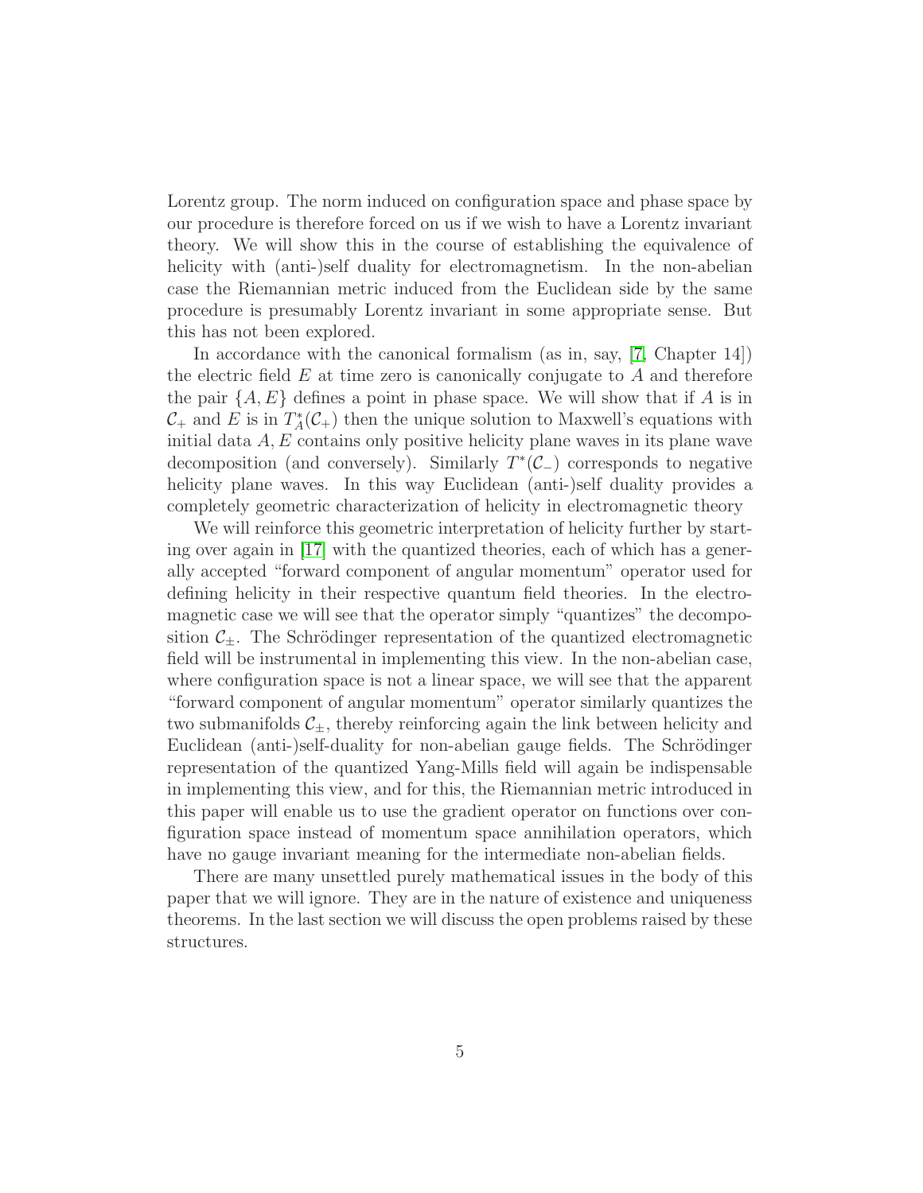Lorentz group. The norm induced on configuration space and phase space by our procedure is therefore forced on us if we wish to have a Lorentz invariant theory. We will show this in the course of establishing the equivalence of helicity with (anti-)self duality for electromagnetism. In the non-abelian case the Riemannian metric induced from the Euclidean side by the same procedure is presumably Lorentz invariant in some appropriate sense. But this has not been explored.

In accordance with the canonical formalism (as in, say, [7, Chapter 14]) the electric field $E$ at time zero is canonically conjugate to $A$ and therefore the pair $\{A, E\}$ defines a point in phase space. We will show that if $A$ is in $\mathcal{C}_+$ and $E$ is in $T^*_A(\mathcal{C}_+)$ then the unique solution to Maxwell's equations with initial data $A, E$ contains only positive helicity plane waves in its plane wave decomposition (and conversely). Similarly $T^*(\mathcal{C}_-)$ corresponds to negative helicity plane waves. In this way Euclidean (anti-)self duality provides a completely geometric characterization of helicity in electromagnetic theory

We will reinforce this geometric interpretation of helicity further by starting over again in [17] with the quantized theories, each of which has a generally accepted "forward component of angular momentum" operator used for defining helicity in their respective quantum field theories. In the electromagnetic case we will see that the operator simply "quantizes" the decomposition $\mathcal{C}_\pm$. The Schrödinger representation of the quantized electromagnetic field will be instrumental in implementing this view. In the non-abelian case, where configuration space is not a linear space, we will see that the apparent "forward component of angular momentum" operator similarly quantizes the two submanifolds $\mathcal{C}_\pm$, thereby reinforcing again the link between helicity and Euclidean (anti-)self-duality for non-abelian gauge fields. The Schrödinger representation of the quantized Yang-Mills field will again be indispensable in implementing this view, and for this, the Riemannian metric introduced in this paper will enable us to use the gradient operator on functions over configuration space instead of momentum space annihilation operators, which have no gauge invariant meaning for the intermediate non-abelian fields.

There are many unsettled purely mathematical issues in the body of this paper that we will ignore. They are in the nature of existence and uniqueness theorems. In the last section we will discuss the open problems raised by these structures.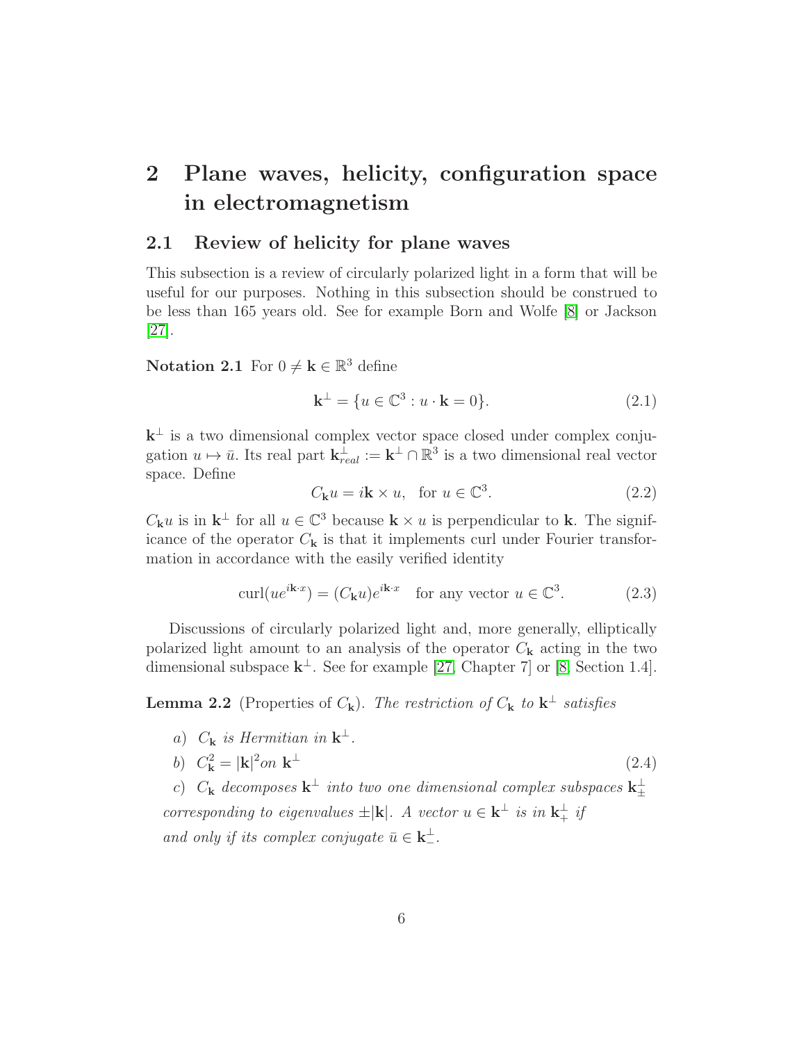# 2 Plane waves, helicity, configuration space in electromagnetism

## 2.1 Review of helicity for plane waves

This subsection is a review of circularly polarized light in a form that will be useful for our purposes. Nothing in this subsection should be construed to be less than 165 years old. See for example Born and Wolfe [8] or Jackson [27].

**Notation 2.1** For $0 \neq \mathbf{k} \in \mathbb{R}^3$ define

$$\mathbf{k}^\perp = \{u \in \mathbb{C}^3 : u \cdot \mathbf{k} = 0\}. \tag{2.1}$$

$\mathbf{k}^\perp$ is a two dimensional complex vector space closed under complex conjugation $u \mapsto \bar{u}$. Its real part $\mathbf{k}^\perp_{real} := \mathbf{k}^\perp \cap \mathbb{R}^3$ is a two dimensional real vector space. Define

$$C_{\mathbf{k}} u = i\mathbf{k} \times u, \quad \text{for } u \in \mathbb{C}^3. \tag{2.2}$$

$C_{\mathbf{k}} u$ is in $\mathbf{k}^\perp$ for all $u \in \mathbb{C}^3$ because $\mathbf{k} \times u$ is perpendicular to $\mathbf{k}$. The significance of the operator $C_{\mathbf{k}}$ is that it implements curl under Fourier transformation in accordance with the easily verified identity

$$\operatorname{curl}(u e^{i\mathbf{k}\cdot x}) = (C_{\mathbf{k}} u) e^{i\mathbf{k}\cdot x} \quad \text{for any vector } u \in \mathbb{C}^3. \tag{2.3}$$

Discussions of circularly polarized light and, more generally, elliptically polarized light amount to an analysis of the operator $C_{\mathbf{k}}$ acting in the two dimensional subspace $\mathbf{k}^\perp$. See for example [27, Chapter 7] or [8, Section 1.4].

**Lemma 2.2** (Properties of $C_{\mathbf{k}}$). *The restriction of $C_{\mathbf{k}}$ to $\mathbf{k}^\perp$ satisfies*

*a)* $C_{\mathbf{k}}$ *is Hermitian in* $\mathbf{k}^\perp$.

*b)* $C_{\mathbf{k}}^2 = |\mathbf{k}|^2$ *on* $\mathbf{k}^\perp$ (2.4)

*c)* $C_{\mathbf{k}}$ *decomposes* $\mathbf{k}^\perp$ *into two one dimensional complex subspaces* $\mathbf{k}^\perp_\pm$ *corresponding to eigenvalues* $\pm|\mathbf{k}|$. *A vector* $u \in \mathbf{k}^\perp$ *is in* $\mathbf{k}^\perp_+$ *if and only if its complex conjugate* $\bar{u} \in \mathbf{k}^\perp_-$.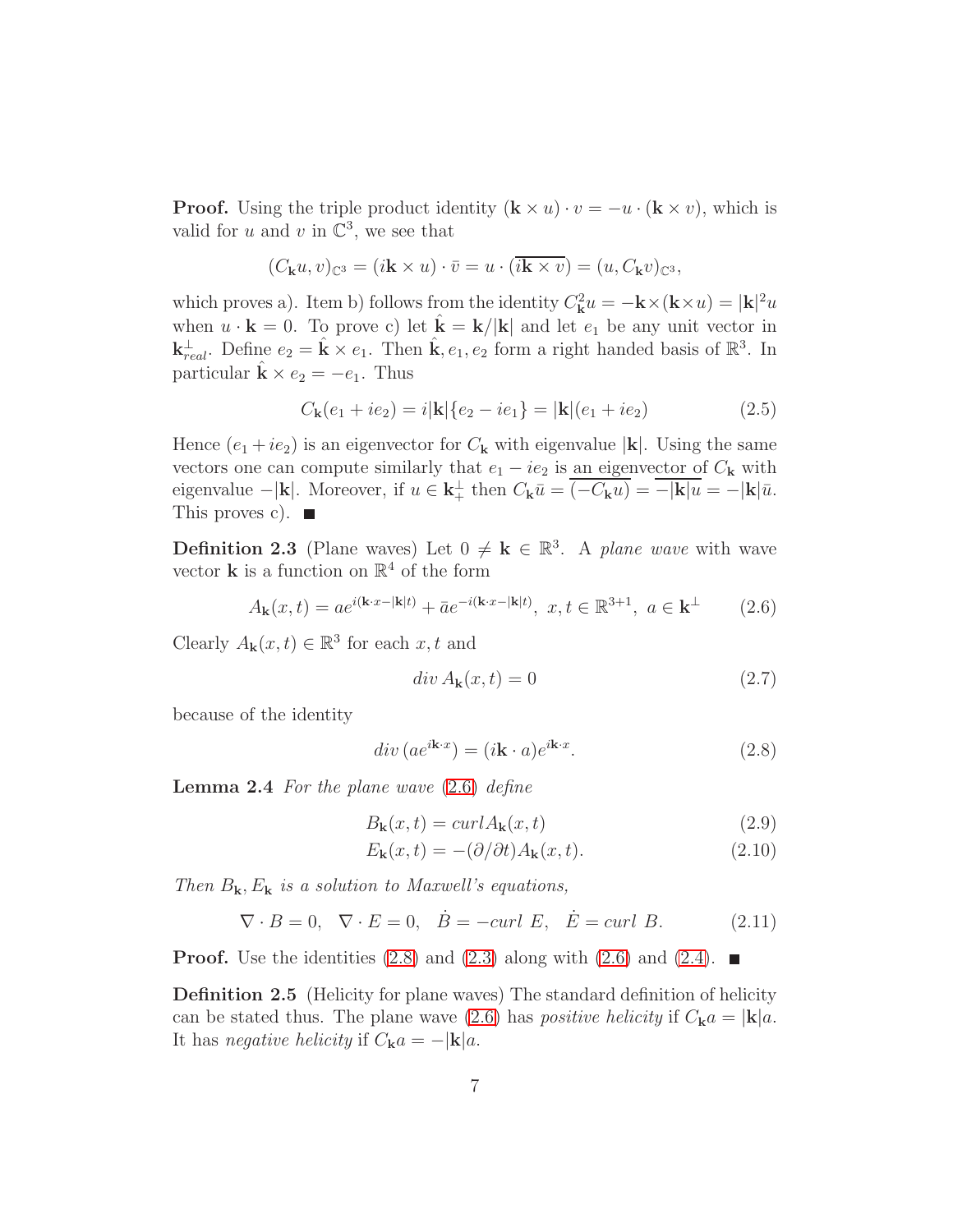**Proof.** Using the triple product identity $(\mathbf{k} \times u) \cdot v = -u \cdot (\mathbf{k} \times v)$, which is valid for $u$ and $v$ in $\mathbb{C}^3$, we see that

$$(C_{\mathbf{k}} u, v)_{\mathbb{C}^3} = (i\mathbf{k} \times u) \cdot \bar{v} = u \cdot (\overline{i\mathbf{k} \times v}) = (u, C_{\mathbf{k}} v)_{\mathbb{C}^3},$$

which proves a). Item b) follows from the identity $C_{\mathbf{k}}^2 u = -\mathbf{k} \times (\mathbf{k} \times u) = |\mathbf{k}|^2 u$ when $u \cdot \mathbf{k} = 0$. To prove c) let $\hat{\mathbf{k}} = \mathbf{k}/|\mathbf{k}|$ and let $e_1$ be any unit vector in $\mathbf{k}_{real}^{\perp}$. Define $e_2 = \hat{\mathbf{k}} \times e_1$. Then $\hat{\mathbf{k}}, e_1, e_2$ form a right handed basis of $\mathbb{R}^3$. In particular $\hat{\mathbf{k}} \times e_2 = -e_1$. Thus

$$C_{\mathbf{k}}(e_1 + ie_2) = i|\mathbf{k}|\{e_2 - ie_1\} = |\mathbf{k}|(e_1 + ie_2) \tag{2.5}$$

Hence $(e_1 + ie_2)$ is an eigenvector for $C_{\mathbf{k}}$ with eigenvalue $|\mathbf{k}|$. Using the same vectors one can compute similarly that $e_1 - ie_2$ is an eigenvector of $C_{\mathbf{k}}$ with eigenvalue $-|\mathbf{k}|$. Moreover, if $u \in \mathbf{k}_+^{\perp}$ then $C_{\mathbf{k}}\bar{u} = \overline{(-C_{\mathbf{k}} u)} = \overline{-|\mathbf{k}|u} = -|\mathbf{k}|\bar{u}$. This proves c). ■

**Definition 2.3** (Plane waves) Let $0 \neq \mathbf{k} \in \mathbb{R}^3$. A *plane wave* with wave vector $\mathbf{k}$ is a function on $\mathbb{R}^4$ of the form

$$A_{\mathbf{k}}(x,t) = ae^{i(\mathbf{k}\cdot x - |\mathbf{k}|t)} + \bar{a}e^{-i(\mathbf{k}\cdot x - |\mathbf{k}|t)}, \ x, t \in \mathbb{R}^{3+1}, \ a \in \mathbf{k}^{\perp} \tag{2.6}$$

Clearly $A_{\mathbf{k}}(x,t) \in \mathbb{R}^3$ for each $x, t$ and

$$div\, A_{\mathbf{k}}(x,t) = 0 \tag{2.7}$$

because of the identity

$$div\,(ae^{i\mathbf{k}\cdot x}) = (i\mathbf{k} \cdot a)e^{i\mathbf{k}\cdot x}. \tag{2.8}$$

**Lemma 2.4** *For the plane wave* (2.6) *define*

$$B_{\mathbf{k}}(x,t) = curl A_{\mathbf{k}}(x,t) \tag{2.9}$$

$$E_{\mathbf{k}}(x,t) = -(\partial/\partial t)A_{\mathbf{k}}(x,t). \tag{2.10}$$

*Then $B_{\mathbf{k}}, E_{\mathbf{k}}$ is a solution to Maxwell's equations,*

$$\nabla \cdot B = 0, \quad \nabla \cdot E = 0, \quad \dot{B} = -curl\ E, \quad \dot{E} = curl\ B. \tag{2.11}$$

**Proof.** Use the identities (2.8) and (2.3) along with (2.6) and (2.4). ■

**Definition 2.5** (Helicity for plane waves) The standard definition of helicity can be stated thus. The plane wave (2.6) has *positive helicity* if $C_{\mathbf{k}} a = |\mathbf{k}|a$. It has *negative helicity* if $C_{\mathbf{k}} a = -|\mathbf{k}|a$.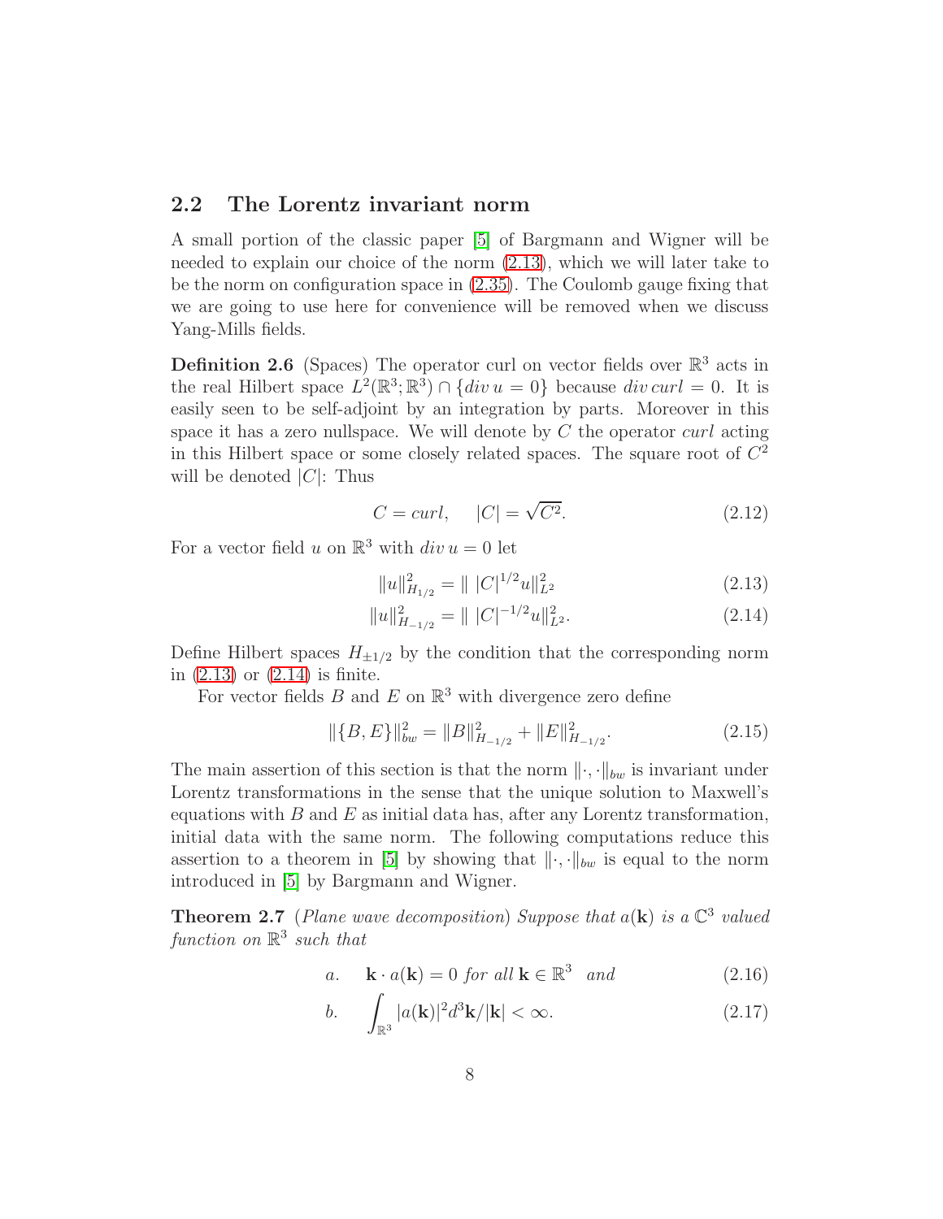## 2.2 The Lorentz invariant norm

A small portion of the classic paper [5] of Bargmann and Wigner will be needed to explain our choice of the norm (2.13), which we will later take to be the norm on configuration space in (2.35). The Coulomb gauge fixing that we are going to use here for convenience will be removed when we discuss Yang-Mills fields.

**Definition 2.6** (Spaces) The operator curl on vector fields over $\mathbb{R}^3$ acts in the real Hilbert space $L^2(\mathbb{R}^3;\mathbb{R}^3) \cap \{div\, u = 0\}$ because $div\, curl = 0$. It is easily seen to be self-adjoint by an integration by parts. Moreover in this space it has a zero nullspace. We will denote by $C$ the operator *curl* acting in this Hilbert space or some closely related spaces. The square root of $C^2$ will be denoted $|C|$: Thus

$$C = curl, \quad |C| = \sqrt{C^2}. \tag{2.12}$$

For a vector field $u$ on $\mathbb{R}^3$ with $div\, u = 0$ let

$$\|u\|^2_{H_{1/2}} = \|\, |C|^{1/2} u\|^2_{L^2} \tag{2.13}$$

$$\|u\|^2_{H_{-1/2}} = \|\, |C|^{-1/2} u\|^2_{L^2}. \tag{2.14}$$

Define Hilbert spaces $H_{\pm 1/2}$ by the condition that the corresponding norm in (2.13) or (2.14) is finite.

For vector fields $B$ and $E$ on $\mathbb{R}^3$ with divergence zero define

$$\|\{B,E\}\|^2_{bw} = \|B\|^2_{H_{-1/2}} + \|E\|^2_{H_{-1/2}}. \tag{2.15}$$

The main assertion of this section is that the norm $\|\cdot,\cdot\|_{bw}$ is invariant under Lorentz transformations in the sense that the unique solution to Maxwell's equations with $B$ and $E$ as initial data has, after any Lorentz transformation, initial data with the same norm. The following computations reduce this assertion to a theorem in [5] by showing that $\|\cdot,\cdot\|_{bw}$ is equal to the norm introduced in [5] by Bargmann and Wigner.

**Theorem 2.7** (*Plane wave decomposition*) *Suppose that $a(\mathbf{k})$ is a $\mathbb{C}^3$ valued function on $\mathbb{R}^3$ such that*

$$a. \quad \mathbf{k}\cdot a(\mathbf{k}) = 0 \text{ for all } \mathbf{k} \in \mathbb{R}^3 \quad and \tag{2.16}$$

$$b. \quad \int_{\mathbb{R}^3} |a(\mathbf{k})|^2 d^3\mathbf{k}/|\mathbf{k}| < \infty. \tag{2.17}$$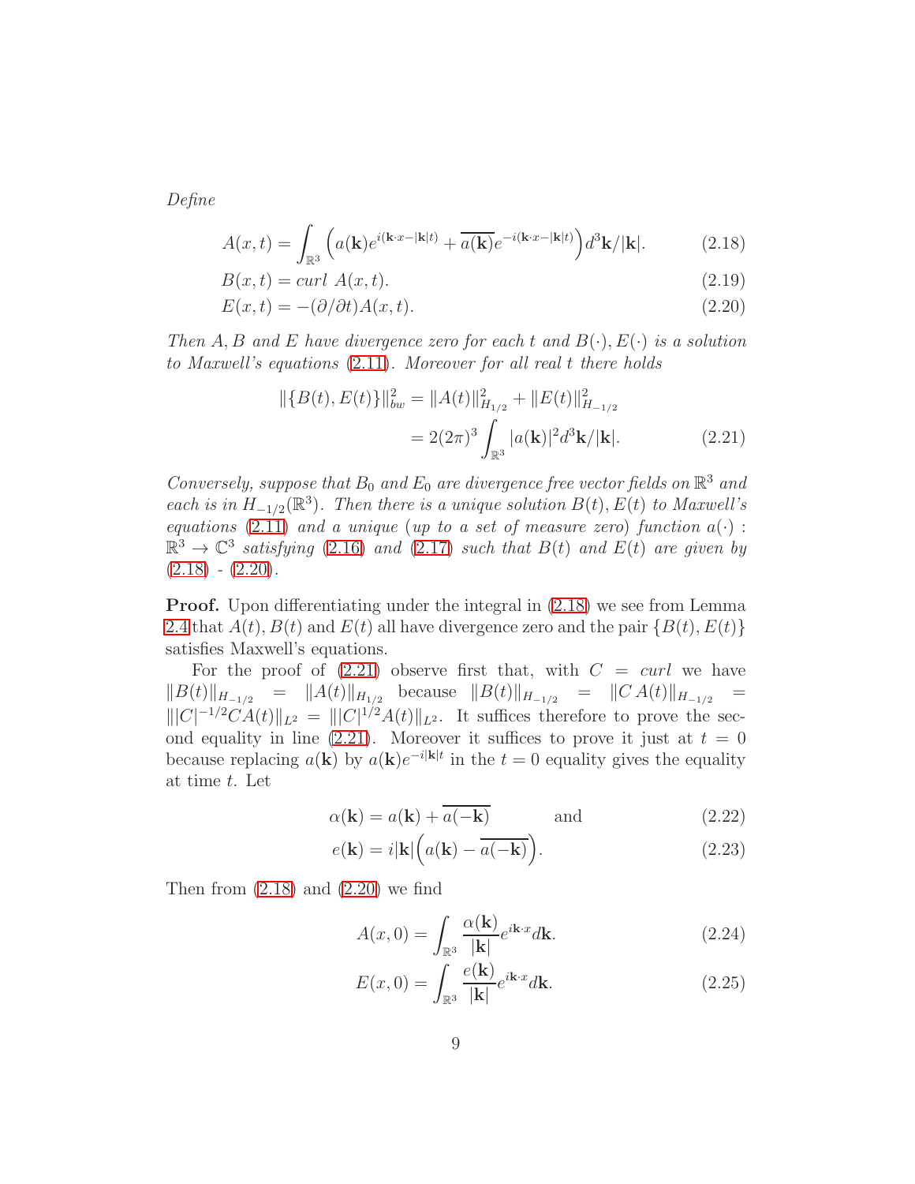*Define*

$$A(x,t) = \int_{\mathbb{R}^3} \Big( a(\mathbf{k}) e^{i(\mathbf{k}\cdot x - |\mathbf{k}|t)} + \overline{a(\mathbf{k})} e^{-i(\mathbf{k}\cdot x - |\mathbf{k}|t)} \Big) d^3\mathbf{k}/|\mathbf{k}|. \tag{2.18}$$

$$B(x,t) = curl\ A(x,t). \tag{2.19}$$

$$E(x,t) = -(\partial/\partial t) A(x,t). \tag{2.20}$$

*Then $A, B$ and $E$ have divergence zero for each $t$ and $B(\cdot), E(\cdot)$ is a solution to Maxwell's equations (2.11). Moreover for all real $t$ there holds*

$$\begin{aligned} \|\{B(t), E(t)\}\|_{bw}^2 &= \|A(t)\|_{H_{1/2}}^2 + \|E(t)\|_{H_{-1/2}}^2 \\ &= 2(2\pi)^3 \int_{\mathbb{R}^3} |a(\mathbf{k})|^2 d^3\mathbf{k}/|\mathbf{k}|. \end{aligned} \tag{2.21}$$

*Conversely, suppose that $B_0$ and $E_0$ are divergence free vector fields on $\mathbb{R}^3$ and each is in $H_{-1/2}(\mathbb{R}^3)$. Then there is a unique solution $B(t), E(t)$ to Maxwell's equations (2.11) and a unique (up to a set of measure zero) function $a(\cdot) : \mathbb{R}^3 \to \mathbb{C}^3$ satisfying (2.16) and (2.17) such that $B(t)$ and $E(t)$ are given by (2.18) - (2.20).*

**Proof.** Upon differentiating under the integral in (2.18) we see from Lemma 2.4 that $A(t), B(t)$ and $E(t)$ all have divergence zero and the pair $\{B(t), E(t)\}$ satisfies Maxwell's equations.

For the proof of (2.21) observe first that, with $C = curl$ we have $\|B(t)\|_{H_{-1/2}} = \|A(t)\|_{H_{1/2}}$ because $\|B(t)\|_{H_{-1/2}} = \|C\,A(t)\|_{H_{-1/2}} = \||C|^{-1/2} C A(t)\|_{L^2} = \||C|^{1/2} A(t)\|_{L^2}$. It suffices therefore to prove the second equality in line (2.21). Moreover it suffices to prove it just at $t = 0$ because replacing $a(\mathbf{k})$ by $a(\mathbf{k})e^{-i|\mathbf{k}|t}$ in the $t = 0$ equality gives the equality at time $t$. Let

$$\alpha(\mathbf{k}) = a(\mathbf{k}) + \overline{a(-\mathbf{k})} \qquad \text{and} \tag{2.22}$$

$$e(\mathbf{k}) = i|\mathbf{k}|\Big( a(\mathbf{k}) - \overline{a(-\mathbf{k})} \Big). \tag{2.23}$$

Then from (2.18) and (2.20) we find

$$A(x,0) = \int_{\mathbb{R}^3} \frac{\alpha(\mathbf{k})}{|\mathbf{k}|} e^{i\mathbf{k}\cdot x} d\mathbf{k}. \tag{2.24}$$

$$E(x,0) = \int_{\mathbb{R}^3} \frac{e(\mathbf{k})}{|\mathbf{k}|} e^{i\mathbf{k}\cdot x} d\mathbf{k}. \tag{2.25}$$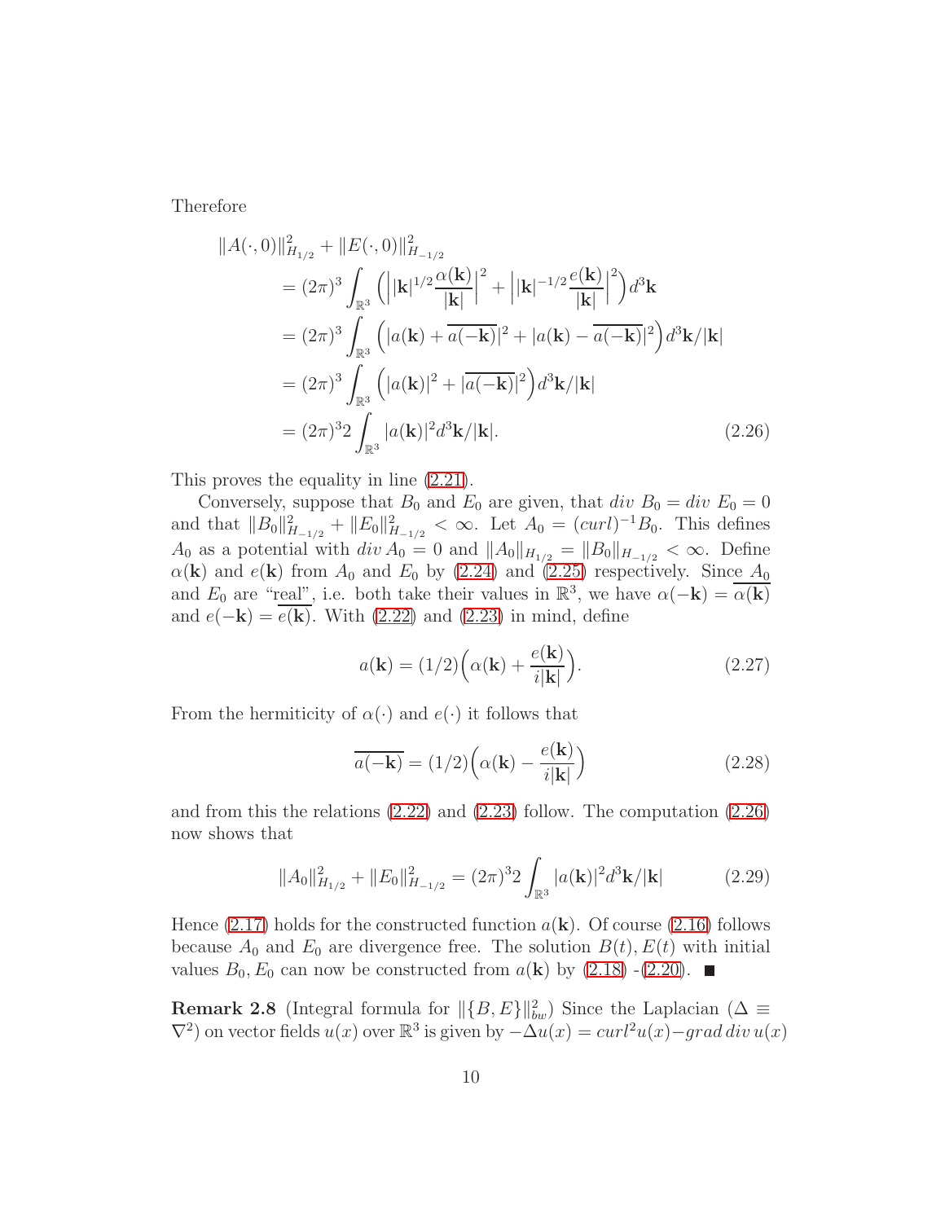Therefore

$$
\begin{aligned}
\|A(\cdot,0)\|^2_{H_{1/2}} &+ \|E(\cdot,0)\|^2_{H_{-1/2}} \\
&= (2\pi)^3 \int_{\mathbb{R}^3} \Big( \Big| |\mathbf{k}|^{1/2} \frac{\alpha(\mathbf{k})}{|\mathbf{k}|} \Big|^2 + \Big| |\mathbf{k}|^{-1/2} \frac{e(\mathbf{k})}{|\mathbf{k}|} \Big|^2 \Big) d^3\mathbf{k} \\
&= (2\pi)^3 \int_{\mathbb{R}^3} \Big( |a(\mathbf{k}) + \overline{a(-\mathbf{k})}|^2 + |a(\mathbf{k}) - \overline{a(-\mathbf{k})}|^2 \Big) d^3\mathbf{k}/|\mathbf{k}| \\
&= (2\pi)^3 \int_{\mathbb{R}^3} \Big( |a(\mathbf{k})|^2 + |\overline{a(-\mathbf{k})}|^2 \Big) d^3\mathbf{k}/|\mathbf{k}| \\
&= (2\pi)^3 2 \int_{\mathbb{R}^3} |a(\mathbf{k})|^2 d^3\mathbf{k}/|\mathbf{k}|. \qquad (2.26)
\end{aligned}
$$

This proves the equality in line (2.21).

Conversely, suppose that $B_0$ and $E_0$ are given, that $div\ B_0 = div\ E_0 = 0$ and that $\|B_0\|^2_{H_{-1/2}} + \|E_0\|^2_{H_{-1/2}} < \infty$. Let $A_0 = (curl)^{-1} B_0$. This defines $A_0$ as a potential with $div\, A_0 = 0$ and $\|A_0\|_{H_{1/2}} = \|B_0\|_{H_{-1/2}} < \infty$. Define $\alpha(\mathbf{k})$ and $e(\mathbf{k})$ from $A_0$ and $E_0$ by (2.24) and (2.25) respectively. Since $A_0$ and $E_0$ are "real", i.e. both take their values in $\mathbb{R}^3$, we have $\alpha(-\mathbf{k}) = \overline{\alpha(\mathbf{k})}$ and $e(-\mathbf{k}) = \overline{e(\mathbf{k})}$. With (2.22) and (2.23) in mind, define

$$
a(\mathbf{k}) = (1/2)\Big( \alpha(\mathbf{k}) + \frac{e(\mathbf{k})}{i|\mathbf{k}|} \Big). \qquad (2.27)
$$

From the hermiticity of $\alpha(\cdot)$ and $e(\cdot)$ it follows that

$$
\overline{a(-\mathbf{k})} = (1/2)\Big( \alpha(\mathbf{k}) - \frac{e(\mathbf{k})}{i|\mathbf{k}|} \Big) \qquad (2.28)
$$

and from this the relations (2.22) and (2.23) follow. The computation (2.26) now shows that

$$
\|A_0\|^2_{H_{1/2}} + \|E_0\|^2_{H_{-1/2}} = (2\pi)^3 2 \int_{\mathbb{R}^3} |a(\mathbf{k})|^2 d^3\mathbf{k}/|\mathbf{k}| \qquad (2.29)
$$

Hence (2.17) holds for the constructed function $a(\mathbf{k})$. Of course (2.16) follows because $A_0$ and $E_0$ are divergence free. The solution $B(t), E(t)$ with initial values $B_0, E_0$ can now be constructed from $a(\mathbf{k})$ by (2.18) -(2.20). ■

**Remark 2.8** (Integral formula for $\|\{B,E\}\|^2_{bw}$) Since the Laplacian ($\Delta \equiv \nabla^2$) on vector fields $u(x)$ over $\mathbb{R}^3$ is given by $-\Delta u(x) = curl^2 u(x) - grad\, div\, u(x)$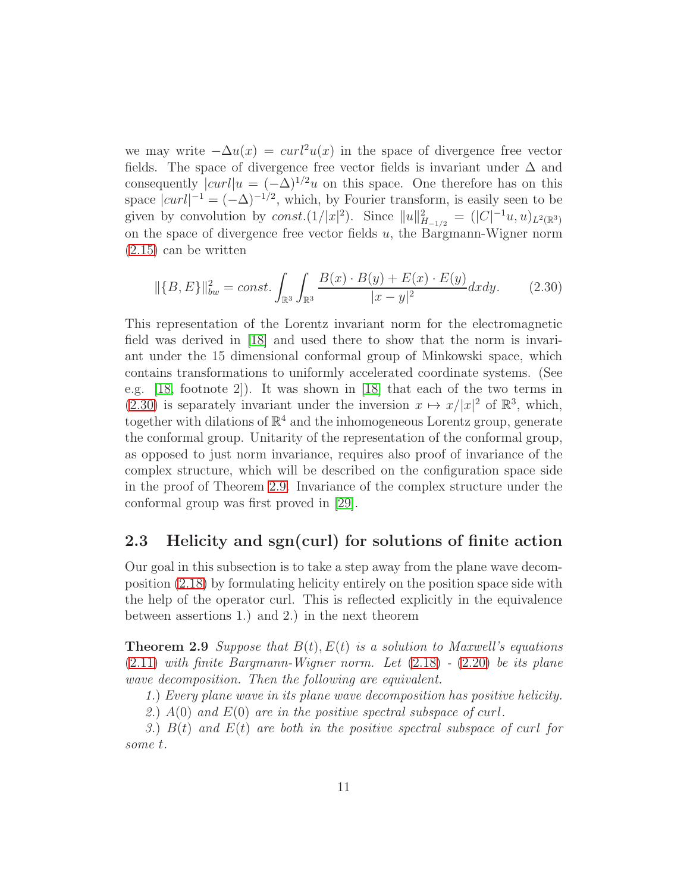we may write $-\Delta u(x) = curl^2 u(x)$ in the space of divergence free vector fields. The space of divergence free vector fields is invariant under $\Delta$ and consequently $|curl|u = (-\Delta)^{1/2}u$ on this space. One therefore has on this space $|curl|^{-1} = (-\Delta)^{-1/2}$, which, by Fourier transform, is easily seen to be given by convolution by $const.(1/|x|^2)$. Since $\|u\|^2_{H_{-1/2}} = (|C|^{-1}u, u)_{L^2(\mathbb{R}^3)}$ on the space of divergence free vector fields $u$, the Bargmann-Wigner norm (2.15) can be written

$$\|\{B, E\}\|^2_{bw} = const. \int_{\mathbb{R}^3}\int_{\mathbb{R}^3} \frac{B(x)\cdot B(y) + E(x)\cdot E(y)}{|x-y|^2} dxdy. \tag{2.30}$$

This representation of the Lorentz invariant norm for the electromagnetic field was derived in [18] and used there to show that the norm is invariant under the 15 dimensional conformal group of Minkowski space, which contains transformations to uniformly accelerated coordinate systems. (See e.g. [18, footnote 2]). It was shown in [18] that each of the two terms in (2.30) is separately invariant under the inversion $x \mapsto x/|x|^2$ of $\mathbb{R}^3$, which, together with dilations of $\mathbb{R}^4$ and the inhomogeneous Lorentz group, generate the conformal group. Unitarity of the representation of the conformal group, as opposed to just norm invariance, requires also proof of invariance of the complex structure, which will be described on the configuration space side in the proof of Theorem 2.9. Invariance of the complex structure under the conformal group was first proved in [29].

## 2.3 Helicity and sgn(curl) for solutions of finite action

Our goal in this subsection is to take a step away from the plane wave decomposition (2.18) by formulating helicity entirely on the position space side with the help of the operator curl. This is reflected explicitly in the equivalence between assertions 1.) and 2.) in the next theorem

**Theorem 2.9** *Suppose that $B(t), E(t)$ is a solution to Maxwell's equations (2.11) with finite Bargmann-Wigner norm. Let (2.18) - (2.20) be its plane wave decomposition. Then the following are equivalent.*

*1.) Every plane wave in its plane wave decomposition has positive helicity.*

*2.) $A(0)$ and $E(0)$ are in the positive spectral subspace of curl.*

*3.) $B(t)$ and $E(t)$ are both in the positive spectral subspace of curl for some $t$.*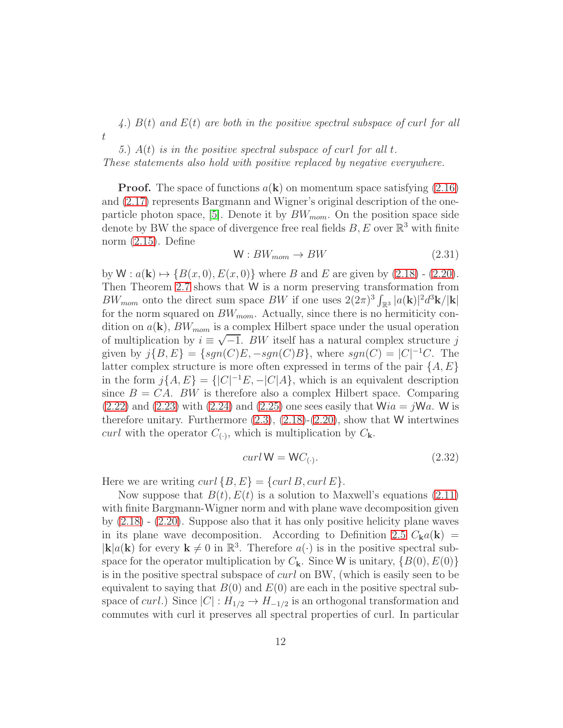*4.) $B(t)$ and $E(t)$ are both in the positive spectral subspace of curl for all $t$*

*5.) $A(t)$ is in the positive spectral subspace of curl for all $t$.*
*These statements also hold with positive replaced by negative everywhere.*

**Proof.** The space of functions $a(\mathbf{k})$ on momentum space satisfying (2.16) and (2.17) represents Bargmann and Wigner's original description of the one-particle photon space, [5]. Denote it by $BW_{mom}$. On the position space side denote by BW the space of divergence free real fields $B, E$ over $\mathbb{R}^3$ with finite norm (2.15). Define

$$\mathsf{W} : BW_{mom} \to BW \tag{2.31}$$

by $\mathsf{W} : a(\mathbf{k}) \mapsto \{B(x, 0), E(x, 0)\}$ where $B$ and $E$ are given by (2.18) - (2.20). Then Theorem 2.7 shows that $\mathsf{W}$ is a norm preserving transformation from $BW_{mom}$ onto the direct sum space $BW$ if one uses $2(2\pi)^3 \int_{\mathbb{R}^3} |a(\mathbf{k})|^2 d^3\mathbf{k}/|\mathbf{k}|$ for the norm squared on $BW_{mom}$. Actually, since there is no hermiticity condition on $a(\mathbf{k})$, $BW_{mom}$ is a complex Hilbert space under the usual operation of multiplication by $i \equiv \sqrt{-1}$. $BW$ itself has a natural complex structure $j$ given by $j\{B, E\} = \{sgn(C)E, -sgn(C)B\}$, where $sgn(C) = |C|^{-1}C$. The latter complex structure is more often expressed in terms of the pair $\{A, E\}$ in the form $j\{A, E\} = \{|C|^{-1}E, -|C|A\}$, which is an equivalent description since $B = CA$. $BW$ is therefore also a complex Hilbert space. Comparing (2.22) and (2.23) with (2.24) and (2.25) one sees easily that $\mathsf{W}ia = j\mathsf{W}a$. $\mathsf{W}$ is therefore unitary. Furthermore (2.3), (2.18)-(2.20), show that $\mathsf{W}$ intertwines *curl* with the operator $C_{(\cdot)}$, which is multiplication by $C_{\mathbf{k}}$.

$$curl\, \mathsf{W} = \mathsf{W} C_{(\cdot)}. \tag{2.32}$$

Here we are writing $curl\, \{B, E\} = \{curl\, B, curl\, E\}$.

Now suppose that $B(t), E(t)$ is a solution to Maxwell's equations (2.11) with finite Bargmann-Wigner norm and with plane wave decomposition given by (2.18) - (2.20). Suppose also that it has only positive helicity plane waves in its plane wave decomposition. According to Definition 2.5 $C_{\mathbf{k}}a(\mathbf{k}) = |\mathbf{k}|a(\mathbf{k})$ for every $\mathbf{k} \neq 0$ in $\mathbb{R}^3$. Therefore $a(\cdot)$ is in the positive spectral subspace for the operator multiplication by $C_{\mathbf{k}}$. Since $\mathsf{W}$ is unitary, $\{B(0), E(0)\}$ is in the positive spectral subspace of *curl* on BW, (which is easily seen to be equivalent to saying that $B(0)$ and $E(0)$ are each in the positive spectral subspace of *curl*.) Since $|C| : H_{1/2} \to H_{-1/2}$ is an orthogonal transformation and commutes with curl it preserves all spectral properties of curl. In particular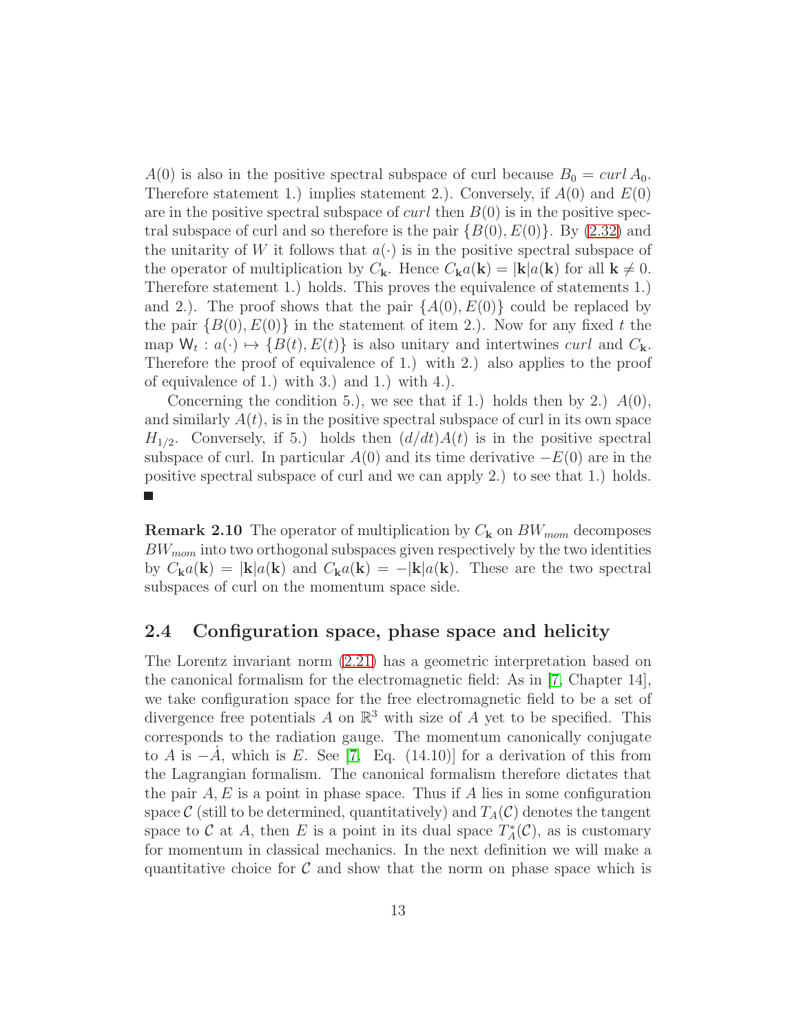$A(0)$ is also in the positive spectral subspace of curl because $B_0 = curl\, A_0$. Therefore statement 1.) implies statement 2.). Conversely, if $A(0)$ and $E(0)$ are in the positive spectral subspace of *curl* then $B(0)$ is in the positive spectral subspace of curl and so therefore is the pair $\{B(0), E(0)\}$. By (2.32) and the unitarity of $W$ it follows that $a(\cdot)$ is in the positive spectral subspace of the operator of multiplication by $C_{\mathbf{k}}$. Hence $C_{\mathbf{k}} a(\mathbf{k}) = |\mathbf{k}| a(\mathbf{k})$ for all $\mathbf{k} \neq 0$. Therefore statement 1.) holds. This proves the equivalence of statements 1.) and 2.). The proof shows that the pair $\{A(0), E(0)\}$ could be replaced by the pair $\{B(0), E(0)\}$ in the statement of item 2.). Now for any fixed $t$ the map $\mathsf{W}_t : a(\cdot) \mapsto \{B(t), E(t)\}$ is also unitary and intertwines *curl* and $C_{\mathbf{k}}$. Therefore the proof of equivalence of 1.) with 2.) also applies to the proof of equivalence of 1.) with 3.) and 1.) with 4.).

Concerning the condition 5.), we see that if 1.) holds then by 2.) $A(0)$, and similarly $A(t)$, is in the positive spectral subspace of curl in its own space $H_{1/2}$. Conversely, if 5.) holds then $(d/dt)A(t)$ is in the positive spectral subspace of curl. In particular $A(0)$ and its time derivative $-E(0)$ are in the positive spectral subspace of curl and we can apply 2.) to see that 1.) holds. ∎

**Remark 2.10** The operator of multiplication by $C_{\mathbf{k}}$ on $BW_{mom}$ decomposes $BW_{mom}$ into two orthogonal subspaces given respectively by the two identities by $C_{\mathbf{k}} a(\mathbf{k}) = |\mathbf{k}| a(\mathbf{k})$ and $C_{\mathbf{k}} a(\mathbf{k}) = -|\mathbf{k}| a(\mathbf{k})$. These are the two spectral subspaces of curl on the momentum space side.

## 2.4 Configuration space, phase space and helicity

The Lorentz invariant norm (2.21) has a geometric interpretation based on the canonical formalism for the electromagnetic field: As in [7, Chapter 14], we take configuration space for the free electromagnetic field to be a set of divergence free potentials $A$ on $\mathbb{R}^3$ with size of $A$ yet to be specified. This corresponds to the radiation gauge. The momentum canonically conjugate to $A$ is $-\dot{A}$, which is $E$. See [7, Eq. (14.10)] for a derivation of this from the Lagrangian formalism. The canonical formalism therefore dictates that the pair $A, E$ is a point in phase space. Thus if $A$ lies in some configuration space $\mathcal{C}$ (still to be determined, quantitatively) and $T_A(\mathcal{C})$ denotes the tangent space to $\mathcal{C}$ at $A$, then $E$ is a point in its dual space $T_A^*(\mathcal{C})$, as is customary for momentum in classical mechanics. In the next definition we will make a quantitative choice for $\mathcal{C}$ and show that the norm on phase space which is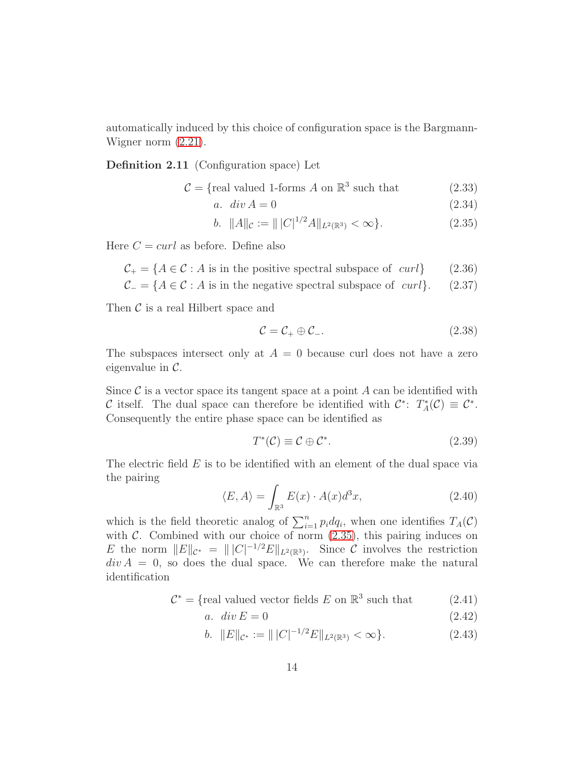automatically induced by this choice of configuration space is the Bargmann-Wigner norm (2.21).

**Definition 2.11** (Configuration space) Let

$$
\begin{aligned}
\mathcal{C} = \{&\text{real valued 1-forms } A \text{ on } \mathbb{R}^3 \text{ such that} &(2.33)\\
&a.\ \ div\, A = 0 &(2.34)\\
&b.\ \ \|A\|_{\mathcal{C}} := \|\, |C|^{1/2} A\|_{L^2(\mathbb{R}^3)} < \infty\}. &(2.35)
\end{aligned}
$$

Here $C = curl$ as before. Define also

$$
\mathcal{C}_+ = \{A \in \mathcal{C} : A \text{ is in the positive spectral subspace of } \ curl\} \qquad (2.36)
$$

$$
\mathcal{C}_- = \{A \in \mathcal{C} : A \text{ is in the negative spectral subspace of } \ curl\}. \qquad (2.37)
$$

Then $\mathcal{C}$ is a real Hilbert space and

$$
\mathcal{C} = \mathcal{C}_+ \oplus \mathcal{C}_-. \qquad (2.38)
$$

The subspaces intersect only at $A = 0$ because curl does not have a zero eigenvalue in $\mathcal{C}$.

Since $\mathcal{C}$ is a vector space its tangent space at a point $A$ can be identified with $\mathcal{C}$ itself. The dual space can therefore be identified with $\mathcal{C}^*$: $T^*_A(\mathcal{C}) \equiv \mathcal{C}^*$. Consequently the entire phase space can be identified as

$$
T^*(\mathcal{C}) \equiv \mathcal{C} \oplus \mathcal{C}^*. \qquad (2.39)
$$

The electric field $E$ is to be identified with an element of the dual space via the pairing

$$
\langle E, A \rangle = \int_{\mathbb{R}^3} E(x) \cdot A(x) d^3x, \qquad (2.40)
$$

which is the field theoretic analog of $\sum_{i=1}^n p_i dq_i$, when one identifies $T_A(\mathcal{C})$ with $\mathcal{C}$. Combined with our choice of norm (2.35), this pairing induces on $E$ the norm $\|E\|_{\mathcal{C}^*} = \|\, |C|^{-1/2} E\|_{L^2(\mathbb{R}^3)}$. Since $\mathcal{C}$ involves the restriction $div\, A = 0$, so does the dual space. We can therefore make the natural identification

$$
\begin{aligned}
\mathcal{C}^* = \{&\text{real valued vector fields } E \text{ on } \mathbb{R}^3 \text{ such that} &(2.41)\\
&a.\ \ div\, E = 0 &(2.42)\\
&b.\ \ \|E\|_{\mathcal{C}^*} := \|\, |C|^{-1/2} E\|_{L^2(\mathbb{R}^3)} < \infty\}. &(2.43)
\end{aligned}
$$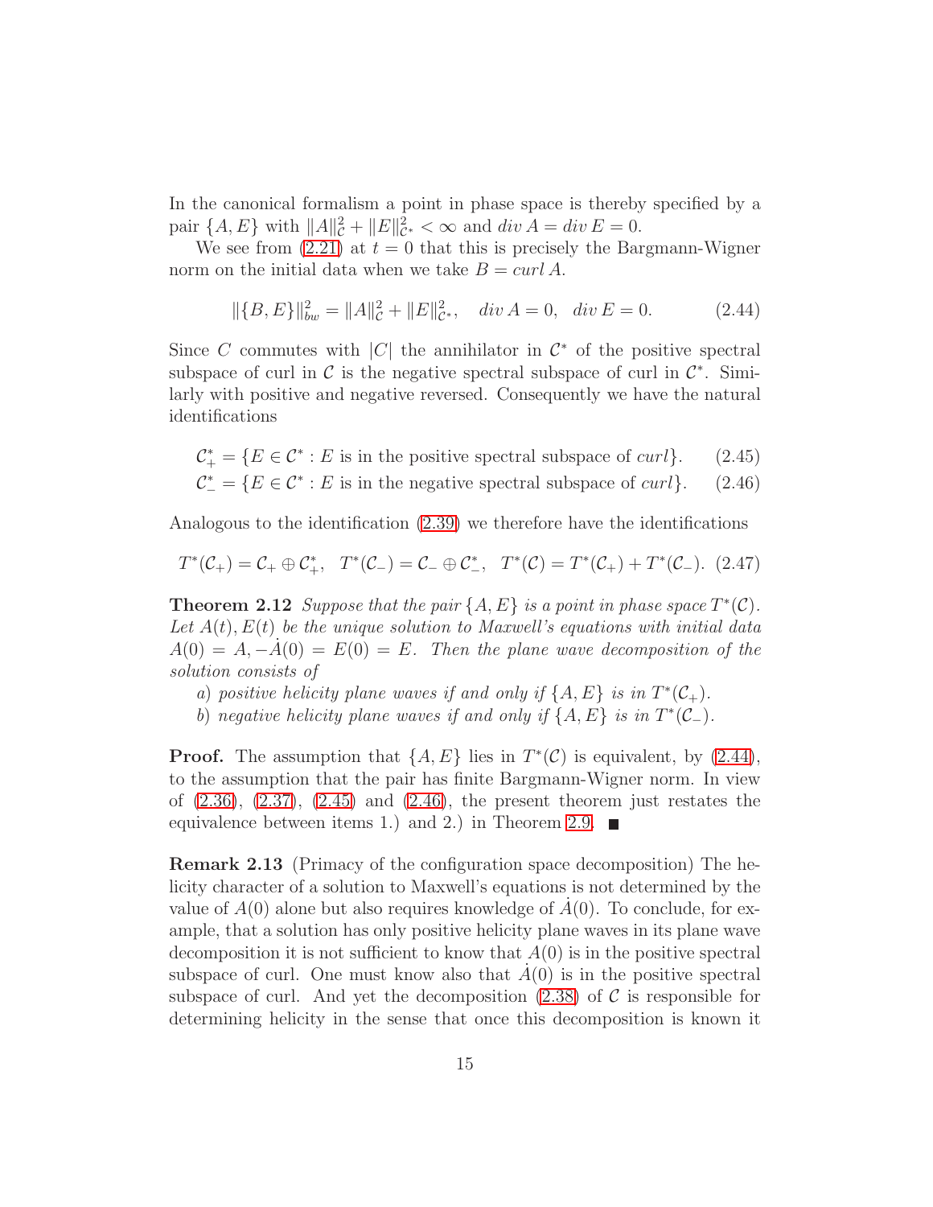In the canonical formalism a point in phase space is thereby specified by a pair $\{A, E\}$ with $\|A\|_{\mathcal{C}}^2 + \|E\|_{\mathcal{C}^*}^2 < \infty$ and $div\, A = div\, E = 0$.

We see from (2.21) at $t = 0$ that this is precisely the Bargmann-Wigner norm on the initial data when we take $B = curl\, A$.

$$\|\{B, E\}\|_{bw}^2 = \|A\|_{\mathcal{C}}^2 + \|E\|_{\mathcal{C}^*}^2, \quad div\, A = 0, \quad div\, E = 0. \tag{2.44}$$

Since $C$ commutes with $|C|$ the annihilator in $\mathcal{C}^*$ of the positive spectral subspace of curl in $\mathcal{C}$ is the negative spectral subspace of curl in $\mathcal{C}^*$. Similarly with positive and negative reversed. Consequently we have the natural identifications

$$\mathcal{C}_+^* = \{E \in \mathcal{C}^* : E \text{ is in the positive spectral subspace of } curl\}. \tag{2.45}$$

$$\mathcal{C}_-^* = \{E \in \mathcal{C}^* : E \text{ is in the negative spectral subspace of } curl\}. \tag{2.46}$$

Analogous to the identification (2.39) we therefore have the identifications

$$T^*(\mathcal{C}_+) = \mathcal{C}_+ \oplus \mathcal{C}_+^*, \quad T^*(\mathcal{C}_-) = \mathcal{C}_- \oplus \mathcal{C}_-^*, \quad T^*(\mathcal{C}) = T^*(\mathcal{C}_+) + T^*(\mathcal{C}_-). \tag{2.47}$$

**Theorem 2.12** *Suppose that the pair $\{A, E\}$ is a point in phase space $T^*(\mathcal{C})$. Let $A(t), E(t)$ be the unique solution to Maxwell's equations with initial data $A(0) = A, -\dot{A}(0) = E(0) = E$. Then the plane wave decomposition of the solution consists of*

*a) positive helicity plane waves if and only if $\{A, E\}$ is in $T^*(\mathcal{C}_+)$.*

*b) negative helicity plane waves if and only if $\{A, E\}$ is in $T^*(\mathcal{C}_-)$.*

**Proof.** The assumption that $\{A, E\}$ lies in $T^*(\mathcal{C})$ is equivalent, by (2.44), to the assumption that the pair has finite Bargmann-Wigner norm. In view of (2.36), (2.37), (2.45) and (2.46), the present theorem just restates the equivalence between items 1.) and 2.) in Theorem 2.9. ∎

**Remark 2.13** (Primacy of the configuration space decomposition) The helicity character of a solution to Maxwell's equations is not determined by the value of $A(0)$ alone but also requires knowledge of $\dot{A}(0)$. To conclude, for example, that a solution has only positive helicity plane waves in its plane wave decomposition it is not sufficient to know that $A(0)$ is in the positive spectral subspace of curl. One must know also that $\dot{A}(0)$ is in the positive spectral subspace of curl. And yet the decomposition (2.38) of $\mathcal{C}$ is responsible for determining helicity in the sense that once this decomposition is known it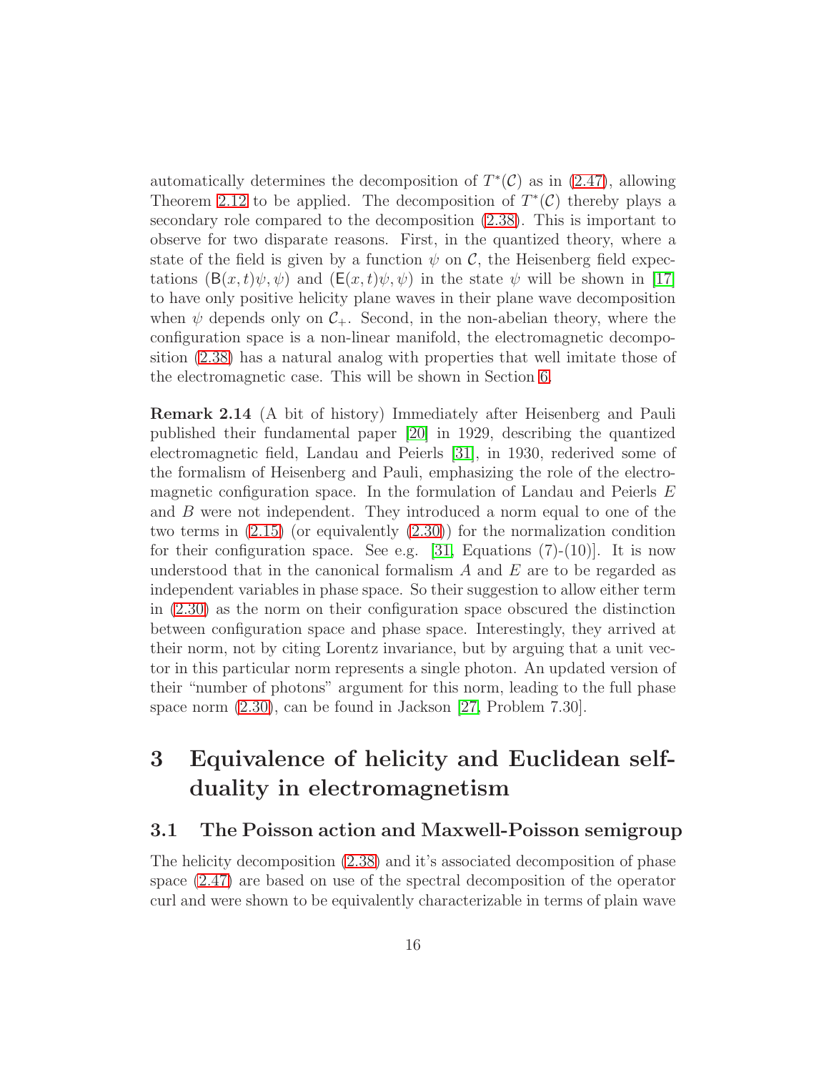automatically determines the decomposition of $T^*(\mathcal{C})$ as in (2.47), allowing Theorem 2.12 to be applied. The decomposition of $T^*(\mathcal{C})$ thereby plays a secondary role compared to the decomposition (2.38). This is important to observe for two disparate reasons. First, in the quantized theory, where a state of the field is given by a function $\psi$ on $\mathcal{C}$, the Heisenberg field expectations $(\mathsf{B}(x,t)\psi, \psi)$ and $(\mathsf{E}(x,t)\psi, \psi)$ in the state $\psi$ will be shown in [17] to have only positive helicity plane waves in their plane wave decomposition when $\psi$ depends only on $\mathcal{C}_+$. Second, in the non-abelian theory, where the configuration space is a non-linear manifold, the electromagnetic decomposition (2.38) has a natural analog with properties that well imitate those of the electromagnetic case. This will be shown in Section 6.

**Remark 2.14** (A bit of history) Immediately after Heisenberg and Pauli published their fundamental paper [20] in 1929, describing the quantized electromagnetic field, Landau and Peierls [31], in 1930, rederived some of the formalism of Heisenberg and Pauli, emphasizing the role of the electromagnetic configuration space. In the formulation of Landau and Peierls $E$ and $B$ were not independent. They introduced a norm equal to one of the two terms in (2.15) (or equivalently (2.30)) for the normalization condition for their configuration space. See e.g. [31, Equations (7)-(10)]. It is now understood that in the canonical formalism $A$ and $E$ are to be regarded as independent variables in phase space. So their suggestion to allow either term in (2.30) as the norm on their configuration space obscured the distinction between configuration space and phase space. Interestingly, they arrived at their norm, not by citing Lorentz invariance, but by arguing that a unit vector in this particular norm represents a single photon. An updated version of their "number of photons" argument for this norm, leading to the full phase space norm (2.30), can be found in Jackson [27, Problem 7.30].

# 3 Equivalence of helicity and Euclidean self-duality in electromagnetism

## 3.1 The Poisson action and Maxwell-Poisson semigroup

The helicity decomposition (2.38) and it's associated decomposition of phase space (2.47) are based on use of the spectral decomposition of the operator curl and were shown to be equivalently characterizable in terms of plain wave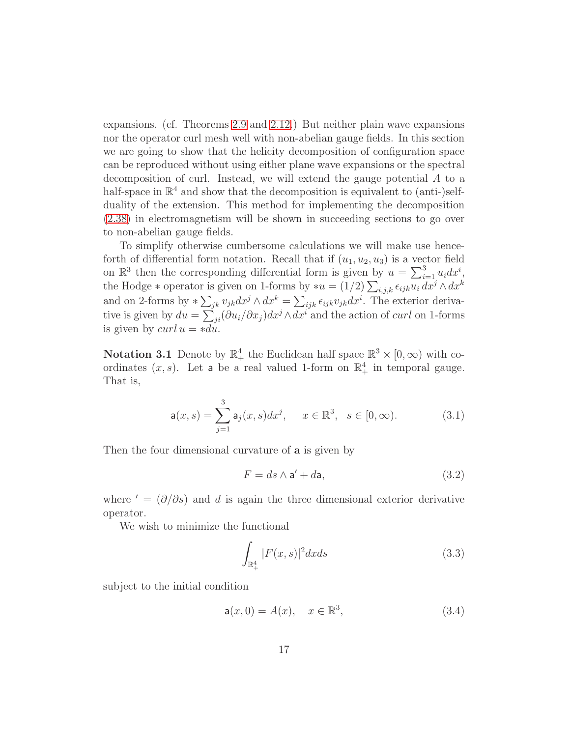expansions. (cf. Theorems 2.9 and 2.12.) But neither plain wave expansions nor the operator curl mesh well with non-abelian gauge fields. In this section we are going to show that the helicity decomposition of configuration space can be reproduced without using either plane wave expansions or the spectral decomposition of curl. Instead, we will extend the gauge potential $A$ to a half-space in $\mathbb{R}^4$ and show that the decomposition is equivalent to (anti-)self-duality of the extension. This method for implementing the decomposition (2.38) in electromagnetism will be shown in succeeding sections to go over to non-abelian gauge fields.

To simplify otherwise cumbersome calculations we will make use henceforth of differential form notation. Recall that if $(u_1, u_2, u_3)$ is a vector field on $\mathbb{R}^3$ then the corresponding differential form is given by $u = \sum_{i=1}^{3} u_i dx^i$, the Hodge $*$ operator is given on 1-forms by $*u = (1/2)\sum_{i,j,k} \epsilon_{ijk} u_i \, dx^j \wedge dx^k$ and on 2-forms by $* \sum_{jk} v_{jk} dx^j \wedge dx^k = \sum_{ijk} \epsilon_{ijk} v_{jk} dx^i$. The exterior derivative is given by $du = \sum_{ji} (\partial u_i / \partial x_j) dx^j \wedge dx^i$ and the action of *curl* on 1-forms is given by $curl\, u = *du$.

**Notation 3.1** Denote by $\mathbb{R}^4_+$ the Euclidean half space $\mathbb{R}^3 \times [0, \infty)$ with coordinates $(x, s)$. Let $\mathsf{a}$ be a real valued 1-form on $\mathbb{R}^4_+$ in temporal gauge. That is,

$$\mathsf{a}(x, s) = \sum_{j=1}^{3} \mathsf{a}_j(x, s) dx^j, \quad x \in \mathbb{R}^3, \quad s \in [0, \infty). \tag{3.1}$$

Then the four dimensional curvature of $\mathbf{a}$ is given by

$$F = ds \wedge \mathsf{a}' + d\mathsf{a}, \tag{3.2}$$

where $' = (\partial/\partial s)$ and $d$ is again the three dimensional exterior derivative operator.

We wish to minimize the functional

$$\int_{\mathbb{R}^4_+} |F(x, s)|^2 dx ds \tag{3.3}$$

subject to the initial condition

$$\mathsf{a}(x, 0) = A(x), \quad x \in \mathbb{R}^3, \tag{3.4}$$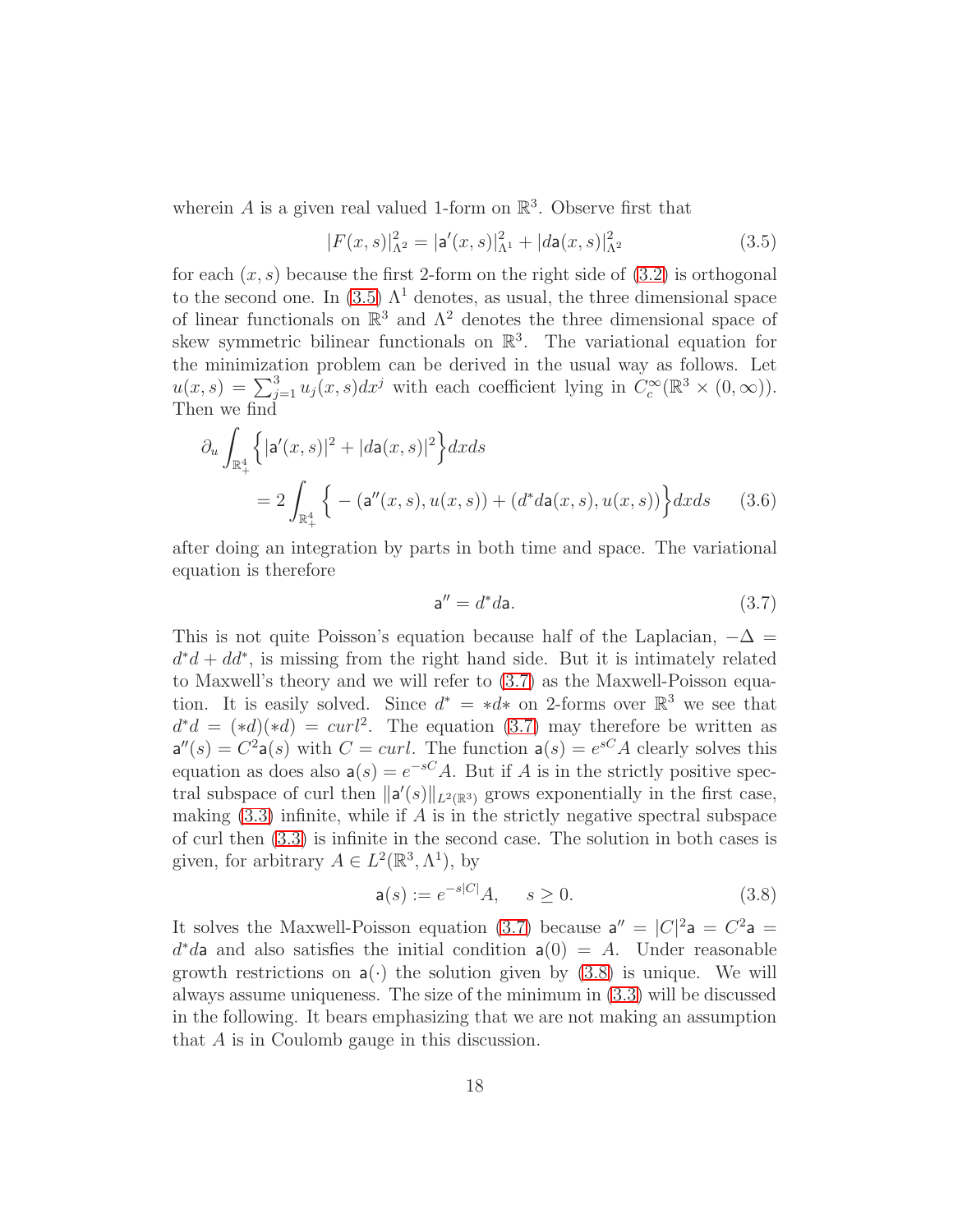wherein $A$ is a given real valued 1-form on $\mathbb{R}^3$. Observe first that

$$|F(x,s)|^2_{\Lambda^2} = |\mathsf{a}'(x,s)|^2_{\Lambda^1} + |d\mathsf{a}(x,s)|^2_{\Lambda^2} \tag{3.5}$$

for each $(x,s)$ because the first 2-form on the right side of (3.2) is orthogonal to the second one. In (3.5) $\Lambda^1$ denotes, as usual, the three dimensional space of linear functionals on $\mathbb{R}^3$ and $\Lambda^2$ denotes the three dimensional space of skew symmetric bilinear functionals on $\mathbb{R}^3$. The variational equation for the minimization problem can be derived in the usual way as follows. Let $u(x,s) = \sum_{j=1}^3 u_j(x,s)dx^j$ with each coefficient lying in $C_c^\infty(\mathbb{R}^3 \times (0,\infty))$. Then we find

$$\begin{aligned}
\partial_u \int_{\mathbb{R}^4_+} \Big\{ |\mathsf{a}'(x,s)|^2 + |d\mathsf{a}(x,s)|^2 \Big\} dxds \\
= 2\int_{\mathbb{R}^4_+} \Big\{ -(\mathsf{a}''(x,s), u(x,s)) + (d^*d\mathsf{a}(x,s), u(x,s)) \Big\} dxds
\end{aligned} \tag{3.6}$$

after doing an integration by parts in both time and space. The variational equation is therefore

$$\mathsf{a}'' = d^*d\mathsf{a}. \tag{3.7}$$

This is not quite Poisson's equation because half of the Laplacian, $-\Delta = d^*d + dd^*$, is missing from the right hand side. But it is intimately related to Maxwell's theory and we will refer to (3.7) as the Maxwell-Poisson equation. It is easily solved. Since $d^* = *d*$ on 2-forms over $\mathbb{R}^3$ we see that $d^*d = (*d)(*d) = curl^2$. The equation (3.7) may therefore be written as $\mathsf{a}''(s) = C^2\mathsf{a}(s)$ with $C = curl$. The function $\mathsf{a}(s) = e^{sC}A$ clearly solves this equation as does also $\mathsf{a}(s) = e^{-sC}A$. But if $A$ is in the strictly positive spectral subspace of curl then $\|\mathsf{a}'(s)\|_{L^2(\mathbb{R}^3)}$ grows exponentially in the first case, making (3.3) infinite, while if $A$ is in the strictly negative spectral subspace of curl then (3.3) is infinite in the second case. The solution in both cases is given, for arbitrary $A \in L^2(\mathbb{R}^3, \Lambda^1)$, by

$$\mathsf{a}(s) := e^{-s|C|}A, \quad s \geq 0. \tag{3.8}$$

It solves the Maxwell-Poisson equation (3.7) because $\mathsf{a}'' = |C|^2\mathsf{a} = C^2\mathsf{a} = d^*d\mathsf{a}$ and also satisfies the initial condition $\mathsf{a}(0) = A$. Under reasonable growth restrictions on $\mathsf{a}(\cdot)$ the solution given by (3.8) is unique. We will always assume uniqueness. The size of the minimum in (3.3) will be discussed in the following. It bears emphasizing that we are not making an assumption that $A$ is in Coulomb gauge in this discussion.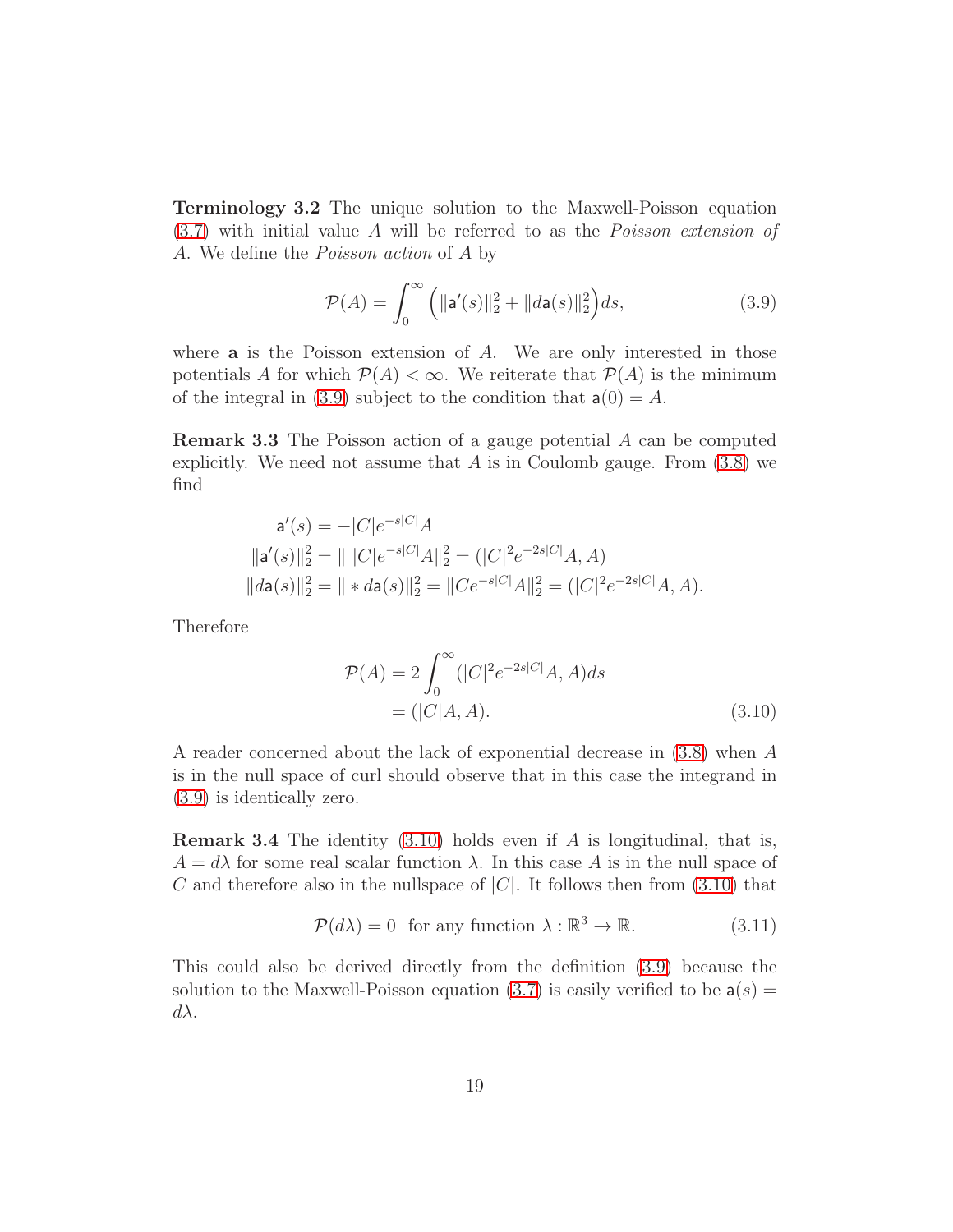**Terminology 3.2** The unique solution to the Maxwell-Poisson equation (3.7) with initial value $A$ will be referred to as the *Poisson extension of A*. We define the *Poisson action* of $A$ by

$$\mathcal{P}(A) = \int_0^\infty \Big( \|\mathsf{a}'(s)\|_2^2 + \|d\mathsf{a}(s)\|_2^2 \Big) ds, \tag{3.9}$$

where $\mathbf{a}$ is the Poisson extension of $A$. We are only interested in those potentials $A$ for which $\mathcal{P}(A) < \infty$. We reiterate that $\mathcal{P}(A)$ is the minimum of the integral in (3.9) subject to the condition that $\mathsf{a}(0) = A$.

**Remark 3.3** The Poisson action of a gauge potential $A$ can be computed explicitly. We need not assume that $A$ is in Coulomb gauge. From (3.8) we find

$$\begin{aligned}
\mathsf{a}'(s) &= -|C| e^{-s|C|} A \\
\|\mathsf{a}'(s)\|_2^2 &= \| \, |C| e^{-s|C|} A \|_2^2 = (|C|^2 e^{-2s|C|} A, A) \\
\|d\mathsf{a}(s)\|_2^2 &= \| * d\mathsf{a}(s)\|_2^2 = \|C e^{-s|C|} A\|_2^2 = (|C|^2 e^{-2s|C|} A, A).
\end{aligned}$$

Therefore

$$\begin{aligned}
\mathcal{P}(A) &= 2 \int_0^\infty (|C|^2 e^{-2s|C|} A, A) ds \\
&= (|C| A, A).
\end{aligned} \tag{3.10}$$

A reader concerned about the lack of exponential decrease in (3.8) when $A$ is in the null space of curl should observe that in this case the integrand in (3.9) is identically zero.

**Remark 3.4** The identity (3.10) holds even if $A$ is longitudinal, that is, $A = d\lambda$ for some real scalar function $\lambda$. In this case $A$ is in the null space of $C$ and therefore also in the nullspace of $|C|$. It follows then from (3.10) that

$$\mathcal{P}(d\lambda) = 0 \quad \text{for any function } \lambda : \mathbb{R}^3 \to \mathbb{R}. \tag{3.11}$$

This could also be derived directly from the definition (3.9) because the solution to the Maxwell-Poisson equation (3.7) is easily verified to be $\mathsf{a}(s) = d\lambda$.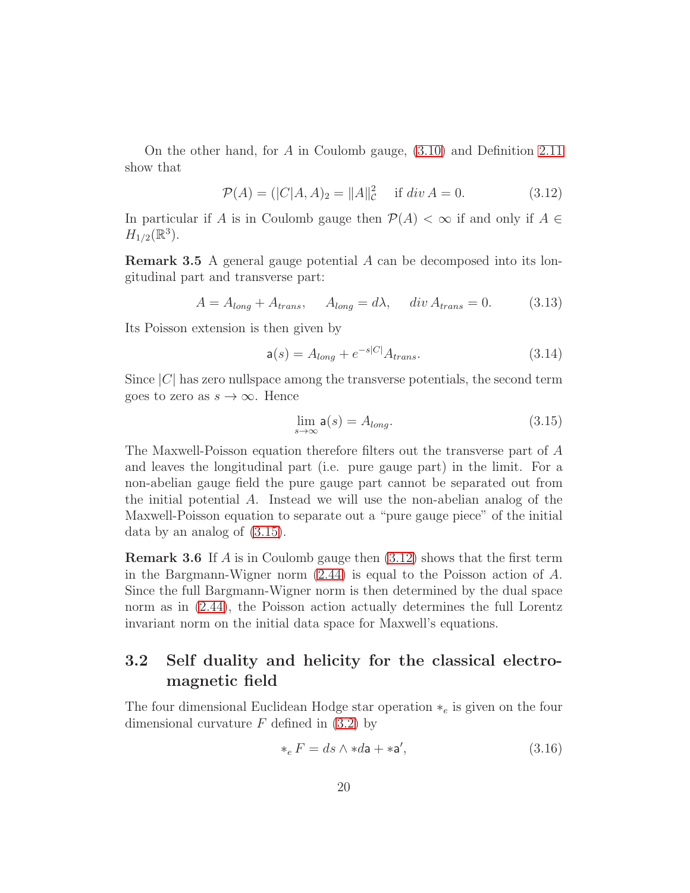On the other hand, for $A$ in Coulomb gauge, (3.10) and Definition 2.11 show that

$$\mathcal{P}(A) = (|C|A, A)_2 = \|A\|_{\mathcal{C}}^2 \quad \text{if } div\, A = 0. \tag{3.12}$$

In particular if $A$ is in Coulomb gauge then $\mathcal{P}(A) < \infty$ if and only if $A \in H_{1/2}(\mathbb{R}^3)$.

**Remark 3.5** A general gauge potential $A$ can be decomposed into its longitudinal part and transverse part:

$$A = A_{long} + A_{trans}, \quad A_{long} = d\lambda, \quad div\, A_{trans} = 0. \tag{3.13}$$

Its Poisson extension is then given by

$$\mathsf{a}(s) = A_{long} + e^{-s|C|}A_{trans}. \tag{3.14}$$

Since $|C|$ has zero nullspace among the transverse potentials, the second term goes to zero as $s \to \infty$. Hence

$$\lim_{s\to\infty} \mathsf{a}(s) = A_{long}. \tag{3.15}$$

The Maxwell-Poisson equation therefore filters out the transverse part of $A$ and leaves the longitudinal part (i.e. pure gauge part) in the limit. For a non-abelian gauge field the pure gauge part cannot be separated out from the initial potential $A$. Instead we will use the non-abelian analog of the Maxwell-Poisson equation to separate out a "pure gauge piece" of the initial data by an analog of (3.15).

**Remark 3.6** If $A$ is in Coulomb gauge then (3.12) shows that the first term in the Bargmann-Wigner norm (2.44) is equal to the Poisson action of $A$. Since the full Bargmann-Wigner norm is then determined by the dual space norm as in (2.44), the Poisson action actually determines the full Lorentz invariant norm on the initial data space for Maxwell's equations.

## 3.2 Self duality and helicity for the classical electromagnetic field

The four dimensional Euclidean Hodge star operation $*_e$ is given on the four dimensional curvature $F$ defined in (3.2) by

$$*_e F = ds \wedge *d\mathsf{a} + *\mathsf{a}', \tag{3.16}$$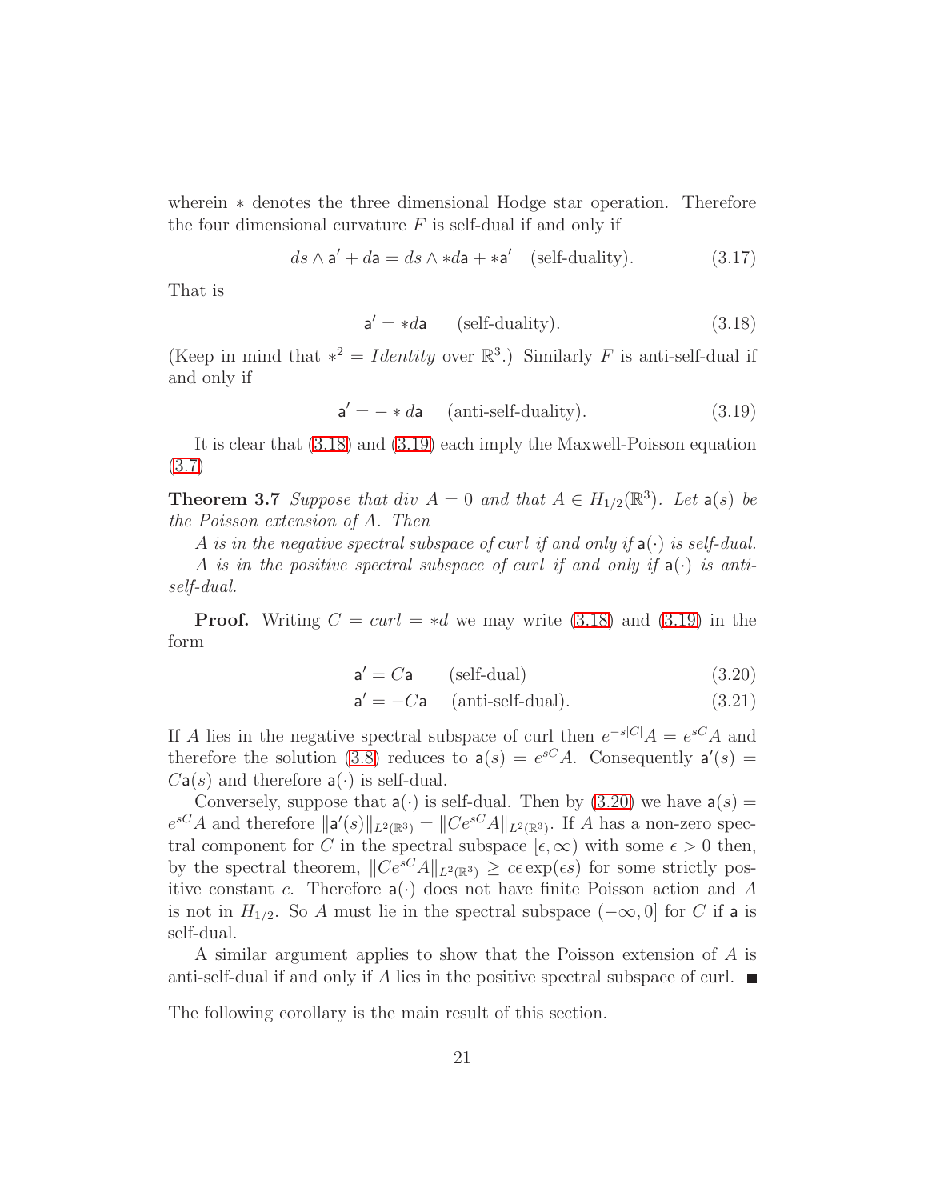wherein $*$ denotes the three dimensional Hodge star operation. Therefore the four dimensional curvature $F$ is self-dual if and only if

$$ds \wedge \mathsf{a}' + d\mathsf{a} = ds \wedge *d\mathsf{a} + *\mathsf{a}' \quad \text{(self-duality)}. \tag{3.17}$$

That is

$$\mathsf{a}' = *d\mathsf{a} \qquad \text{(self-duality)}. \tag{3.18}$$

(Keep in mind that $*^2 = Identity$ over $\mathbb{R}^3$.) Similarly $F$ is anti-self-dual if and only if

$$\mathsf{a}' = - * d\mathsf{a} \quad \text{(anti-self-duality)}. \tag{3.19}$$

It is clear that (3.18) and (3.19) each imply the Maxwell-Poisson equation (3.7)

**Theorem 3.7** *Suppose that div $A = 0$ and that $A \in H_{1/2}(\mathbb{R}^3)$. Let $\mathsf{a}(s)$ be the Poisson extension of $A$. Then*

*$A$ is in the negative spectral subspace of curl if and only if $\mathsf{a}(\cdot)$ is self-dual.*

*$A$ is in the positive spectral subspace of curl if and only if $\mathsf{a}(\cdot)$ is anti-self-dual.*

**Proof.** Writing $C = curl = *d$ we may write (3.18) and (3.19) in the form

$$\mathsf{a}' = C\mathsf{a} \qquad \text{(self-dual)} \tag{3.20}$$

$$\mathsf{a}' = -C\mathsf{a} \quad \text{(anti-self-dual)}. \tag{3.21}$$

If $A$ lies in the negative spectral subspace of curl then $e^{-s|C|}A = e^{sC}A$ and therefore the solution (3.8) reduces to $\mathsf{a}(s) = e^{sC}A$. Consequently $\mathsf{a}'(s) = C\mathsf{a}(s)$ and therefore $\mathsf{a}(\cdot)$ is self-dual.

Conversely, suppose that $\mathsf{a}(\cdot)$ is self-dual. Then by (3.20) we have $\mathsf{a}(s) = e^{sC}A$ and therefore $\|\mathsf{a}'(s)\|_{L^2(\mathbb{R}^3)} = \|Ce^{sC}A\|_{L^2(\mathbb{R}^3)}$. If $A$ has a non-zero spectral component for $C$ in the spectral subspace $[\epsilon, \infty)$ with some $\epsilon > 0$ then, by the spectral theorem, $\|Ce^{sC}A\|_{L^2(\mathbb{R}^3)} \geq c\epsilon \exp(\epsilon s)$ for some strictly positive constant $c$. Therefore $\mathsf{a}(\cdot)$ does not have finite Poisson action and $A$ is not in $H_{1/2}$. So $A$ must lie in the spectral subspace $(-\infty, 0]$ for $C$ if $\mathsf{a}$ is self-dual.

A similar argument applies to show that the Poisson extension of $A$ is anti-self-dual if and only if $A$ lies in the positive spectral subspace of curl. ∎

The following corollary is the main result of this section.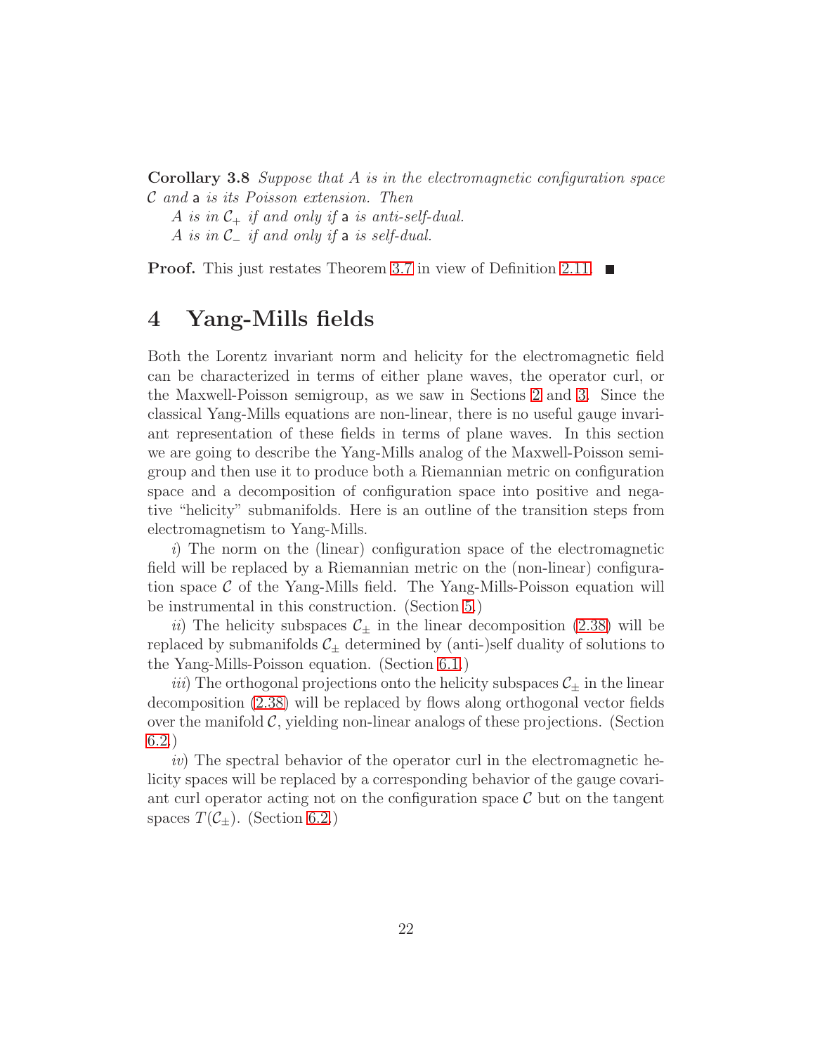**Corollary 3.8** *Suppose that $A$ is in the electromagnetic configuration space $\mathcal{C}$ and $\mathsf{a}$ is its Poisson extension. Then*

*$A$ is in $\mathcal{C}_+$ if and only if $\mathsf{a}$ is anti-self-dual.*

*$A$ is in $\mathcal{C}_-$ if and only if $\mathsf{a}$ is self-dual.*

**Proof.** This just restates Theorem 3.7 in view of Definition 2.11. ■

# 4 Yang-Mills fields

Both the Lorentz invariant norm and helicity for the electromagnetic field can be characterized in terms of either plane waves, the operator curl, or the Maxwell-Poisson semigroup, as we saw in Sections 2 and 3. Since the classical Yang-Mills equations are non-linear, there is no useful gauge invariant representation of these fields in terms of plane waves. In this section we are going to describe the Yang-Mills analog of the Maxwell-Poisson semigroup and then use it to produce both a Riemannian metric on configuration space and a decomposition of configuration space into positive and negative "helicity" submanifolds. Here is an outline of the transition steps from electromagnetism to Yang-Mills.

*i*) The norm on the (linear) configuration space of the electromagnetic field will be replaced by a Riemannian metric on the (non-linear) configuration space $\mathcal{C}$ of the Yang-Mills field. The Yang-Mills-Poisson equation will be instrumental in this construction. (Section 5.)

*ii*) The helicity subspaces $\mathcal{C}_\pm$ in the linear decomposition (2.38) will be replaced by submanifolds $\mathcal{C}_\pm$ determined by (anti-)self duality of solutions to the Yang-Mills-Poisson equation. (Section 6.1.)

*iii*) The orthogonal projections onto the helicity subspaces $\mathcal{C}_\pm$ in the linear decomposition (2.38) will be replaced by flows along orthogonal vector fields over the manifold $\mathcal{C}$, yielding non-linear analogs of these projections. (Section 6.2.)

*iv*) The spectral behavior of the operator curl in the electromagnetic helicity spaces will be replaced by a corresponding behavior of the gauge covariant curl operator acting not on the configuration space $\mathcal{C}$ but on the tangent spaces $T(\mathcal{C}_\pm)$. (Section 6.2.)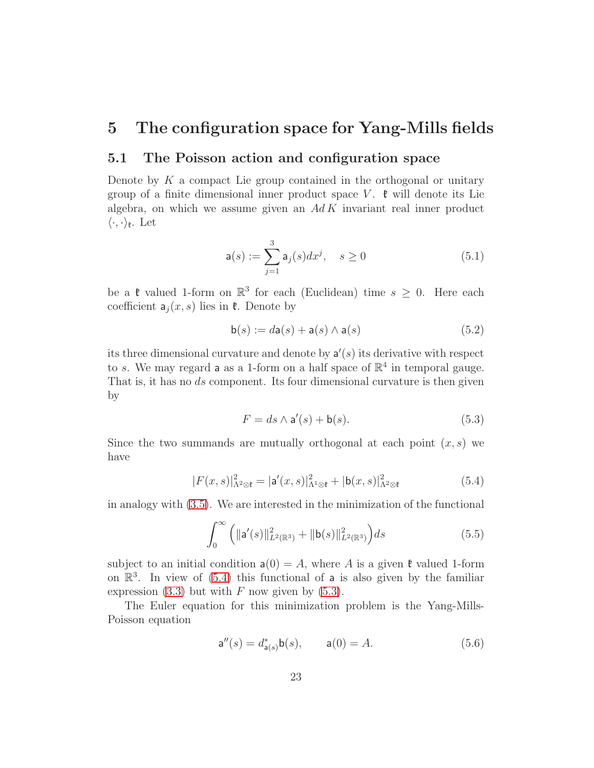# 5 The configuration space for Yang-Mills fields

## 5.1 The Poisson action and configuration space

Denote by $K$ a compact Lie group contained in the orthogonal or unitary group of a finite dimensional inner product space $V$. $\mathfrak{k}$ will denote its Lie algebra, on which we assume given an $Ad\,K$ invariant real inner product $\langle \cdot, \cdot \rangle_{\mathfrak{k}}$. Let

$$\mathsf{a}(s) := \sum_{j=1}^{3} \mathsf{a}_j(s) dx^j, \quad s \geq 0 \tag{5.1}$$

be a $\mathfrak{k}$ valued 1-form on $\mathbb{R}^3$ for each (Euclidean) time $s \geq 0$. Here each coefficient $\mathsf{a}_j(x, s)$ lies in $\mathfrak{k}$. Denote by

$$\mathsf{b}(s) := d\mathsf{a}(s) + \mathsf{a}(s) \wedge \mathsf{a}(s) \tag{5.2}$$

its three dimensional curvature and denote by $\mathsf{a}'(s)$ its derivative with respect to $s$. We may regard $\mathsf{a}$ as a 1-form on a half space of $\mathbb{R}^4$ in temporal gauge. That is, it has no $ds$ component. Its four dimensional curvature is then given by

$$F = ds \wedge \mathsf{a}'(s) + \mathsf{b}(s). \tag{5.3}$$

Since the two summands are mutually orthogonal at each point $(x, s)$ we have

$$|F(x, s)|^2_{\Lambda^2 \otimes \mathfrak{k}} = |\mathsf{a}'(x, s)|^2_{\Lambda^1 \otimes \mathfrak{k}} + |\mathsf{b}(x, s)|^2_{\Lambda^2 \otimes \mathfrak{k}} \tag{5.4}$$

in analogy with (3.5). We are interested in the minimization of the functional

$$\int_0^\infty \Big( \|\mathsf{a}'(s)\|^2_{L^2(\mathbb{R}^3)} + \|\mathsf{b}(s)\|^2_{L^2(\mathbb{R}^3)} \Big) ds \tag{5.5}$$

subject to an initial condition $\mathsf{a}(0) = A$, where $A$ is a given $\mathfrak{k}$ valued 1-form on $\mathbb{R}^3$. In view of (5.4) this functional of $\mathsf{a}$ is also given by the familiar expression (3.3) but with $F$ now given by (5.3).

The Euler equation for this minimization problem is the Yang-Mills-Poisson equation

$$\mathsf{a}''(s) = d^*_{\mathsf{a}(s)} \mathsf{b}(s), \qquad \mathsf{a}(0) = A. \tag{5.6}$$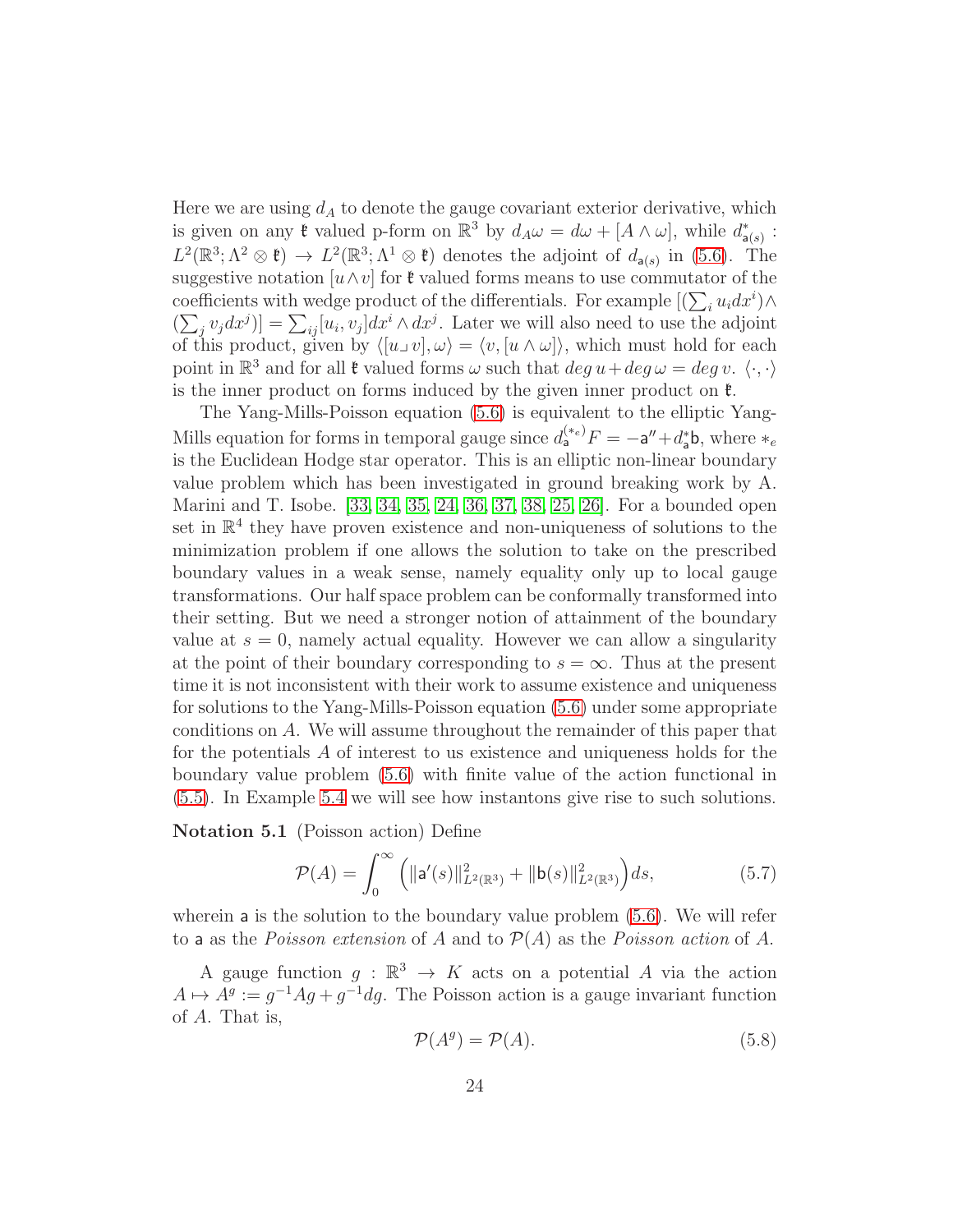Here we are using $d_A$ to denote the gauge covariant exterior derivative, which is given on any $\mathfrak{k}$ valued p-form on $\mathbb{R}^3$ by $d_A\omega = d\omega + [A \wedge \omega]$, while $d^*_{\mathsf{a}(s)} : L^2(\mathbb{R}^3; \Lambda^2 \otimes \mathfrak{k}) \to L^2(\mathbb{R}^3; \Lambda^1 \otimes \mathfrak{k})$ denotes the adjoint of $d_{\mathsf{a}(s)}$ in (5.6). The suggestive notation $[u \wedge v]$ for $\mathfrak{k}$ valued forms means to use commutator of the coefficients with wedge product of the differentials. For example $[(\sum_i u_i dx^i) \wedge (\sum_j v_j dx^j)] = \sum_{ij} [u_i, v_j] dx^i \wedge dx^j$. Later we will also need to use the adjoint of this product, given by $\langle [u \lrcorner v], \omega \rangle = \langle v, [u \wedge \omega] \rangle$, which must hold for each point in $\mathbb{R}^3$ and for all $\mathfrak{k}$ valued forms $\omega$ such that $deg\, u + deg\, \omega = deg\, v$. $\langle \cdot, \cdot \rangle$ is the inner product on forms induced by the given inner product on $\mathfrak{k}$.

The Yang-Mills-Poisson equation (5.6) is equivalent to the elliptic Yang-Mills equation for forms in temporal gauge since $d^{(*_e)}_{\mathsf{a}} F = -\mathsf{a}'' + d^*_{\mathsf{a}} \mathsf{b}$, where $*_e$ is the Euclidean Hodge star operator. This is an elliptic non-linear boundary value problem which has been investigated in ground breaking work by A. Marini and T. Isobe. [33, 34, 35, 24, 36, 37, 38, 25, 26]. For a bounded open set in $\mathbb{R}^4$ they have proven existence and non-uniqueness of solutions to the minimization problem if one allows the solution to take on the prescribed boundary values in a weak sense, namely equality only up to local gauge transformations. Our half space problem can be conformally transformed into their setting. But we need a stronger notion of attainment of the boundary value at $s = 0$, namely actual equality. However we can allow a singularity at the point of their boundary corresponding to $s = \infty$. Thus at the present time it is not inconsistent with their work to assume existence and uniqueness for solutions to the Yang-Mills-Poisson equation (5.6) under some appropriate conditions on $A$. We will assume throughout the remainder of this paper that for the potentials $A$ of interest to us existence and uniqueness holds for the boundary value problem (5.6) with finite value of the action functional in (5.5). In Example 5.4 we will see how instantons give rise to such solutions.

**Notation 5.1** (Poisson action) Define

$$\mathcal{P}(A) = \int_0^\infty \Big( \|\mathsf{a}'(s)\|^2_{L^2(\mathbb{R}^3)} + \|\mathsf{b}(s)\|^2_{L^2(\mathbb{R}^3)} \Big) ds, \tag{5.7}$$

wherein $\mathsf{a}$ is the solution to the boundary value problem (5.6). We will refer to $\mathsf{a}$ as the *Poisson extension* of $A$ and to $\mathcal{P}(A)$ as the *Poisson action* of $A$.

A gauge function $g : \mathbb{R}^3 \to K$ acts on a potential $A$ via the action $A \mapsto A^g := g^{-1}Ag + g^{-1}dg$. The Poisson action is a gauge invariant function of $A$. That is,

$$\mathcal{P}(A^g) = \mathcal{P}(A). \tag{5.8}$$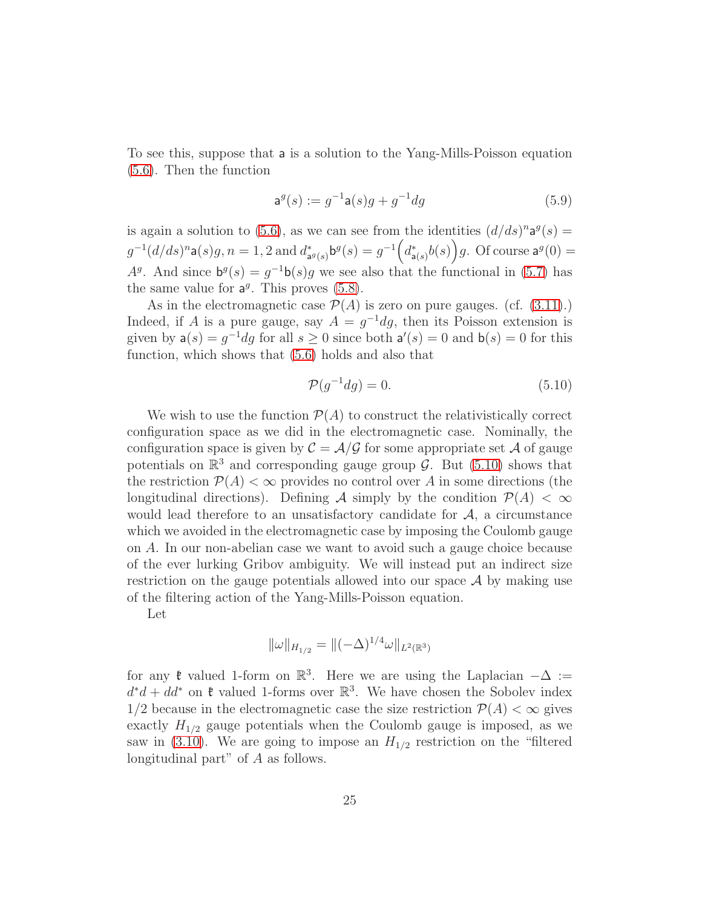To see this, suppose that $\mathsf{a}$ is a solution to the Yang-Mills-Poisson equation (5.6). Then the function

$$\mathsf{a}^g(s) := g^{-1}\mathsf{a}(s)g + g^{-1}dg \tag{5.9}$$

is again a solution to (5.6), as we can see from the identities $(d/ds)^n \mathsf{a}^g(s) = g^{-1}(d/ds)^n \mathsf{a}(s)g, n = 1, 2$ and $d^*_{\mathsf{a}^g(s)} \mathsf{b}^g(s) = g^{-1}\Big(d^*_{\mathsf{a}(s)} b(s)\Big)g$. Of course $\mathsf{a}^g(0) = A^g$. And since $\mathsf{b}^g(s) = g^{-1}\mathsf{b}(s)g$ we see also that the functional in (5.7) has the same value for $\mathsf{a}^g$. This proves (5.8).

As in the electromagnetic case $\mathcal{P}(A)$ is zero on pure gauges. (cf. (3.11).) Indeed, if $A$ is a pure gauge, say $A = g^{-1}dg$, then its Poisson extension is given by $\mathsf{a}(s) = g^{-1}dg$ for all $s \ge 0$ since both $\mathsf{a}'(s) = 0$ and $\mathsf{b}(s) = 0$ for this function, which shows that (5.6) holds and also that

$$\mathcal{P}(g^{-1}dg) = 0. \tag{5.10}$$

We wish to use the function $\mathcal{P}(A)$ to construct the relativistically correct configuration space as we did in the electromagnetic case. Nominally, the configuration space is given by $\mathcal{C} = \mathcal{A}/\mathcal{G}$ for some appropriate set $\mathcal{A}$ of gauge potentials on $\mathbb{R}^3$ and corresponding gauge group $\mathcal{G}$. But (5.10) shows that the restriction $\mathcal{P}(A) < \infty$ provides no control over $A$ in some directions (the longitudinal directions). Defining $\mathcal{A}$ simply by the condition $\mathcal{P}(A) < \infty$ would lead therefore to an unsatisfactory candidate for $\mathcal{A}$, a circumstance which we avoided in the electromagnetic case by imposing the Coulomb gauge on $A$. In our non-abelian case we want to avoid such a gauge choice because of the ever lurking Gribov ambiguity. We will instead put an indirect size restriction on the gauge potentials allowed into our space $\mathcal{A}$ by making use of the filtering action of the Yang-Mills-Poisson equation.

Let

$$\|\omega\|_{H_{1/2}} = \|(-\Delta)^{1/4}\omega\|_{L^2(\mathbb{R}^3)}$$

for any $\mathfrak{k}$ valued 1-form on $\mathbb{R}^3$. Here we are using the Laplacian $-\Delta := d^*d + dd^*$ on $\mathfrak{k}$ valued 1-forms over $\mathbb{R}^3$. We have chosen the Sobolev index $1/2$ because in the electromagnetic case the size restriction $\mathcal{P}(A) < \infty$ gives exactly $H_{1/2}$ gauge potentials when the Coulomb gauge is imposed, as we saw in (3.10). We are going to impose an $H_{1/2}$ restriction on the "filtered longitudinal part" of $A$ as follows.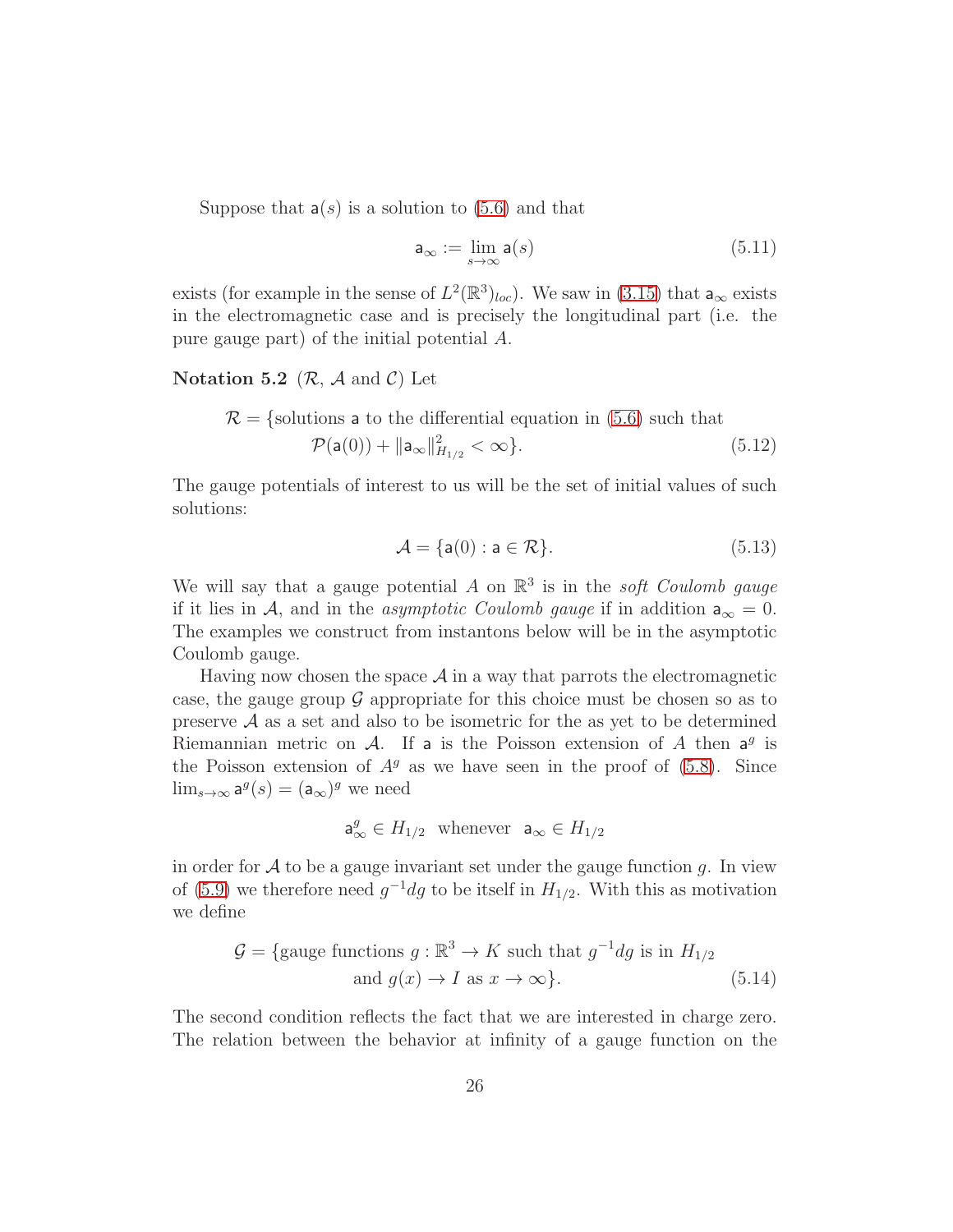Suppose that $\mathsf{a}(s)$ is a solution to (5.6) and that

$$\mathsf{a}_\infty := \lim_{s\to\infty} \mathsf{a}(s) \tag{5.11}$$

exists (for example in the sense of $L^2(\mathbb{R}^3)_{loc}$). We saw in (3.15) that $\mathsf{a}_\infty$ exists in the electromagnetic case and is precisely the longitudinal part (i.e. the pure gauge part) of the initial potential $A$.

**Notation 5.2** ($\mathcal{R}$, $\mathcal{A}$ and $\mathcal{C}$) Let

$$\mathcal{R} = \{\text{solutions } \mathsf{a} \text{ to the differential equation in (5.6) such that} \\ \mathcal{P}(\mathsf{a}(0)) + \|\mathsf{a}_\infty\|^2_{H_{1/2}} < \infty\}. \tag{5.12}$$

The gauge potentials of interest to us will be the set of initial values of such solutions:

$$\mathcal{A} = \{\mathsf{a}(0) : \mathsf{a} \in \mathcal{R}\}. \tag{5.13}$$

We will say that a gauge potential $A$ on $\mathbb{R}^3$ is in the *soft Coulomb gauge* if it lies in $\mathcal{A}$, and in the *asymptotic Coulomb gauge* if in addition $\mathsf{a}_\infty = 0$. The examples we construct from instantons below will be in the asymptotic Coulomb gauge.

Having now chosen the space $\mathcal{A}$ in a way that parrots the electromagnetic case, the gauge group $\mathcal{G}$ appropriate for this choice must be chosen so as to preserve $\mathcal{A}$ as a set and also to be isometric for the as yet to be determined Riemannian metric on $\mathcal{A}$. If $\mathsf{a}$ is the Poisson extension of $A$ then $\mathsf{a}^g$ is the Poisson extension of $A^g$ as we have seen in the proof of (5.8). Since $\lim_{s\to\infty} \mathsf{a}^g(s) = (\mathsf{a}_\infty)^g$ we need

$$\mathsf{a}^g_\infty \in H_{1/2} \quad \text{whenever} \quad \mathsf{a}_\infty \in H_{1/2}$$

in order for $\mathcal{A}$ to be a gauge invariant set under the gauge function $g$. In view of (5.9) we therefore need $g^{-1}dg$ to be itself in $H_{1/2}$. With this as motivation we define

$$\mathcal{G} = \{\text{gauge functions } g : \mathbb{R}^3 \to K \text{ such that } g^{-1}dg \text{ is in } H_{1/2} \\ \text{and } g(x) \to I \text{ as } x \to \infty\}. \tag{5.14}$$

The second condition reflects the fact that we are interested in charge zero. The relation between the behavior at infinity of a gauge function on the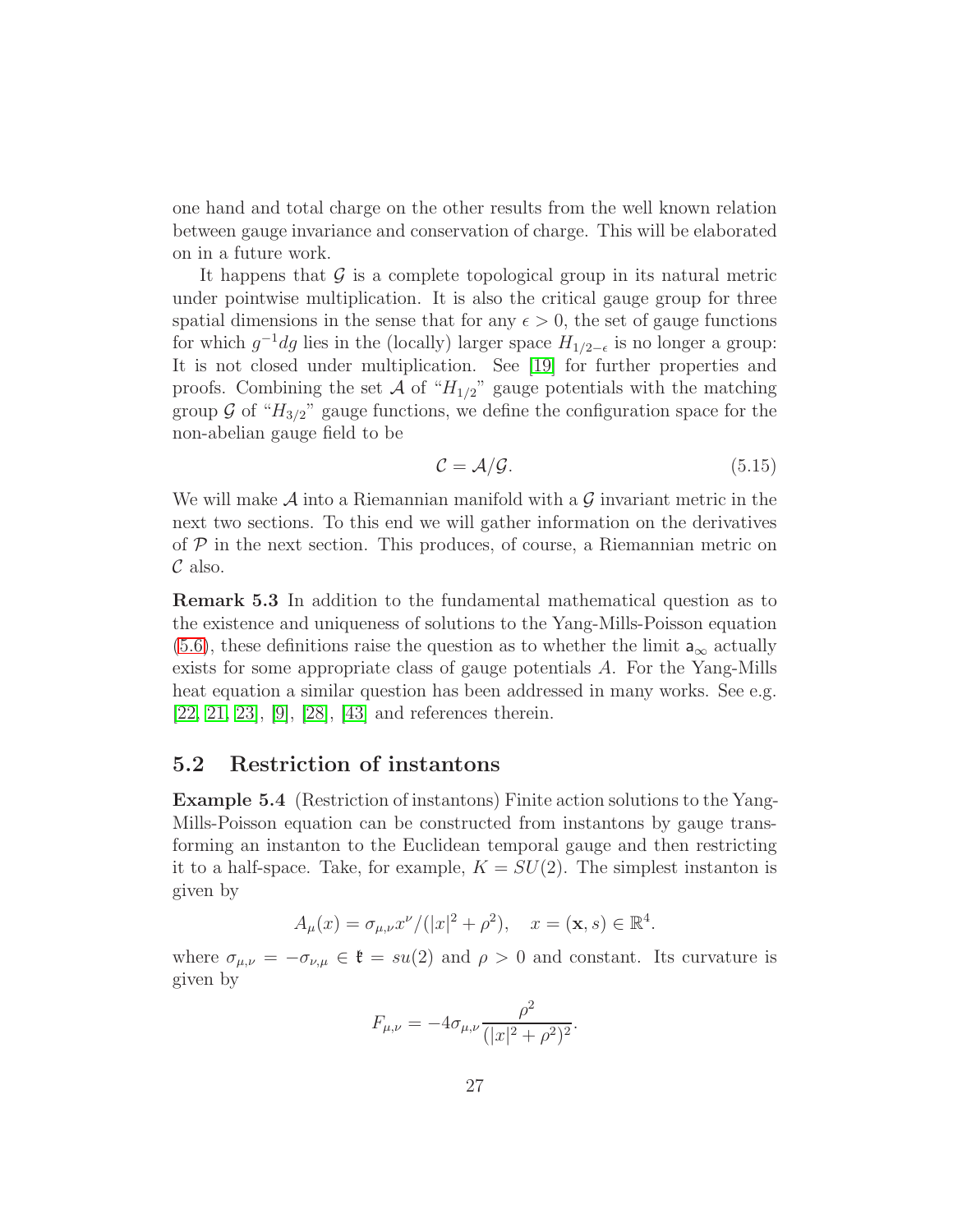one hand and total charge on the other results from the well known relation between gauge invariance and conservation of charge. This will be elaborated on in a future work.

It happens that $\mathcal{G}$ is a complete topological group in its natural metric under pointwise multiplication. It is also the critical gauge group for three spatial dimensions in the sense that for any $\epsilon > 0$, the set of gauge functions for which $g^{-1}dg$ lies in the (locally) larger space $H_{1/2-\epsilon}$ is no longer a group: It is not closed under multiplication. See [19] for further properties and proofs. Combining the set $\mathcal{A}$ of "$H_{1/2}$" gauge potentials with the matching group $\mathcal{G}$ of "$H_{3/2}$" gauge functions, we define the configuration space for the non-abelian gauge field to be

$$\mathcal{C} = \mathcal{A}/\mathcal{G}. \tag{5.15}$$

We will make $\mathcal{A}$ into a Riemannian manifold with a $\mathcal{G}$ invariant metric in the next two sections. To this end we will gather information on the derivatives of $\mathcal{P}$ in the next section. This produces, of course, a Riemannian metric on $\mathcal{C}$ also.

**Remark 5.3** In addition to the fundamental mathematical question as to the existence and uniqueness of solutions to the Yang-Mills-Poisson equation (5.6), these definitions raise the question as to whether the limit $\mathsf{a}_\infty$ actually exists for some appropriate class of gauge potentials $A$. For the Yang-Mills heat equation a similar question has been addressed in many works. See e.g. [22, 21, 23], [9], [28], [43] and references therein.

## 5.2 Restriction of instantons

**Example 5.4** (Restriction of instantons) Finite action solutions to the Yang-Mills-Poisson equation can be constructed from instantons by gauge transforming an instanton to the Euclidean temporal gauge and then restricting it to a half-space. Take, for example, $K = SU(2)$. The simplest instanton is given by

$$A_\mu(x) = \sigma_{\mu,\nu} x^\nu/(|x|^2 + \rho^2), \quad x = (\mathbf{x}, s) \in \mathbb{R}^4.$$

where $\sigma_{\mu,\nu} = -\sigma_{\nu,\mu} \in \mathfrak{k} = su(2)$ and $\rho > 0$ and constant. Its curvature is given by

$$F_{\mu,\nu} = -4\sigma_{\mu,\nu} \frac{\rho^2}{(|x|^2 + \rho^2)^2}.$$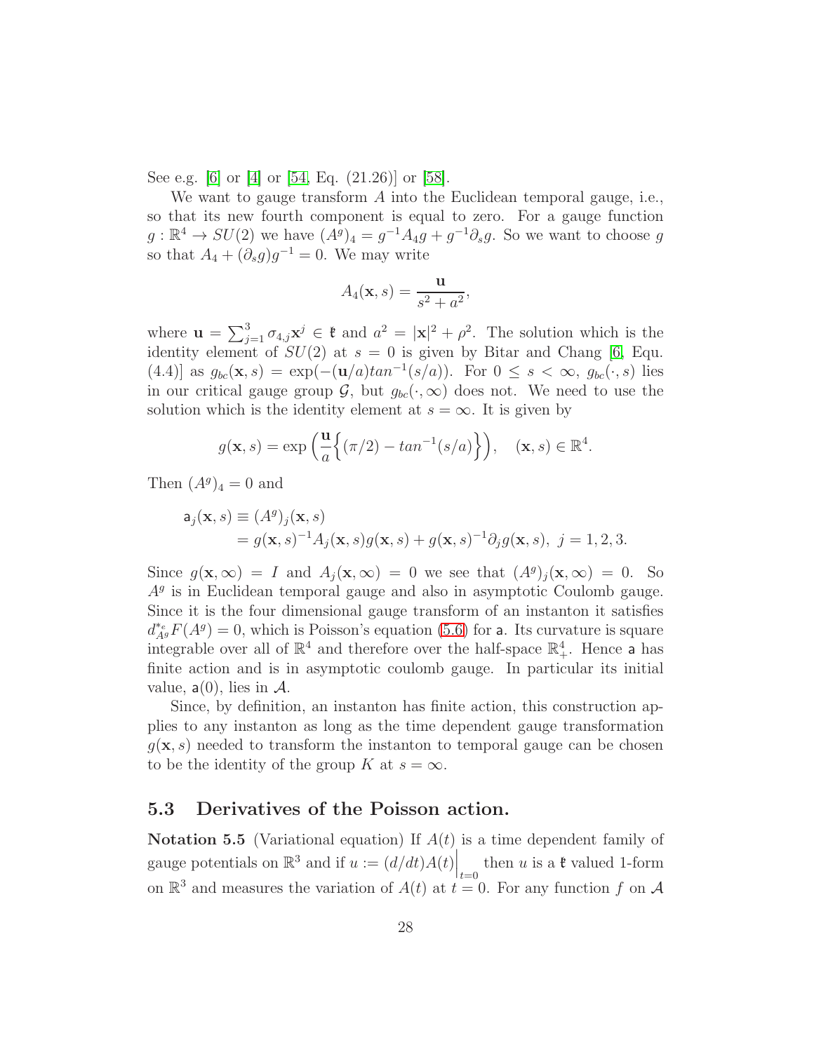See e.g. [6] or [4] or [54, Eq. (21.26)] or [58].

We want to gauge transform $A$ into the Euclidean temporal gauge, i.e., so that its new fourth component is equal to zero. For a gauge function $g : \mathbb{R}^4 \to SU(2)$ we have $(A^g)_4 = g^{-1}A_4 g + g^{-1}\partial_s g$. So we want to choose $g$ so that $A_4 + (\partial_s g)g^{-1} = 0$. We may write

$$A_4(\mathbf{x}, s) = \frac{\mathbf{u}}{s^2 + a^2},$$

where $\mathbf{u} = \sum_{j=1}^{3} \sigma_{4,j}\mathbf{x}^j \in \mathfrak{k}$ and $a^2 = |\mathbf{x}|^2 + \rho^2$. The solution which is the identity element of $SU(2)$ at $s = 0$ is given by Bitar and Chang [6, Equ. (4.4)] as $g_{bc}(\mathbf{x}, s) = \exp(-(\mathbf{u}/a)tan^{-1}(s/a))$. For $0 \le s < \infty$, $g_{bc}(\cdot, s)$ lies in our critical gauge group $\mathcal{G}$, but $g_{bc}(\cdot, \infty)$ does not. We need to use the solution which is the identity element at $s = \infty$. It is given by

$$g(\mathbf{x}, s) = \exp\Big(\frac{\mathbf{u}}{a}\Big\{(\pi/2) - tan^{-1}(s/a)\Big\}\Big), \quad (\mathbf{x}, s) \in \mathbb{R}^4.$$

Then $(A^g)_4 = 0$ and

$$\begin{aligned} \mathsf{a}_j(\mathbf{x}, s) &\equiv (A^g)_j(\mathbf{x}, s) \\ &= g(\mathbf{x}, s)^{-1}A_j(\mathbf{x}, s)g(\mathbf{x}, s) + g(\mathbf{x}, s)^{-1}\partial_j g(\mathbf{x}, s),\ j = 1, 2, 3. \end{aligned}$$

Since $g(\mathbf{x}, \infty) = I$ and $A_j(\mathbf{x}, \infty) = 0$ we see that $(A^g)_j(\mathbf{x}, \infty) = 0$. So $A^g$ is in Euclidean temporal gauge and also in asymptotic Coulomb gauge. Since it is the four dimensional gauge transform of an instanton it satisfies $d_{A^g}^{*_e}F(A^g) = 0$, which is Poisson's equation (5.6) for $\mathsf{a}$. Its curvature is square integrable over all of $\mathbb{R}^4$ and therefore over the half-space $\mathbb{R}^4_+$. Hence $\mathsf{a}$ has finite action and is in asymptotic coulomb gauge. In particular its initial value, $\mathsf{a}(0)$, lies in $\mathcal{A}$.

Since, by definition, an instanton has finite action, this construction applies to any instanton as long as the time dependent gauge transformation $g(\mathbf{x}, s)$ needed to transform the instanton to temporal gauge can be chosen to be the identity of the group $K$ at $s = \infty$.

## 5.3 Derivatives of the Poisson action.

**Notation 5.5** (Variational equation) If $A(t)$ is a time dependent family of gauge potentials on $\mathbb{R}^3$ and if $u := (d/dt)A(t)\Big|_{t=0}$ then $u$ is a $\mathfrak{k}$ valued 1-form on $\mathbb{R}^3$ and measures the variation of $A(t)$ at $t = 0$. For any function $f$ on $\mathcal{A}$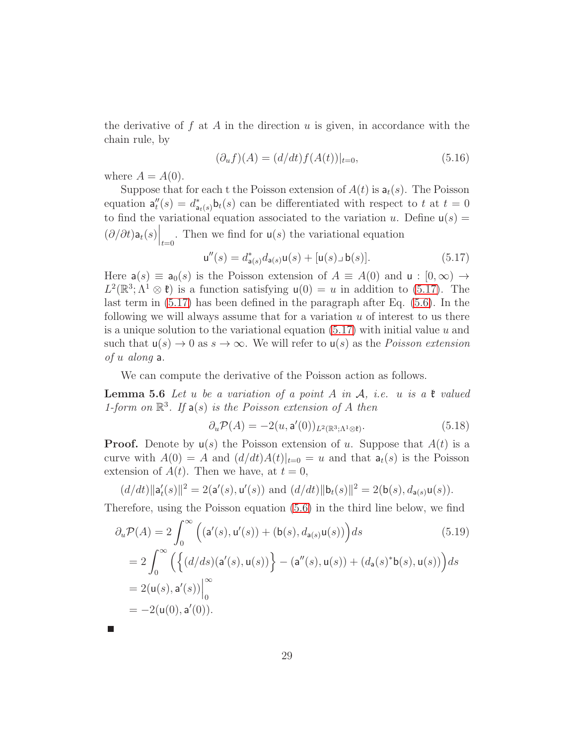the derivative of $f$ at $A$ in the direction $u$ is given, in accordance with the chain rule, by

$$(\partial_u f)(A) = (d/dt) f(A(t))|_{t=0}, \tag{5.16}$$

where $A = A(0)$.

Suppose that for each t the Poisson extension of $A(t)$ is $\mathsf{a}_t(s)$. The Poisson equation $\mathsf{a}_t''(s) = d^*_{\mathsf{a}_t(s)} \mathsf{b}_t(s)$ can be differentiated with respect to $t$ at $t = 0$ to find the variational equation associated to the variation $u$. Define $\mathsf{u}(s) = (\partial/\partial t)\mathsf{a}_t(s)\Big|_{t=0}$. Then we find for $\mathsf{u}(s)$ the variational equation

$$\mathsf{u}''(s) = d^*_{\mathsf{a}(s)} d_{\mathsf{a}(s)} \mathsf{u}(s) + [\mathsf{u}(s) \lrcorner\, \mathsf{b}(s)]. \tag{5.17}$$

Here $\mathsf{a}(s) \equiv \mathsf{a}_0(s)$ is the Poisson extension of $A \equiv A(0)$ and $\mathsf{u} : [0, \infty) \to L^2(\mathbb{R}^3; \Lambda^1 \otimes \mathfrak{k})$ is a function satisfying $\mathsf{u}(0) = u$ in addition to (5.17). The last term in (5.17) has been defined in the paragraph after Eq. (5.6). In the following we will always assume that for a variation $u$ of interest to us there is a unique solution to the variational equation (5.17) with initial value $u$ and such that $\mathsf{u}(s) \to 0$ as $s \to \infty$. We will refer to $\mathsf{u}(s)$ as the *Poisson extension of $u$ along $\mathsf{a}$*.

We can compute the derivative of the Poisson action as follows.

**Lemma 5.6** *Let $u$ be a variation of a point $A$ in $\mathcal{A}$, i.e. $u$ is a $\mathfrak{k}$ valued 1-form on $\mathbb{R}^3$. If $\mathsf{a}(s)$ is the Poisson extension of $A$ then*

$$\partial_u \mathcal{P}(A) = -2(u, \mathsf{a}'(0))_{L^2(\mathbb{R}^3; \Lambda^1 \otimes \mathfrak{k})}. \tag{5.18}$$

**Proof.** Denote by $\mathsf{u}(s)$ the Poisson extension of $u$. Suppose that $A(t)$ is a curve with $A(0) = A$ and $(d/dt)A(t)|_{t=0} = u$ and that $\mathsf{a}_t(s)$ is the Poisson extension of $A(t)$. Then we have, at $t = 0$,

$$(d/dt)\|\mathsf{a}_t'(s)\|^2 = 2(\mathsf{a}'(s), \mathsf{u}'(s)) \text{ and } (d/dt)\|\mathsf{b}_t(s)\|^2 = 2(\mathsf{b}(s), d_{\mathsf{a}(s)}\mathsf{u}(s)).$$

Therefore, using the Poisson equation (5.6) in the third line below, we find

$$\begin{aligned}
\partial_u \mathcal{P}(A) &= 2\int_0^\infty \Big( (\mathsf{a}'(s), \mathsf{u}'(s)) + (\mathsf{b}(s), d_{\mathsf{a}(s)}\mathsf{u}(s)) \Big) ds \qquad (5.19)\\
&= 2\int_0^\infty \Big( \Big\{ (d/ds)(\mathsf{a}'(s), \mathsf{u}(s)) \Big\} - (\mathsf{a}''(s), \mathsf{u}(s)) + (d_{\mathsf{a}}(s)^* \mathsf{b}(s), \mathsf{u}(s)) \Big) ds \\
&= 2(\mathsf{u}(s), \mathsf{a}'(s))\Big|_0^\infty \\
&= -2(\mathsf{u}(0), \mathsf{a}'(0)).
\end{aligned}$$

■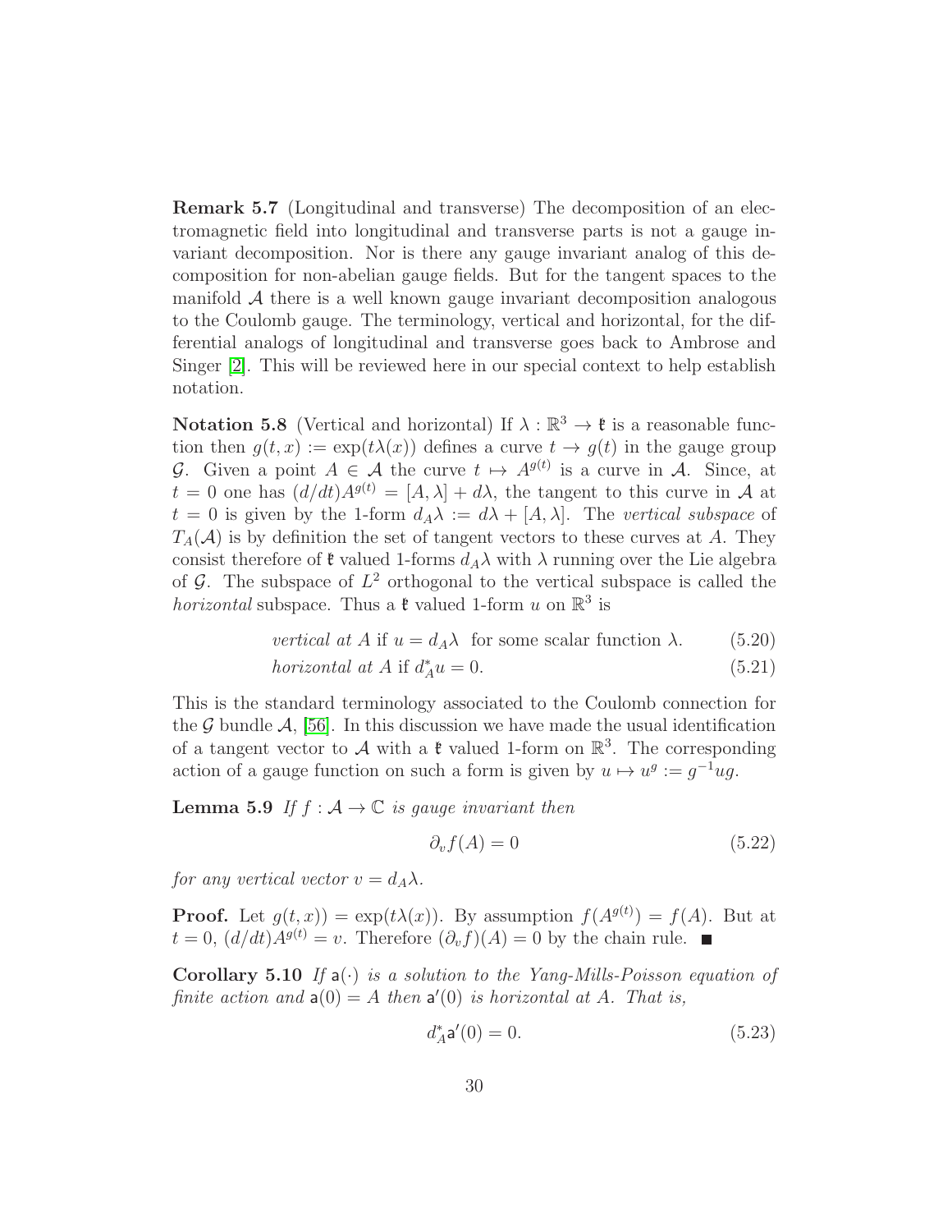**Remark 5.7** (Longitudinal and transverse) The decomposition of an electromagnetic field into longitudinal and transverse parts is not a gauge invariant decomposition. Nor is there any gauge invariant analog of this decomposition for non-abelian gauge fields. But for the tangent spaces to the manifold $\mathcal{A}$ there is a well known gauge invariant decomposition analogous to the Coulomb gauge. The terminology, vertical and horizontal, for the differential analogs of longitudinal and transverse goes back to Ambrose and Singer [2]. This will be reviewed here in our special context to help establish notation.

**Notation 5.8** (Vertical and horizontal) If $\lambda : \mathbb{R}^3 \to \mathfrak{k}$ is a reasonable function then $g(t,x) := \exp(t\lambda(x))$ defines a curve $t \to g(t)$ in the gauge group $\mathcal{G}$. Given a point $A \in \mathcal{A}$ the curve $t \mapsto A^{g(t)}$ is a curve in $\mathcal{A}$. Since, at $t = 0$ one has $(d/dt)A^{g(t)} = [A, \lambda] + d\lambda$, the tangent to this curve in $\mathcal{A}$ at $t = 0$ is given by the 1-form $d_A\lambda := d\lambda + [A, \lambda]$. The *vertical subspace* of $T_A(\mathcal{A})$ is by definition the set of tangent vectors to these curves at $A$. They consist therefore of $\mathfrak{k}$ valued 1-forms $d_A\lambda$ with $\lambda$ running over the Lie algebra of $\mathcal{G}$. The subspace of $L^2$ orthogonal to the vertical subspace is called the *horizontal* subspace. Thus a $\mathfrak{k}$ valued 1-form $u$ on $\mathbb{R}^3$ is

$$\textit{vertical at } A \text{ if } u = d_A\lambda \text{ for some scalar function } \lambda. \tag{5.20}$$

$$\textit{horizontal at } A \text{ if } d_A^* u = 0. \tag{5.21}$$

This is the standard terminology associated to the Coulomb connection for the $\mathcal{G}$ bundle $\mathcal{A}$, [56]. In this discussion we have made the usual identification of a tangent vector to $\mathcal{A}$ with a $\mathfrak{k}$ valued 1-form on $\mathbb{R}^3$. The corresponding action of a gauge function on such a form is given by $u \mapsto u^g := g^{-1}ug$.

**Lemma 5.9** *If $f : \mathcal{A} \to \mathbb{C}$ is gauge invariant then*

$$\partial_v f(A) = 0 \tag{5.22}$$

*for any vertical vector $v = d_A\lambda$.*

**Proof.** Let $g(t,x)) = \exp(t\lambda(x))$. By assumption $f(A^{g(t)}) = f(A)$. But at $t = 0$, $(d/dt)A^{g(t)} = v$. Therefore $(\partial_v f)(A) = 0$ by the chain rule. ■

**Corollary 5.10** *If $\mathsf{a}(\cdot)$ is a solution to the Yang-Mills-Poisson equation of finite action and $\mathsf{a}(0) = A$ then $\mathsf{a}'(0)$ is horizontal at $A$. That is,*

$$d_A^* \mathsf{a}'(0) = 0. \tag{5.23}$$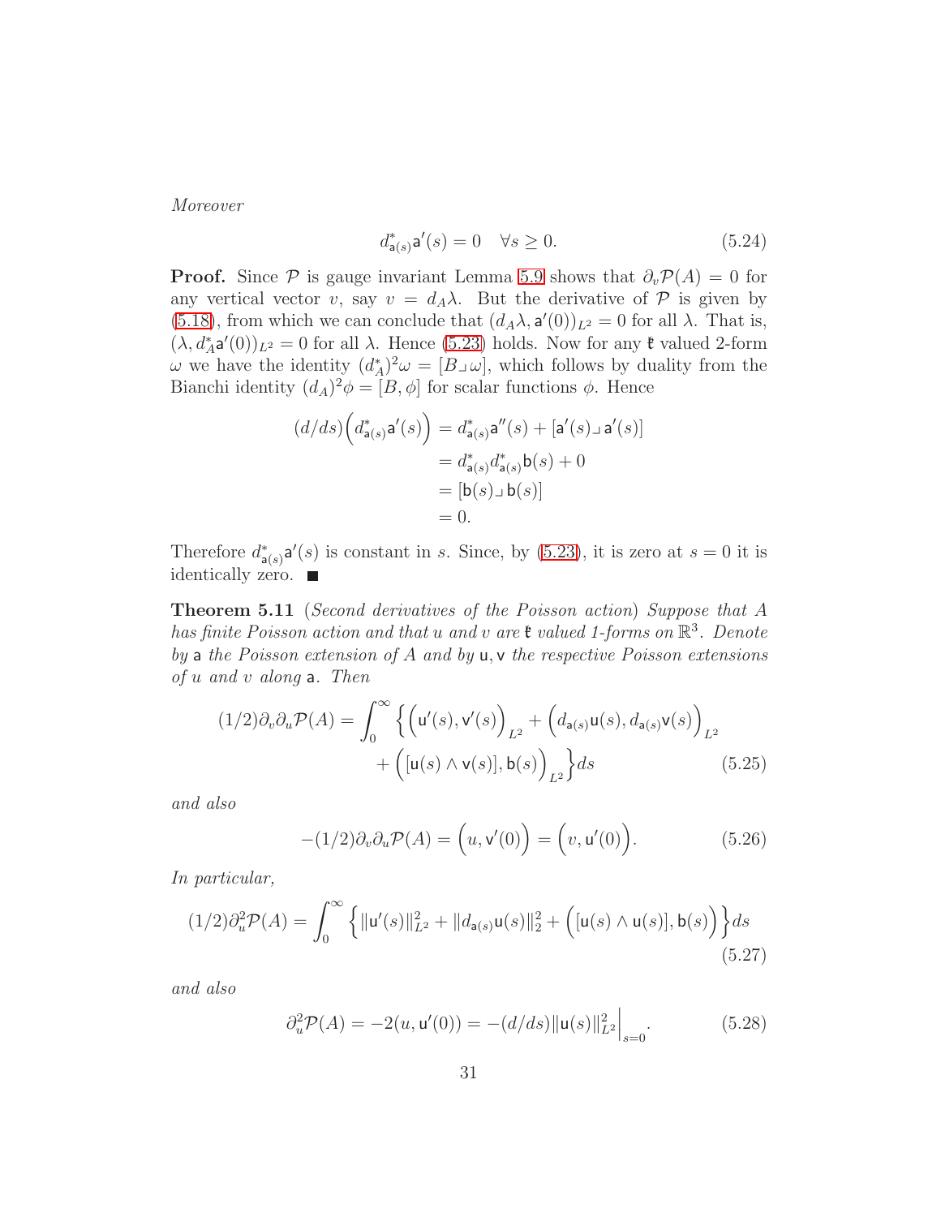*Moreover*

$$d^*_{\mathsf{a}(s)}\mathsf{a}'(s) = 0 \quad \forall s \geq 0. \tag{5.24}$$

**Proof.** Since $\mathcal{P}$ is gauge invariant Lemma 5.9 shows that $\partial_v \mathcal{P}(A) = 0$ for any vertical vector $v$, say $v = d_A\lambda$. But the derivative of $\mathcal{P}$ is given by (5.18), from which we can conclude that $(d_A\lambda, \mathsf{a}'(0))_{L^2} = 0$ for all $\lambda$. That is, $(\lambda, d_A^*\mathsf{a}'(0))_{L^2} = 0$ for all $\lambda$. Hence (5.23) holds. Now for any $\mathfrak{k}$ valued 2-form $\omega$ we have the identity $(d_A^*)^2\omega = [B \lrcorner\, \omega]$, which follows by duality from the Bianchi identity $(d_A)^2\phi = [B, \phi]$ for scalar functions $\phi$. Hence

$$\begin{aligned}
(d/ds)\Big(d^*_{\mathsf{a}(s)}\mathsf{a}'(s)\Big) &= d^*_{\mathsf{a}(s)}\mathsf{a}''(s) + [\mathsf{a}'(s) \lrcorner\, \mathsf{a}'(s)] \\
&= d^*_{\mathsf{a}(s)} d^*_{\mathsf{a}(s)}\mathsf{b}(s) + 0 \\
&= [\mathsf{b}(s) \lrcorner\, \mathsf{b}(s)] \\
&= 0.
\end{aligned}$$

Therefore $d^*_{\mathsf{a}(s)}\mathsf{a}'(s)$ is constant in $s$. Since, by (5.23), it is zero at $s = 0$ it is identically zero. ■

**Theorem 5.11** (*Second derivatives of the Poisson action*) *Suppose that $A$ has finite Poisson action and that $u$ and $v$ are $\mathfrak{k}$ valued 1-forms on $\mathbb{R}^3$. Denote by $\mathsf{a}$ the Poisson extension of $A$ and by $\mathsf{u}, \mathsf{v}$ the respective Poisson extensions of $u$ and $v$ along $\mathsf{a}$. Then*

$$\begin{aligned}
(1/2)\partial_v\partial_u \mathcal{P}(A) = \int_0^\infty \Big\{ &\Big(\mathsf{u}'(s), \mathsf{v}'(s)\Big)_{L^2} + \Big(d_{\mathsf{a}(s)}\mathsf{u}(s), d_{\mathsf{a}(s)}\mathsf{v}(s)\Big)_{L^2} \\
&+ \Big([\mathsf{u}(s) \wedge \mathsf{v}(s)], \mathsf{b}(s)\Big)_{L^2}\Big\} ds
\end{aligned} \tag{5.25}$$

*and also*

$$-(1/2)\partial_v\partial_u \mathcal{P}(A) = \Big(u, \mathsf{v}'(0)\Big) = \Big(v, \mathsf{u}'(0)\Big). \tag{5.26}$$

*In particular,*

$$(1/2)\partial_u^2 \mathcal{P}(A) = \int_0^\infty \Big\{ \|\mathsf{u}'(s)\|_{L^2}^2 + \|d_{\mathsf{a}(s)}\mathsf{u}(s)\|_2^2 + \Big([\mathsf{u}(s) \wedge \mathsf{u}(s)], \mathsf{b}(s)\Big)\Big\} ds \tag{5.27}$$

*and also*

$$\partial_u^2 \mathcal{P}(A) = -2(u, \mathsf{u}'(0)) = -(d/ds)\|\mathsf{u}(s)\|_{L^2}^2\Big|_{s=0}. \tag{5.28}$$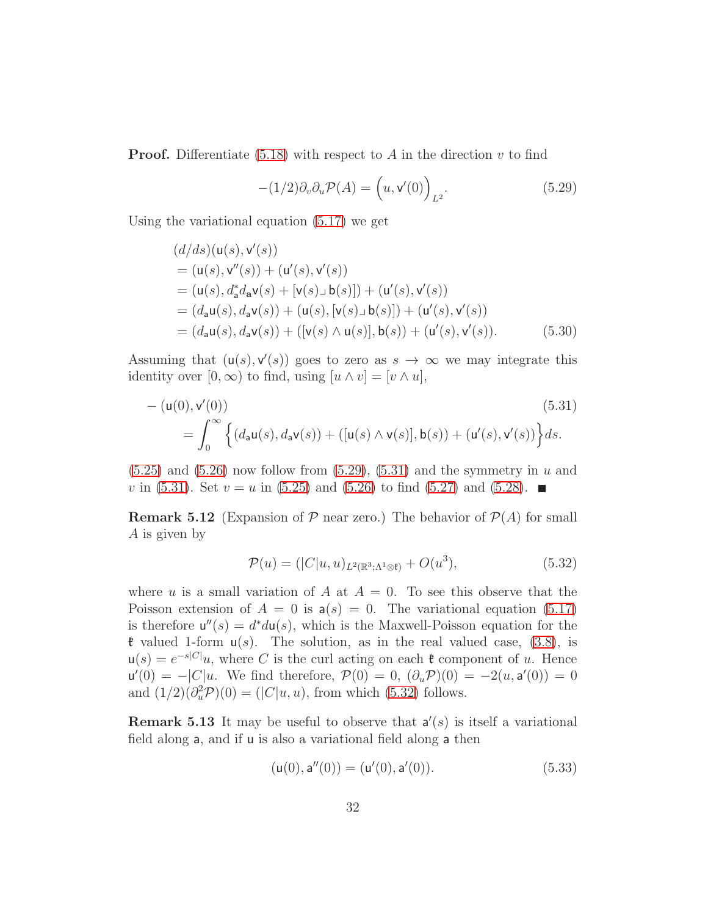**Proof.** Differentiate (5.18) with respect to $A$ in the direction $v$ to find

$$-(1/2)\partial_v \partial_u \mathcal{P}(A) = \Big(u, \mathsf{v}'(0)\Big)_{L^2}. \tag{5.29}$$

Using the variational equation (5.17) we get

$$\begin{aligned}
&(d/ds)(\mathsf{u}(s), \mathsf{v}'(s)) \\
&= (\mathsf{u}(s), \mathsf{v}''(s)) + (\mathsf{u}'(s), \mathsf{v}'(s)) \\
&= (\mathsf{u}(s), d_{\mathsf{a}}^* d_{\mathsf{a}} \mathsf{v}(s) + [\mathsf{v}(s) \lrcorner\, \mathsf{b}(s)]) + (\mathsf{u}'(s), \mathsf{v}'(s)) \\
&= (d_{\mathsf{a}} \mathsf{u}(s), d_{\mathsf{a}} \mathsf{v}(s)) + (\mathsf{u}(s), [\mathsf{v}(s) \lrcorner\, \mathsf{b}(s)]) + (\mathsf{u}'(s), \mathsf{v}'(s)) \\
&= (d_{\mathsf{a}} \mathsf{u}(s), d_{\mathsf{a}} \mathsf{v}(s)) + ([\mathsf{v}(s) \wedge \mathsf{u}(s)], \mathsf{b}(s)) + (\mathsf{u}'(s), \mathsf{v}'(s)).
\end{aligned} \tag{5.30}$$

Assuming that $(\mathsf{u}(s), \mathsf{v}'(s))$ goes to zero as $s \to \infty$ we may integrate this identity over $[0, \infty)$ to find, using $[u \wedge v] = [v \wedge u]$,

$$\begin{aligned}
&-(\mathsf{u}(0), \mathsf{v}'(0)) \\
&\quad = \int_0^\infty \Big\{ (d_{\mathsf{a}} \mathsf{u}(s), d_{\mathsf{a}} \mathsf{v}(s)) + ([\mathsf{u}(s) \wedge \mathsf{v}(s)], \mathsf{b}(s)) + (\mathsf{u}'(s), \mathsf{v}'(s)) \Big\} ds.
\end{aligned} \tag{5.31}$$

(5.25) and (5.26) now follow from (5.29), (5.31) and the symmetry in $u$ and $v$ in (5.31). Set $v = u$ in (5.25) and (5.26) to find (5.27) and (5.28). ■

**Remark 5.12** (Expansion of $\mathcal{P}$ near zero.) The behavior of $\mathcal{P}(A)$ for small $A$ is given by

$$\mathcal{P}(u) = (|C|u, u)_{L^2(\mathbb{R}^3; \Lambda^1 \otimes \mathfrak{k})} + O(u^3), \tag{5.32}$$

where $u$ is a small variation of $A$ at $A = 0$. To see this observe that the Poisson extension of $A = 0$ is $\mathsf{a}(s) = 0$. The variational equation (5.17) is therefore $\mathsf{u}''(s) = d^* d\mathsf{u}(s)$, which is the Maxwell-Poisson equation for the $\mathfrak{k}$ valued 1-form $\mathsf{u}(s)$. The solution, as in the real valued case, (3.8), is $\mathsf{u}(s) = e^{-s|C|}u$, where $C$ is the curl acting on each $\mathfrak{k}$ component of $u$. Hence $\mathsf{u}'(0) = -|C|u$. We find therefore, $\mathcal{P}(0) = 0$, $(\partial_u \mathcal{P})(0) = -2(u, \mathsf{a}'(0)) = 0$ and $(1/2)(\partial_u^2 \mathcal{P})(0) = (|C|u, u)$, from which (5.32) follows.

**Remark 5.13** It may be useful to observe that $\mathsf{a}'(s)$ is itself a variational field along $\mathsf{a}$, and if $\mathsf{u}$ is also a variational field along $\mathsf{a}$ then

$$(\mathsf{u}(0), \mathsf{a}''(0)) = (\mathsf{u}'(0), \mathsf{a}'(0)). \tag{5.33}$$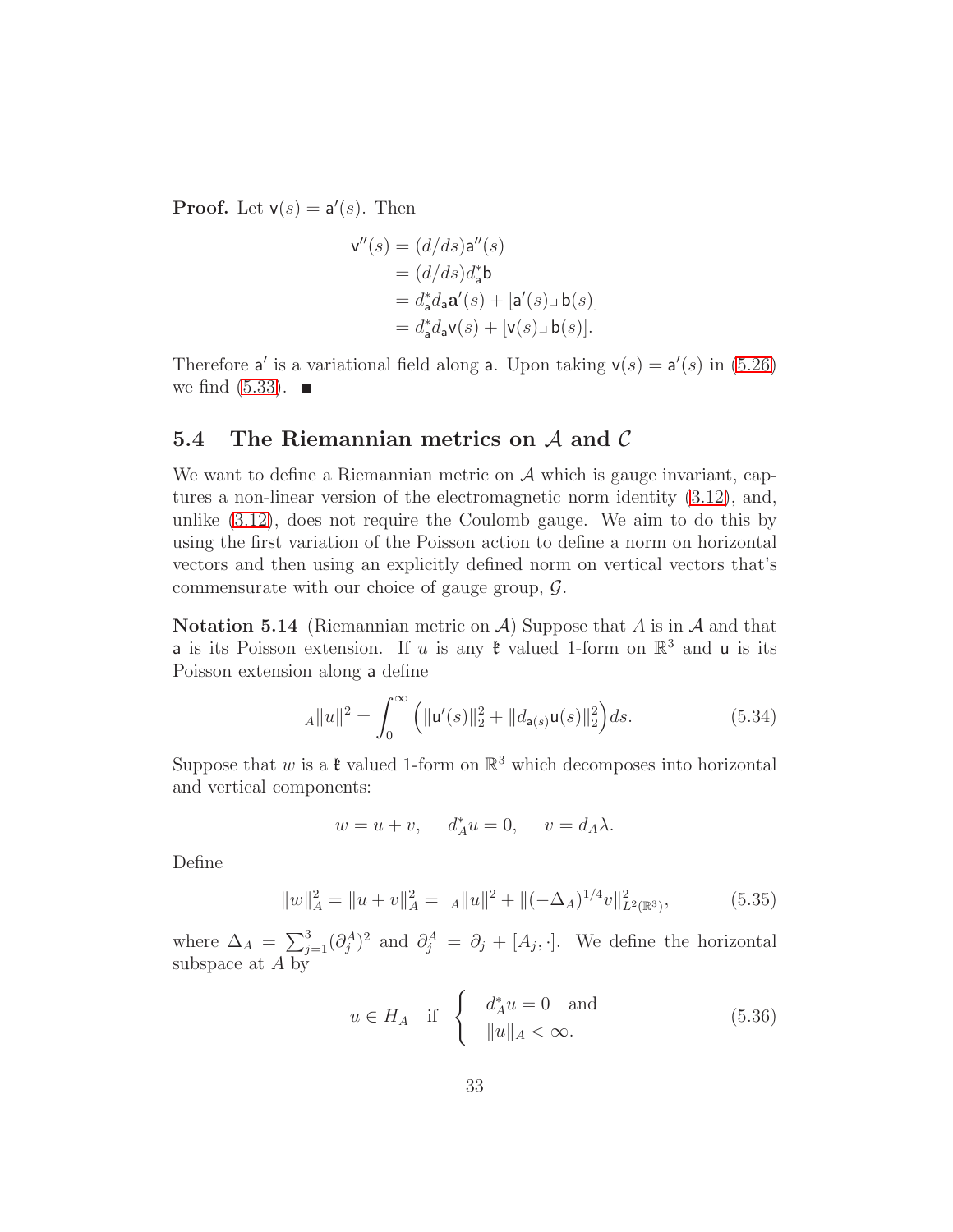**Proof.** Let $\mathsf{v}(s) = \mathsf{a}'(s)$. Then

$$
\begin{aligned}
\mathsf{v}''(s) &= (d/ds)\mathsf{a}''(s) \\
&= (d/ds)d_{\mathsf{a}}^*\mathsf{b} \\
&= d_{\mathsf{a}}^* d_{\mathsf{a}} \mathsf{a}'(s) + [\mathsf{a}'(s) \lrcorner\, \mathsf{b}(s)] \\
&= d_{\mathsf{a}}^* d_{\mathsf{a}} \mathsf{v}(s) + [\mathsf{v}(s) \lrcorner\, \mathsf{b}(s)].
\end{aligned}
$$

Therefore $\mathsf{a}'$ is a variational field along $\mathsf{a}$. Upon taking $\mathsf{v}(s) = \mathsf{a}'(s)$ in (5.26) we find (5.33). ∎

## 5.4 The Riemannian metrics on $\mathcal{A}$ and $\mathcal{C}$

We want to define a Riemannian metric on $\mathcal{A}$ which is gauge invariant, captures a non-linear version of the electromagnetic norm identity (3.12), and, unlike (3.12), does not require the Coulomb gauge. We aim to do this by using the first variation of the Poisson action to define a norm on horizontal vectors and then using an explicitly defined norm on vertical vectors that's commensurate with our choice of gauge group, $\mathcal{G}$.

**Notation 5.14** (Riemannian metric on $\mathcal{A}$) Suppose that $A$ is in $\mathcal{A}$ and that $\mathsf{a}$ is its Poisson extension. If $u$ is any $\mathfrak{k}$ valued 1-form on $\mathbb{R}^3$ and $\mathsf{u}$ is its Poisson extension along $\mathsf{a}$ define

$$
{}_A\|u\|^2 = \int_0^\infty \Big( \|\mathsf{u}'(s)\|_2^2 + \|d_{\mathsf{a}(s)}\mathsf{u}(s)\|_2^2 \Big) ds. \tag{5.34}
$$

Suppose that $w$ is a $\mathfrak{k}$ valued 1-form on $\mathbb{R}^3$ which decomposes into horizontal and vertical components:

$$
w = u + v, \quad d_A^* u = 0, \quad v = d_A \lambda.
$$

Define

$$
\|w\|_A^2 = \|u + v\|_A^2 = {}_A\|u\|^2 + \|(-\Delta_A)^{1/4} v\|_{L^2(\mathbb{R}^3)}^2, \tag{5.35}
$$

where $\Delta_A = \sum_{j=1}^3 (\partial_j^A)^2$ and $\partial_j^A = \partial_j + [A_j, \cdot]$. We define the horizontal subspace at $A$ by

$$
u \in H_A \quad \text{if} \quad \begin{cases} d_A^* u = 0 \quad \text{and} \\ \|u\|_A < \infty. \end{cases} \tag{5.36}
$$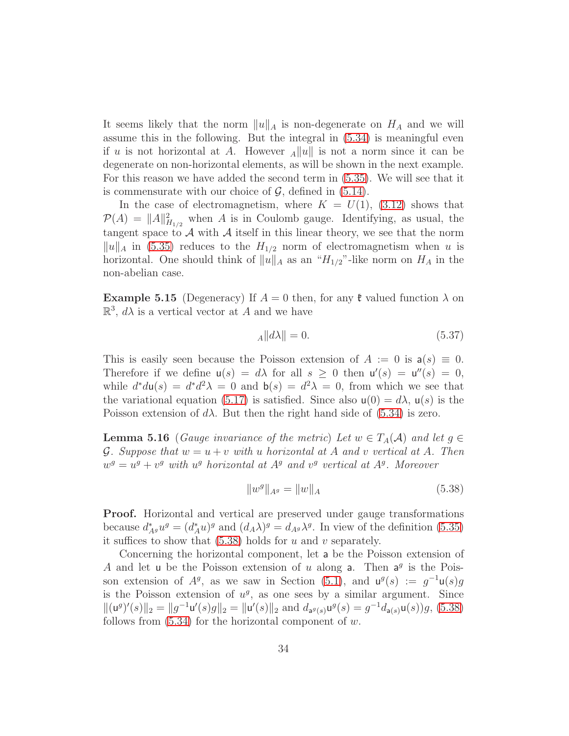It seems likely that the norm $\|u\|_A$ is non-degenerate on $H_A$ and we will assume this in the following. But the integral in (5.34) is meaningful even if $u$ is not horizontal at $A$. However ${}_A\|u\|$ is not a norm since it can be degenerate on non-horizontal elements, as will be shown in the next example. For this reason we have added the second term in (5.35). We will see that it is commensurate with our choice of $\mathcal{G}$, defined in (5.14).

In the case of electromagnetism, where $K = U(1)$, (3.12) shows that $\mathcal{P}(A) = \|A\|^2_{H_{1/2}}$ when $A$ is in Coulomb gauge. Identifying, as usual, the tangent space to $\mathcal{A}$ with $\mathcal{A}$ itself in this linear theory, we see that the norm $\|u\|_A$ in (5.35) reduces to the $H_{1/2}$ norm of electromagnetism when $u$ is horizontal. One should think of $\|u\|_A$ as an "$H_{1/2}$"-like norm on $H_A$ in the non-abelian case.

**Example 5.15** (Degeneracy) If $A = 0$ then, for any $\mathfrak{k}$ valued function $\lambda$ on $\mathbb{R}^3$, $d\lambda$ is a vertical vector at $A$ and we have

$$
{}_A\|d\lambda\| = 0. \tag{5.37}
$$

This is easily seen because the Poisson extension of $A := 0$ is $\mathsf{a}(s) \equiv 0$. Therefore if we define $\mathsf{u}(s) = d\lambda$ for all $s \geq 0$ then $\mathsf{u}'(s) = \mathsf{u}''(s) = 0$, while $d^*d\mathsf{u}(s) = d^*d^2\lambda = 0$ and $\mathsf{b}(s) = d^2\lambda = 0$, from which we see that the variational equation (5.17) is satisfied. Since also $\mathsf{u}(0) = d\lambda$, $\mathsf{u}(s)$ is the Poisson extension of $d\lambda$. But then the right hand side of (5.34) is zero.

**Lemma 5.16** *(Gauge invariance of the metric) Let $w \in T_A(\mathcal{A})$ and let $g \in \mathcal{G}$. Suppose that $w = u + v$ with $u$ horizontal at $A$ and $v$ vertical at $A$. Then $w^g = u^g + v^g$ with $u^g$ horizontal at $A^g$ and $v^g$ vertical at $A^g$. Moreover*

$$
\|w^g\|_{A^g} = \|w\|_A \tag{5.38}
$$

**Proof.** Horizontal and vertical are preserved under gauge transformations because $d^*_{A^g}u^g = (d^*_A u)^g$ and $(d_A\lambda)^g = d_{A^g}\lambda^g$. In view of the definition (5.35) it suffices to show that (5.38) holds for $u$ and $v$ separately.

Concerning the horizontal component, let $\mathsf{a}$ be the Poisson extension of $A$ and let $\mathsf{u}$ be the Poisson extension of $u$ along $\mathsf{a}$. Then $\mathsf{a}^g$ is the Poisson extension of $A^g$, as we saw in Section (5.1), and $\mathsf{u}^g(s) := g^{-1}\mathsf{u}(s)g$ is the Poisson extension of $u^g$, as one sees by a similar argument. Since $\|(\mathsf{u}^g)'(s)\|_2 = \|g^{-1}\mathsf{u}'(s)g\|_2 = \|\mathsf{u}'(s)\|_2$ and $d_{\mathsf{a}^g(s)}\mathsf{u}^g(s) = g^{-1}d_{\mathsf{a}(s)}\mathsf{u}(s))g$, (5.38) follows from (5.34) for the horizontal component of $w$.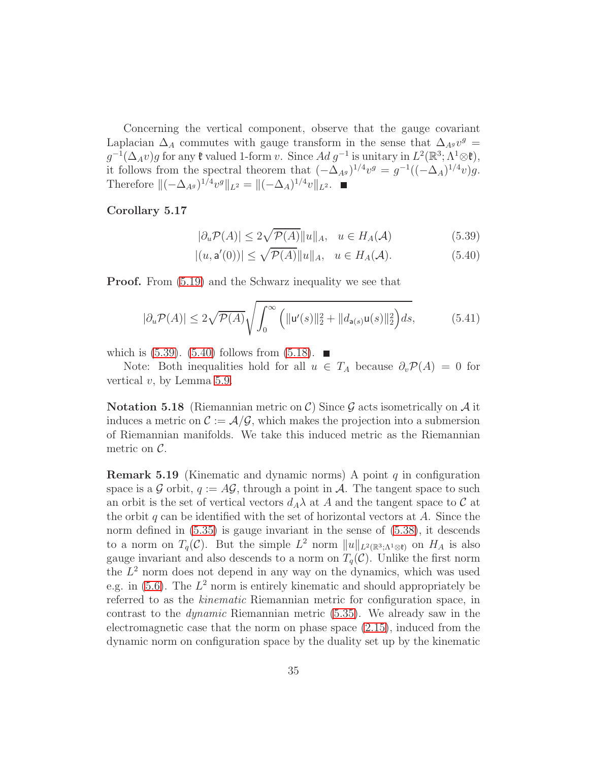Concerning the vertical component, observe that the gauge covariant Laplacian $\Delta_A$ commutes with gauge transform in the sense that $\Delta_{A^g} v^g = g^{-1}(\Delta_A v)g$ for any $\mathfrak{k}$ valued 1-form $v$. Since $Ad\, g^{-1}$ is unitary in $L^2(\mathbb{R}^3; \Lambda^1 \otimes \mathfrak{k})$, it follows from the spectral theorem that $(-\Delta_{A^g})^{1/4} v^g = g^{-1}((-\Delta_A)^{1/4} v)g$. Therefore $\|(-\Delta_{A^g})^{1/4} v^g\|_{L^2} = \|(-\Delta_A)^{1/4} v\|_{L^2}$. ∎

**Corollary 5.17**

$$|\partial_u \mathcal{P}(A)| \leq 2\sqrt{\mathcal{P}(A)}\|u\|_A, \quad u \in H_A(\mathcal{A}) \tag{5.39}$$

$$|(u, \mathsf{a}'(0))| \leq \sqrt{\mathcal{P}(A)}\|u\|_A, \quad u \in H_A(\mathcal{A}). \tag{5.40}$$

**Proof.** From (5.19) and the Schwarz inequality we see that

$$|\partial_u \mathcal{P}(A)| \leq 2\sqrt{\mathcal{P}(A)}\sqrt{\int_0^\infty \Big(\|\mathsf{u}'(s)\|_2^2 + \|d_{\mathsf{a}(s)}\mathsf{u}(s)\|_2^2\Big)ds}, \tag{5.41}$$

which is (5.39). (5.40) follows from (5.18). ∎

Note: Both inequalities hold for all $u \in T_A$ because $\partial_v \mathcal{P}(A) = 0$ for vertical $v$, by Lemma 5.9.

**Notation 5.18** (Riemannian metric on $\mathcal{C}$) Since $\mathcal{G}$ acts isometrically on $\mathcal{A}$ it induces a metric on $\mathcal{C} := \mathcal{A}/\mathcal{G}$, which makes the projection into a submersion of Riemannian manifolds. We take this induced metric as the Riemannian metric on $\mathcal{C}$.

**Remark 5.19** (Kinematic and dynamic norms) A point $q$ in configuration space is a $\mathcal{G}$ orbit, $q := A\mathcal{G}$, through a point in $\mathcal{A}$. The tangent space to such an orbit is the set of vertical vectors $d_A\lambda$ at $A$ and the tangent space to $\mathcal{C}$ at the orbit $q$ can be identified with the set of horizontal vectors at $A$. Since the norm defined in (5.35) is gauge invariant in the sense of (5.38), it descends to a norm on $T_q(\mathcal{C})$. But the simple $L^2$ norm $\|u\|_{L^2(\mathbb{R}^3;\Lambda^1\otimes\mathfrak{k})}$ on $H_A$ is also gauge invariant and also descends to a norm on $T_q(\mathcal{C})$. Unlike the first norm the $L^2$ norm does not depend in any way on the dynamics, which was used e.g. in (5.6). The $L^2$ norm is entirely kinematic and should appropriately be referred to as the *kinematic* Riemannian metric for configuration space, in contrast to the *dynamic* Riemannian metric (5.35). We already saw in the electromagnetic case that the norm on phase space (2.15), induced from the dynamic norm on configuration space by the duality set up by the kinematic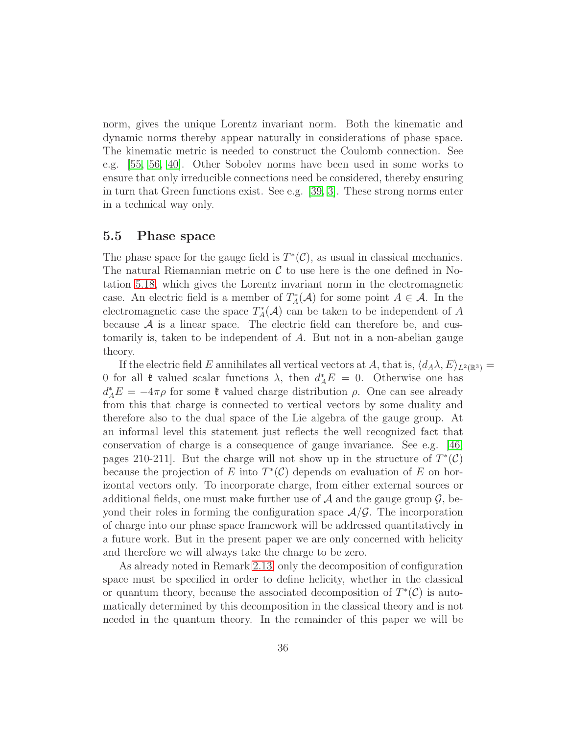norm, gives the unique Lorentz invariant norm. Both the kinematic and dynamic norms thereby appear naturally in considerations of phase space. The kinematic metric is needed to construct the Coulomb connection. See e.g. [55, 56, 40]. Other Sobolev norms have been used in some works to ensure that only irreducible connections need be considered, thereby ensuring in turn that Green functions exist. See e.g. [39, 3]. These strong norms enter in a technical way only.

## 5.5 Phase space

The phase space for the gauge field is $T^*(\mathcal{C})$, as usual in classical mechanics. The natural Riemannian metric on $\mathcal{C}$ to use here is the one defined in Notation 5.18, which gives the Lorentz invariant norm in the electromagnetic case. An electric field is a member of $T^*_A(\mathcal{A})$ for some point $A \in \mathcal{A}$. In the electromagnetic case the space $T^*_A(\mathcal{A})$ can be taken to be independent of $A$ because $\mathcal{A}$ is a linear space. The electric field can therefore be, and customarily is, taken to be independent of $A$. But not in a non-abelian gauge theory.

If the electric field $E$ annihilates all vertical vectors at $A$, that is, $\langle d_A\lambda, E\rangle_{L^2(\mathbb{R}^3)} = 0$ for all $\mathfrak{k}$ valued scalar functions $\lambda$, then $d_A^*E = 0$. Otherwise one has $d_A^*E = -4\pi\rho$ for some $\mathfrak{k}$ valued charge distribution $\rho$. One can see already from this that charge is connected to vertical vectors by some duality and therefore also to the dual space of the Lie algebra of the gauge group. At an informal level this statement just reflects the well recognized fact that conservation of charge is a consequence of gauge invariance. See e.g. [46, pages 210-211]. But the charge will not show up in the structure of $T^*(\mathcal{C})$ because the projection of $E$ into $T^*(\mathcal{C})$ depends on evaluation of $E$ on horizontal vectors only. To incorporate charge, from either external sources or additional fields, one must make further use of $\mathcal{A}$ and the gauge group $\mathcal{G}$, beyond their roles in forming the configuration space $\mathcal{A}/\mathcal{G}$. The incorporation of charge into our phase space framework will be addressed quantitatively in a future work. But in the present paper we are only concerned with helicity and therefore we will always take the charge to be zero.

As already noted in Remark 2.13, only the decomposition of configuration space must be specified in order to define helicity, whether in the classical or quantum theory, because the associated decomposition of $T^*(\mathcal{C})$ is automatically determined by this decomposition in the classical theory and is not needed in the quantum theory. In the remainder of this paper we will be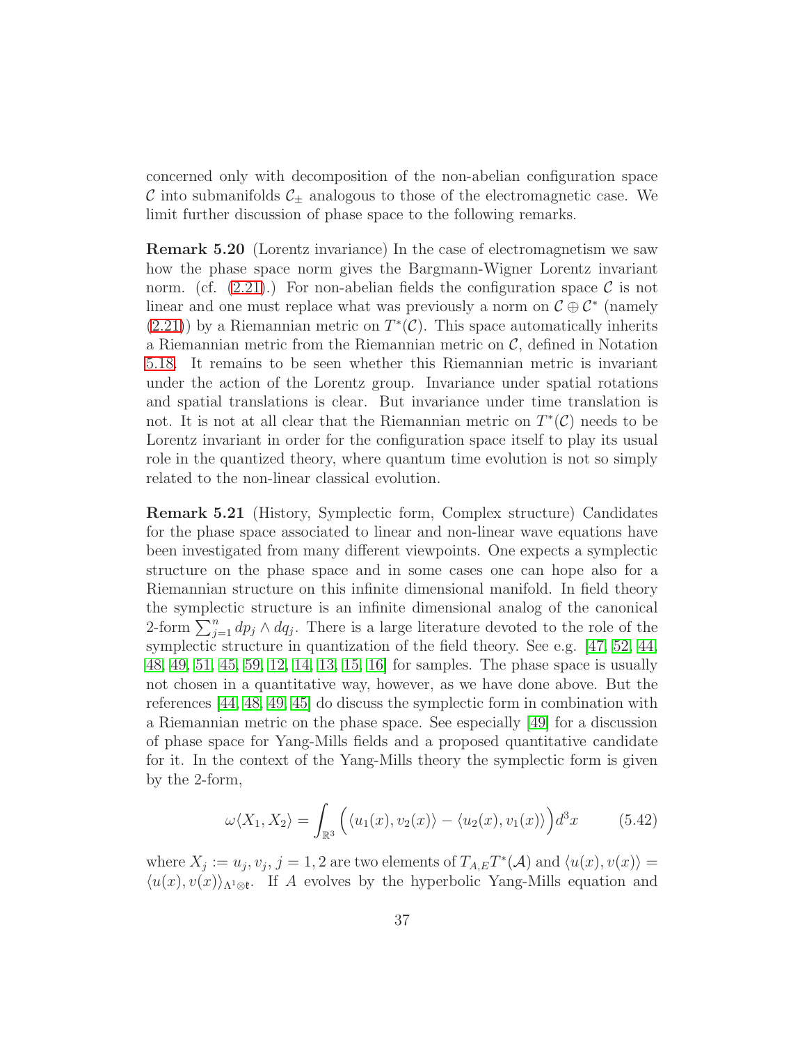concerned only with decomposition of the non-abelian configuration space $\mathcal{C}$ into submanifolds $\mathcal{C}_\pm$ analogous to those of the electromagnetic case. We limit further discussion of phase space to the following remarks.

**Remark 5.20** (Lorentz invariance) In the case of electromagnetism we saw how the phase space norm gives the Bargmann-Wigner Lorentz invariant norm. (cf. (2.21).) For non-abelian fields the configuration space $\mathcal{C}$ is not linear and one must replace what was previously a norm on $\mathcal{C} \oplus \mathcal{C}^*$ (namely (2.21)) by a Riemannian metric on $T^*(\mathcal{C})$. This space automatically inherits a Riemannian metric from the Riemannian metric on $\mathcal{C}$, defined in Notation 5.18. It remains to be seen whether this Riemannian metric is invariant under the action of the Lorentz group. Invariance under spatial rotations and spatial translations is clear. But invariance under time translation is not. It is not at all clear that the Riemannian metric on $T^*(\mathcal{C})$ needs to be Lorentz invariant in order for the configuration space itself to play its usual role in the quantized theory, where quantum time evolution is not so simply related to the non-linear classical evolution.

**Remark 5.21** (History, Symplectic form, Complex structure) Candidates for the phase space associated to linear and non-linear wave equations have been investigated from many different viewpoints. One expects a symplectic structure on the phase space and in some cases one can hope also for a Riemannian structure on this infinite dimensional manifold. In field theory the symplectic structure is an infinite dimensional analog of the canonical 2-form $\sum_{j=1}^n dp_j \wedge dq_j$. There is a large literature devoted to the role of the symplectic structure in quantization of the field theory. See e.g. [47, 52, 44, 48, 49, 51, 45, 59, 12, 14, 13, 15, 16] for samples. The phase space is usually not chosen in a quantitative way, however, as we have done above. But the references [44, 48, 49, 45] do discuss the symplectic form in combination with a Riemannian metric on the phase space. See especially [49] for a discussion of phase space for Yang-Mills fields and a proposed quantitative candidate for it. In the context of the Yang-Mills theory the symplectic form is given by the 2-form,

$$\omega\langle X_1, X_2\rangle = \int_{\mathbb{R}^3} \Big( \langle u_1(x), v_2(x)\rangle - \langle u_2(x), v_1(x)\rangle \Big) d^3x \tag{5.42}$$

where $X_j := u_j, v_j$, $j = 1, 2$ are two elements of $T_{A,E}T^*(\mathcal{A})$ and $\langle u(x), v(x)\rangle = \langle u(x), v(x)\rangle_{\Lambda^1 \otimes \mathfrak{k}}$. If $A$ evolves by the hyperbolic Yang-Mills equation and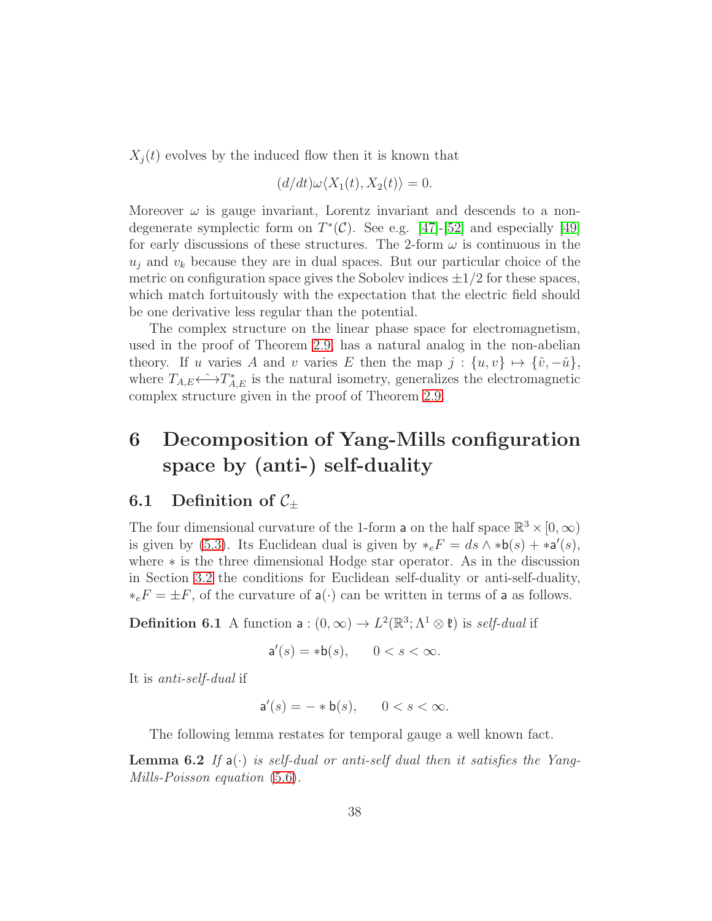$X_j(t)$ evolves by the induced flow then it is known that

$$(d/dt)\omega\langle X_1(t), X_2(t)\rangle = 0.$$

Moreover $\omega$ is gauge invariant, Lorentz invariant and descends to a non-degenerate symplectic form on $T^*(\mathcal{C})$. See e.g. [47]-[52] and especially [49] for early discussions of these structures. The 2-form $\omega$ is continuous in the $u_j$ and $v_k$ because they are in dual spaces. But our particular choice of the metric on configuration space gives the Sobolev indices $\pm 1/2$ for these spaces, which match fortuitously with the expectation that the electric field should be one derivative less regular than the potential.

The complex structure on the linear phase space for electromagnetism, used in the proof of Theorem 2.9, has a natural analog in the non-abelian theory. If $u$ varies $A$ and $v$ varies $E$ then the map $j : \{u, v\} \mapsto \{\hat{v}, -\hat{u}\}$, where $T_{A,E} \stackrel{\hat{}}{\longleftrightarrow} T^*_{A,E}$ is the natural isometry, generalizes the electromagnetic complex structure given in the proof of Theorem 2.9.

# 6 Decomposition of Yang-Mills configuration space by (anti-) self-duality

## 6.1 Definition of $\mathcal{C}_\pm$

The four dimensional curvature of the 1-form $\mathsf{a}$ on the half space $\mathbb{R}^3 \times [0, \infty)$ is given by (5.3). Its Euclidean dual is given by $*_e F = ds \wedge *\mathsf{b}(s) + *\mathsf{a}'(s)$, where $*$ is the three dimensional Hodge star operator. As in the discussion in Section 3.2 the conditions for Euclidean self-duality or anti-self-duality, $*_e F = \pm F$, of the curvature of $\mathsf{a}(\cdot)$ can be written in terms of $\mathsf{a}$ as follows.

**Definition 6.1** A function $\mathsf{a} : (0, \infty) \to L^2(\mathbb{R}^3; \Lambda^1 \otimes \mathfrak{k})$ is *self-dual* if

$$\mathsf{a}'(s) = *\mathsf{b}(s), \qquad 0 < s < \infty.$$

It is *anti-self-dual* if

$$\mathsf{a}'(s) = - * \mathsf{b}(s), \qquad 0 < s < \infty.$$

The following lemma restates for temporal gauge a well known fact.

**Lemma 6.2** *If $\mathsf{a}(\cdot)$ is self-dual or anti-self dual then it satisfies the Yang-Mills-Poisson equation (5.6).*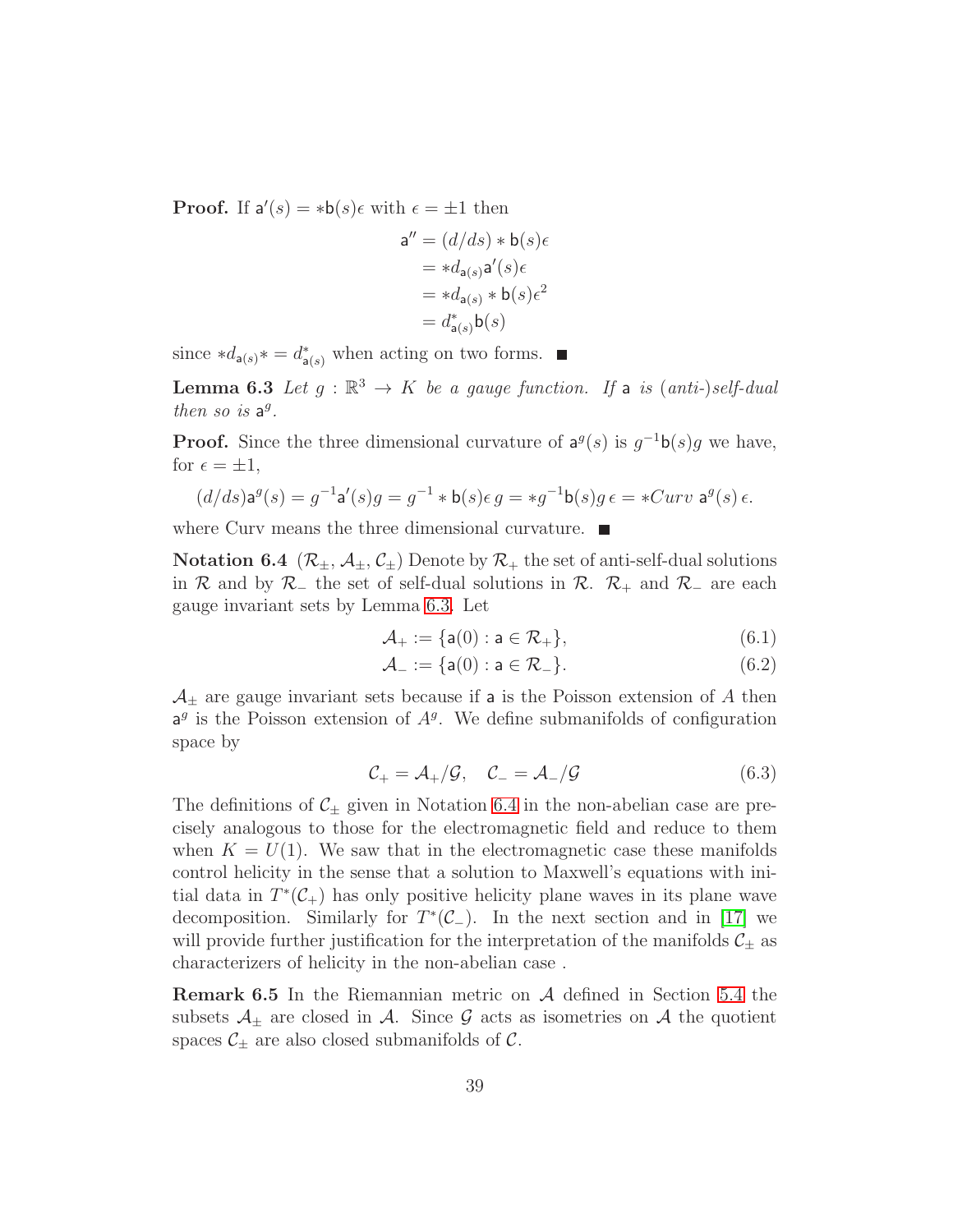**Proof.** If $\mathsf{a}'(s) = *\mathsf{b}(s)\epsilon$ with $\epsilon = \pm 1$ then

$$\begin{aligned}
\mathsf{a}'' &= (d/ds) * \mathsf{b}(s)\epsilon \\
&= *d_{\mathsf{a}(s)}\mathsf{a}'(s)\epsilon \\
&= *d_{\mathsf{a}(s)} * \mathsf{b}(s)\epsilon^2 \\
&= d^*_{\mathsf{a}(s)}\mathsf{b}(s)
\end{aligned}$$

since $*d_{\mathsf{a}(s)}* = d^*_{\mathsf{a}(s)}$ when acting on two forms. ■

**Lemma 6.3** *Let $g : \mathbb{R}^3 \to K$ be a gauge function. If $\mathsf{a}$ is (anti-)self-dual then so is $\mathsf{a}^g$.*

**Proof.** Since the three dimensional curvature of $\mathsf{a}^g(s)$ is $g^{-1}\mathsf{b}(s)g$ we have, for $\epsilon = \pm 1$,

$$(d/ds)\mathsf{a}^g(s) = g^{-1}\mathsf{a}'(s)g = g^{-1} * \mathsf{b}(s)\epsilon\, g = *g^{-1}\mathsf{b}(s)g\,\epsilon = *Curv\ \mathsf{a}^g(s)\,\epsilon.$$

where Curv means the three dimensional curvature. ■

**Notation 6.4** ($\mathcal{R}_\pm, \mathcal{A}_\pm, \mathcal{C}_\pm$) Denote by $\mathcal{R}_+$ the set of anti-self-dual solutions in $\mathcal{R}$ and by $\mathcal{R}_-$ the set of self-dual solutions in $\mathcal{R}$. $\mathcal{R}_+$ and $\mathcal{R}_-$ are each gauge invariant sets by Lemma 6.3. Let

$$\mathcal{A}_+ := \{\mathsf{a}(0) : \mathsf{a} \in \mathcal{R}_+\}, \tag{6.1}$$

$$\mathcal{A}_- := \{\mathsf{a}(0) : \mathsf{a} \in \mathcal{R}_-\}. \tag{6.2}$$

$\mathcal{A}_\pm$ are gauge invariant sets because if $\mathsf{a}$ is the Poisson extension of $A$ then $\mathsf{a}^g$ is the Poisson extension of $A^g$. We define submanifolds of configuration space by

$$\mathcal{C}_+ = \mathcal{A}_+/\mathcal{G}, \quad \mathcal{C}_- = \mathcal{A}_-/\mathcal{G} \tag{6.3}$$

The definitions of $\mathcal{C}_\pm$ given in Notation 6.4 in the non-abelian case are precisely analogous to those for the electromagnetic field and reduce to them when $K = U(1)$. We saw that in the electromagnetic case these manifolds control helicity in the sense that a solution to Maxwell's equations with initial data in $T^*(\mathcal{C}_+)$ has only positive helicity plane waves in its plane wave decomposition. Similarly for $T^*(\mathcal{C}_-)$. In the next section and in [17] we will provide further justification for the interpretation of the manifolds $\mathcal{C}_\pm$ as characterizers of helicity in the non-abelian case .

**Remark 6.5** In the Riemannian metric on $\mathcal{A}$ defined in Section 5.4 the subsets $\mathcal{A}_\pm$ are closed in $\mathcal{A}$. Since $\mathcal{G}$ acts as isometries on $\mathcal{A}$ the quotient spaces $\mathcal{C}_\pm$ are also closed submanifolds of $\mathcal{C}$.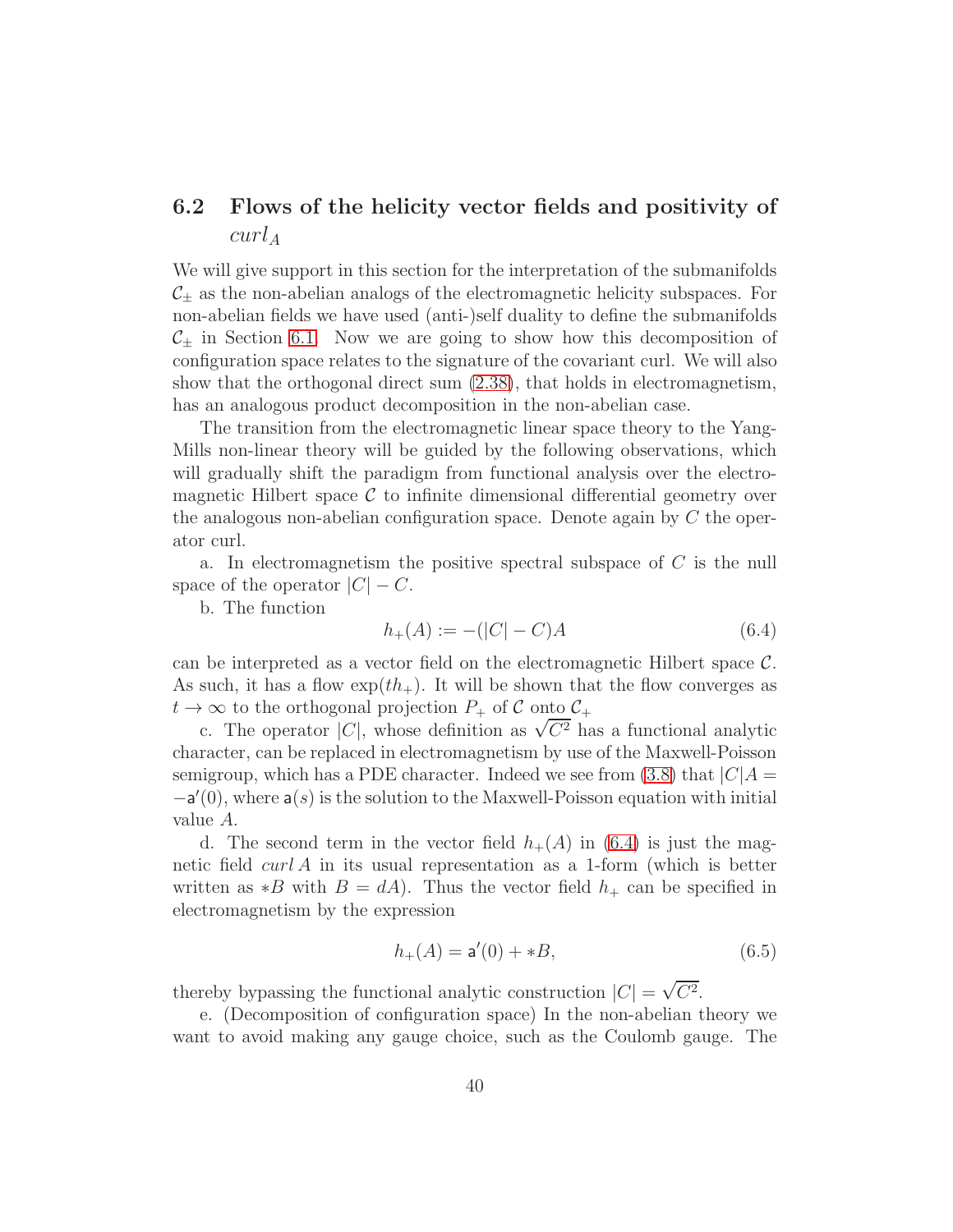## 6.2 Flows of the helicity vector fields and positivity of $curl_A$

We will give support in this section for the interpretation of the submanifolds $\mathcal{C}_\pm$ as the non-abelian analogs of the electromagnetic helicity subspaces. For non-abelian fields we have used (anti-)self duality to define the submanifolds $\mathcal{C}_\pm$ in Section 6.1. Now we are going to show how this decomposition of configuration space relates to the signature of the covariant curl. We will also show that the orthogonal direct sum (2.38), that holds in electromagnetism, has an analogous product decomposition in the non-abelian case.

The transition from the electromagnetic linear space theory to the Yang-Mills non-linear theory will be guided by the following observations, which will gradually shift the paradigm from functional analysis over the electromagnetic Hilbert space $\mathcal{C}$ to infinite dimensional differential geometry over the analogous non-abelian configuration space. Denote again by $C$ the operator curl.

a. In electromagnetism the positive spectral subspace of $C$ is the null space of the operator $|C| - C$.

b. The function

$$h_+(A) := -(|C| - C)A \tag{6.4}$$

can be interpreted as a vector field on the electromagnetic Hilbert space $\mathcal{C}$. As such, it has a flow $\exp(th_+)$. It will be shown that the flow converges as $t \to \infty$ to the orthogonal projection $P_+$ of $\mathcal{C}$ onto $\mathcal{C}_+$

c. The operator $|C|$, whose definition as $\sqrt{C^2}$ has a functional analytic character, can be replaced in electromagnetism by use of the Maxwell-Poisson semigroup, which has a PDE character. Indeed we see from (3.8) that $|C|A = -\mathsf{a}'(0)$, where $\mathsf{a}(s)$ is the solution to the Maxwell-Poisson equation with initial value $A$.

d. The second term in the vector field $h_+(A)$ in (6.4) is just the magnetic field $curl\, A$ in its usual representation as a 1-form (which is better written as $*B$ with $B = dA$). Thus the vector field $h_+$ can be specified in electromagnetism by the expression

$$h_+(A) = \mathsf{a}'(0) + *B, \tag{6.5}$$

thereby bypassing the functional analytic construction $|C| = \sqrt{C^2}$.

e. (Decomposition of configuration space) In the non-abelian theory we want to avoid making any gauge choice, such as the Coulomb gauge. The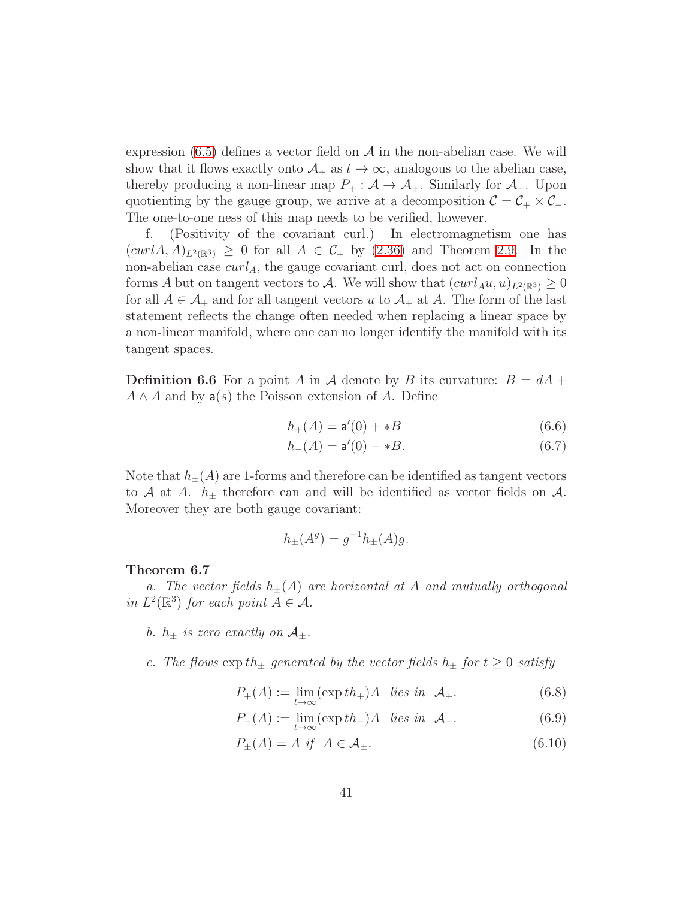expression (6.5) defines a vector field on $\mathcal{A}$ in the non-abelian case. We will show that it flows exactly onto $\mathcal{A}_+$ as $t \to \infty$, analogous to the abelian case, thereby producing a non-linear map $P_+ : \mathcal{A} \to \mathcal{A}_+$. Similarly for $\mathcal{A}_-$. Upon quotienting by the gauge group, we arrive at a decomposition $\mathcal{C} = \mathcal{C}_+ \times \mathcal{C}_-$. The one-to-one ness of this map needs to be verified, however.

f. (Positivity of the covariant curl.) In electromagnetism one has $(curl A, A)_{L^2(\mathbb{R}^3)} \geq 0$ for all $A \in \mathcal{C}_+$ by (2.36) and Theorem 2.9. In the non-abelian case $curl_A$, the gauge covariant curl, does not act on connection forms $A$ but on tangent vectors to $\mathcal{A}$. We will show that $(curl_A u, u)_{L^2(\mathbb{R}^3)} \geq 0$ for all $A \in \mathcal{A}_+$ and for all tangent vectors $u$ to $\mathcal{A}_+$ at $A$. The form of the last statement reflects the change often needed when replacing a linear space by a non-linear manifold, where one can no longer identify the manifold with its tangent spaces.

**Definition 6.6** For a point $A$ in $\mathcal{A}$ denote by $B$ its curvature: $B = dA + A \wedge A$ and by $\mathsf{a}(s)$ the Poisson extension of $A$. Define

$$h_+(A) = \mathsf{a}'(0) + *B \tag{6.6}$$

$$h_-(A) = \mathsf{a}'(0) - *B. \tag{6.7}$$

Note that $h_\pm(A)$ are 1-forms and therefore can be identified as tangent vectors to $\mathcal{A}$ at $A$. $h_\pm$ therefore can and will be identified as vector fields on $\mathcal{A}$. Moreover they are both gauge covariant:

$$h_\pm(A^g) = g^{-1} h_\pm(A) g.$$

**Theorem 6.7**

*a. The vector fields $h_\pm(A)$ are horizontal at $A$ and mutually orthogonal in $L^2(\mathbb{R}^3)$ for each point $A \in \mathcal{A}$.*

*b. $h_\pm$ is zero exactly on $\mathcal{A}_\pm$.*

*c. The flows $\exp th_\pm$ generated by the vector fields $h_\pm$ for $t \geq 0$ satisfy*

$$P_+(A) := \lim_{t\to\infty} (\exp th_+)A \ \ \textit{lies in} \ \ \mathcal{A}_+. \tag{6.8}$$

$$P_-(A) := \lim_{t\to\infty} (\exp th_-)A \ \ \textit{lies in} \ \ \mathcal{A}_-. \tag{6.9}$$

$$P_\pm(A) = A \ \textit{if} \ \ A \in \mathcal{A}_\pm. \tag{6.10}$$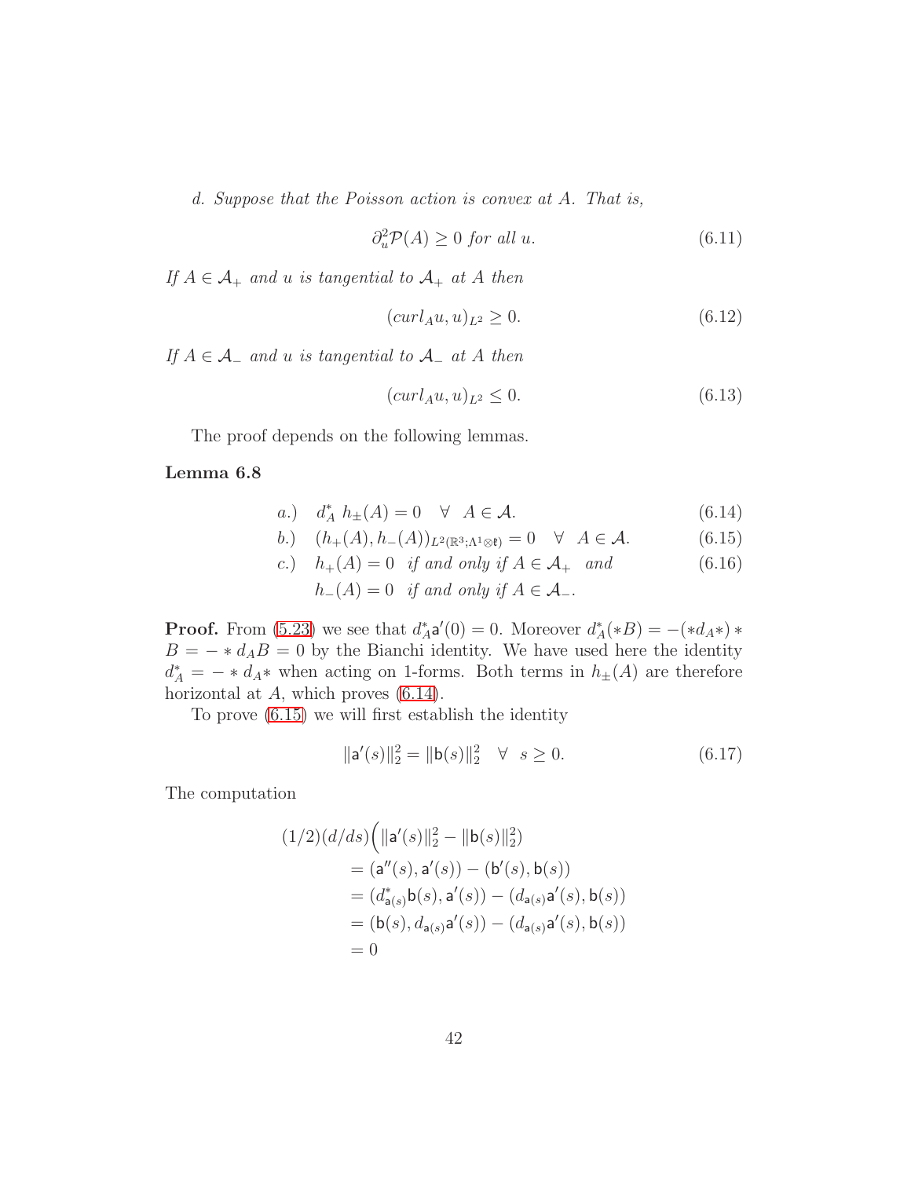*d. Suppose that the Poisson action is convex at A. That is,*

$$\partial_u^2 \mathcal{P}(A) \geq 0 \text{ for all } u. \tag{6.11}$$

*If $A \in \mathcal{A}_+$ and $u$ is tangential to $\mathcal{A}_+$ at $A$ then*

$$(curl_A u, u)_{L^2} \geq 0. \tag{6.12}$$

*If $A \in \mathcal{A}_-$ and $u$ is tangential to $\mathcal{A}_-$ at $A$ then*

$$(curl_A u, u)_{L^2} \leq 0. \tag{6.13}$$

The proof depends on the following lemmas.

**Lemma 6.8**

$$a.) \quad d_A^*\ h_\pm(A) = 0 \quad \forall \quad A \in \mathcal{A}. \tag{6.14}$$

$$b.) \quad (h_+(A), h_-(A))_{L^2(\mathbb{R}^3;\Lambda^1\otimes\mathfrak{k})} = 0 \quad \forall \quad A \in \mathcal{A}. \tag{6.15}$$

$$c.) \quad h_+(A) = 0 \ \textit{ if and only if } A \in \mathcal{A}_+ \ \textit{ and} \tag{6.16}$$

$$h_-(A) = 0 \ \textit{ if and only if } A \in \mathcal{A}_-.$$

**Proof.** From (5.23) we see that $d_A^*\mathsf{a}'(0) = 0$. Moreover $d_A^*(*B) = -(*d_A*)*B = -*d_AB = 0$ by the Bianchi identity. We have used here the identity $d_A^* = -*d_A*$ when acting on 1-forms. Both terms in $h_\pm(A)$ are therefore horizontal at $A$, which proves (6.14).

To prove (6.15) we will first establish the identity

$$\|\mathsf{a}'(s)\|_2^2 = \|\mathsf{b}(s)\|_2^2 \quad \forall \quad s \geq 0. \tag{6.17}$$

The computation

$$\begin{aligned}
(1/2)(d/ds)&\Big(\|\mathsf{a}'(s)\|_2^2 - \|\mathsf{b}(s)\|_2^2\Big) \\
&= (\mathsf{a}''(s), \mathsf{a}'(s)) - (\mathsf{b}'(s), \mathsf{b}(s)) \\
&= (d_{\mathsf{a}(s)}^*\mathsf{b}(s), \mathsf{a}'(s)) - (d_{\mathsf{a}(s)}\mathsf{a}'(s), \mathsf{b}(s)) \\
&= (\mathsf{b}(s), d_{\mathsf{a}(s)}\mathsf{a}'(s)) - (d_{\mathsf{a}(s)}\mathsf{a}'(s), \mathsf{b}(s)) \\
&= 0
\end{aligned}$$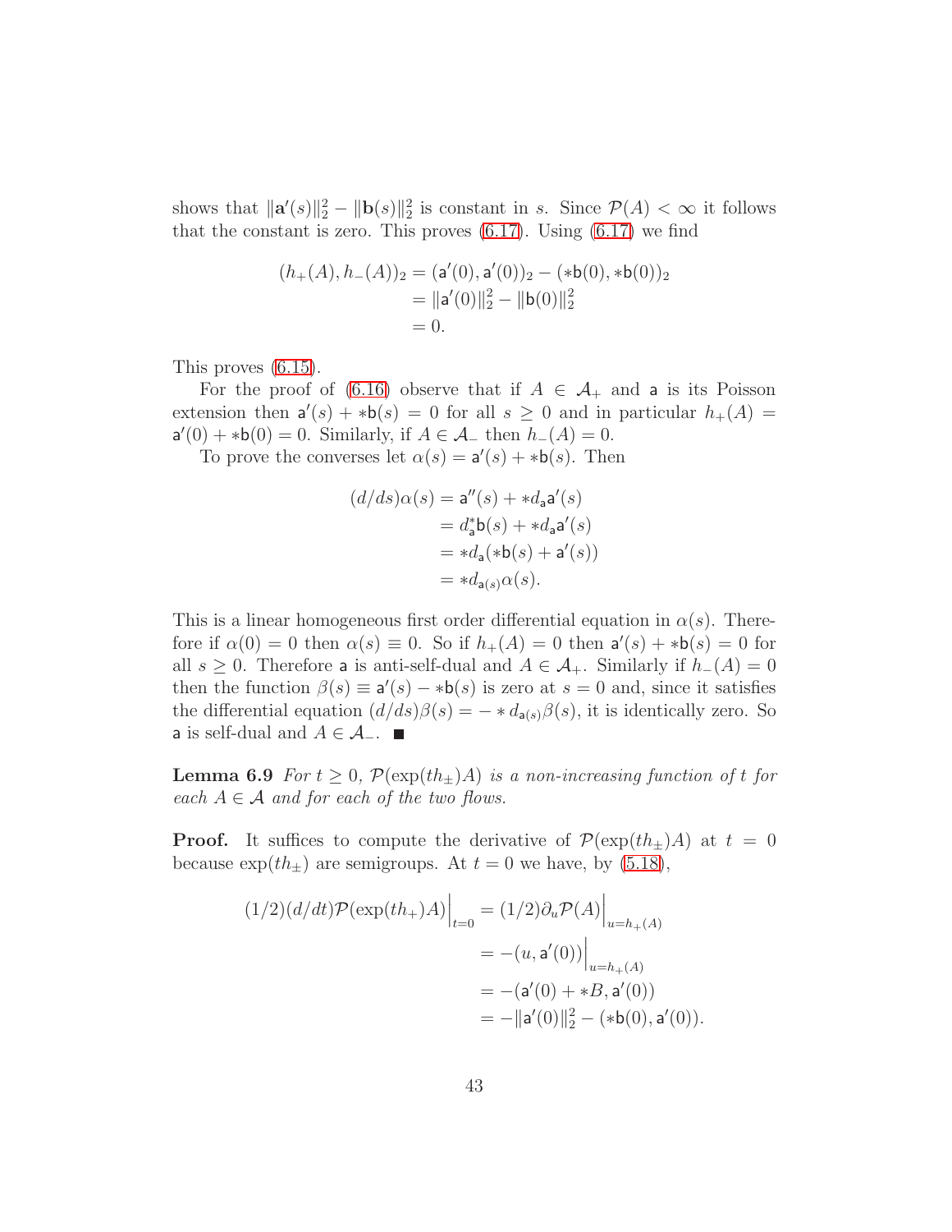shows that $\|\mathbf{a}'(s)\|_2^2 - \|\mathbf{b}(s)\|_2^2$ is constant in $s$. Since $\mathcal{P}(A) < \infty$ it follows that the constant is zero. This proves (6.17). Using (6.17) we find

$$
\begin{aligned}
(h_+(A), h_-(A))_2 &= (\mathsf{a}'(0), \mathsf{a}'(0))_2 - (*\mathsf{b}(0), *\mathsf{b}(0))_2 \\
&= \|\mathsf{a}'(0)\|_2^2 - \|\mathsf{b}(0)\|_2^2 \\
&= 0.
\end{aligned}
$$

This proves (6.15).

For the proof of (6.16) observe that if $A \in \mathcal{A}_+$ and $\mathsf{a}$ is its Poisson extension then $\mathsf{a}'(s) + *\mathsf{b}(s) = 0$ for all $s \geq 0$ and in particular $h_+(A) = \mathsf{a}'(0) + *\mathsf{b}(0) = 0$. Similarly, if $A \in \mathcal{A}_-$ then $h_-(A) = 0$.

To prove the converses let $\alpha(s) = \mathsf{a}'(s) + *\mathsf{b}(s)$. Then

$$
\begin{aligned}
(d/ds)\alpha(s) &= \mathsf{a}''(s) + *d_{\mathsf{a}}\mathsf{a}'(s) \\
&= d_{\mathsf{a}}^*\mathsf{b}(s) + *d_{\mathsf{a}}\mathsf{a}'(s) \\
&= *d_{\mathsf{a}}(*\mathsf{b}(s) + \mathsf{a}'(s)) \\
&= *d_{\mathsf{a}(s)}\alpha(s).
\end{aligned}
$$

This is a linear homogeneous first order differential equation in $\alpha(s)$. Therefore if $\alpha(0) = 0$ then $\alpha(s) \equiv 0$. So if $h_+(A) = 0$ then $\mathsf{a}'(s) + *\mathsf{b}(s) = 0$ for all $s \geq 0$. Therefore $\mathsf{a}$ is anti-self-dual and $A \in \mathcal{A}_+$. Similarly if $h_-(A) = 0$ then the function $\beta(s) \equiv \mathsf{a}'(s) - *\mathsf{b}(s)$ is zero at $s = 0$ and, since it satisfies the differential equation $(d/ds)\beta(s) = -*d_{\mathsf{a}(s)}\beta(s)$, it is identically zero. So $\mathsf{a}$ is self-dual and $A \in \mathcal{A}_-$. ■

**Lemma 6.9** *For $t \geq 0$, $\mathcal{P}(\exp(th_\pm)A)$ is a non-increasing function of $t$ for each $A \in \mathcal{A}$ and for each of the two flows.*

**Proof.** It suffices to compute the derivative of $\mathcal{P}(\exp(th_\pm)A)$ at $t = 0$ because $\exp(th_\pm)$ are semigroups. At $t = 0$ we have, by (5.18),

$$
\begin{aligned}
(1/2)(d/dt)\mathcal{P}(\exp(th_+)A)\Big|_{t=0} &= (1/2)\partial_u \mathcal{P}(A)\Big|_{u=h_+(A)} \\
&= -(u, \mathsf{a}'(0))\Big|_{u=h_+(A)} \\
&= -(\mathsf{a}'(0) + *B, \mathsf{a}'(0)) \\
&= -\|\mathsf{a}'(0)\|_2^2 - (*\mathsf{b}(0), \mathsf{a}'(0)).
\end{aligned}
$$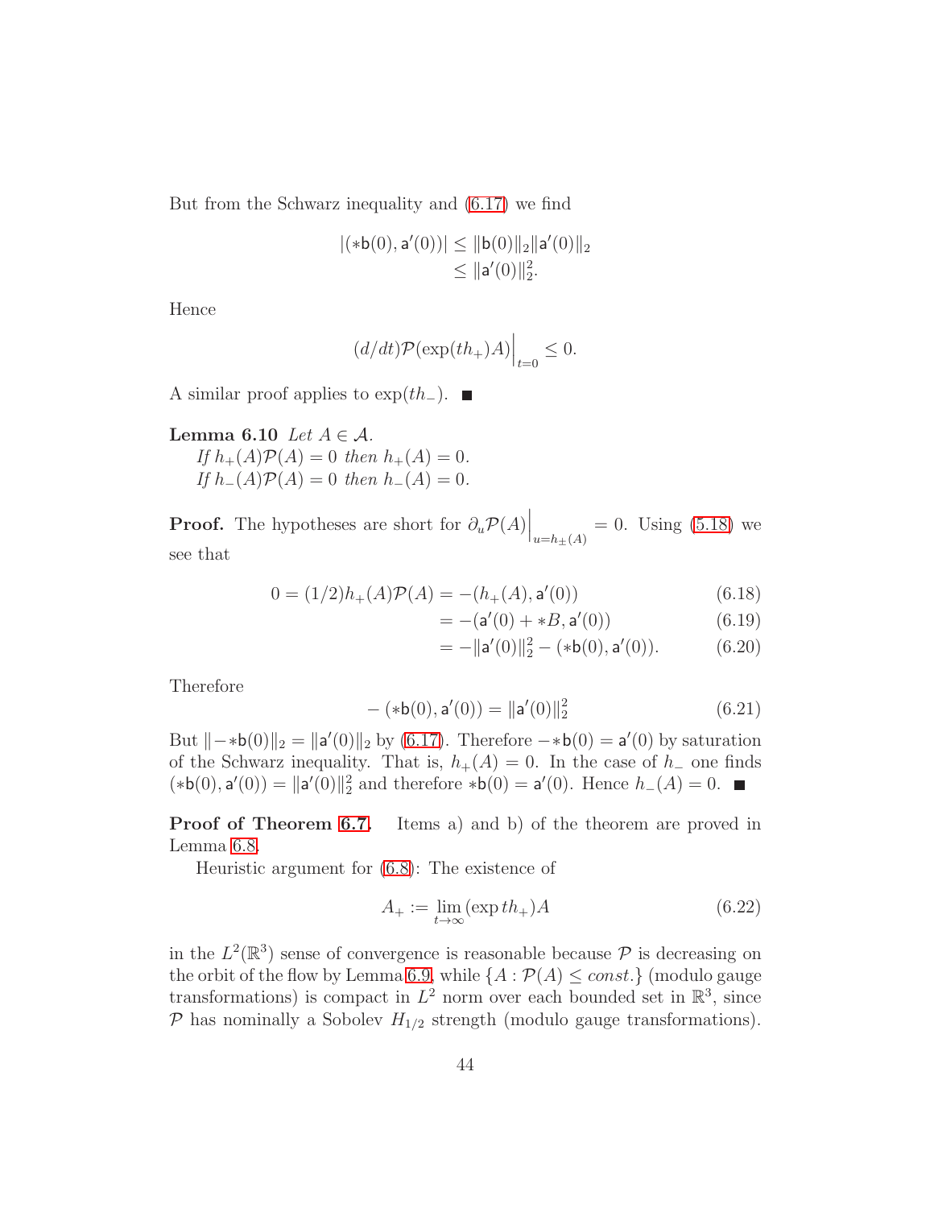But from the Schwarz inequality and (6.17) we find

$$
\begin{aligned}
|(*\mathsf{b}(0), \mathsf{a}'(0))| &\le \|\mathsf{b}(0)\|_2 \|\mathsf{a}'(0)\|_2 \\
&\le \|\mathsf{a}'(0)\|_2^2.
\end{aligned}
$$

Hence

$$
(d/dt)\mathcal{P}(\exp(th_+)A)\Big|_{t=0} \le 0.
$$

A similar proof applies to $\exp(th_-)$. ∎

**Lemma 6.10** *Let $A \in \mathcal{A}$.*
*If $h_+(A)\mathcal{P}(A) = 0$ then $h_+(A) = 0$.*
*If $h_-(A)\mathcal{P}(A) = 0$ then $h_-(A) = 0$.*

**Proof.** The hypotheses are short for $\partial_u \mathcal{P}(A)\Big|_{u=h_\pm(A)} = 0$. Using (5.18) we see that

$$
\begin{aligned}
0 = (1/2)h_+(A)\mathcal{P}(A) &= -(h_+(A), \mathsf{a}'(0)) &(6.18)\\
&= -(\mathsf{a}'(0) + *B, \mathsf{a}'(0)) &(6.19)\\
&= -\|\mathsf{a}'(0)\|_2^2 - (*\mathsf{b}(0), \mathsf{a}'(0)). &(6.20)
\end{aligned}
$$

Therefore

$$
-(*\mathsf{b}(0), \mathsf{a}'(0)) = \|\mathsf{a}'(0)\|_2^2 \tag{6.21}
$$

But $\|-*\mathsf{b}(0)\|_2 = \|\mathsf{a}'(0)\|_2$ by (6.17). Therefore $-*\mathsf{b}(0) = \mathsf{a}'(0)$ by saturation of the Schwarz inequality. That is, $h_+(A) = 0$. In the case of $h_-$ one finds $(*\mathsf{b}(0), \mathsf{a}'(0)) = \|\mathsf{a}'(0)\|_2^2$ and therefore $*\mathsf{b}(0) = \mathsf{a}'(0)$. Hence $h_-(A) = 0$. ∎

**Proof of Theorem 6.7.** Items a) and b) of the theorem are proved in Lemma 6.8.

Heuristic argument for (6.8): The existence of

$$
A_+ := \lim_{t\to\infty}(\exp th_+)A \tag{6.22}
$$

in the $L^2(\mathbb{R}^3)$ sense of convergence is reasonable because $\mathcal{P}$ is decreasing on the orbit of the flow by Lemma 6.9, while $\{A : \mathcal{P}(A) \le const.\}$ (modulo gauge transformations) is compact in $L^2$ norm over each bounded set in $\mathbb{R}^3$, since $\mathcal{P}$ has nominally a Sobolev $H_{1/2}$ strength (modulo gauge transformations).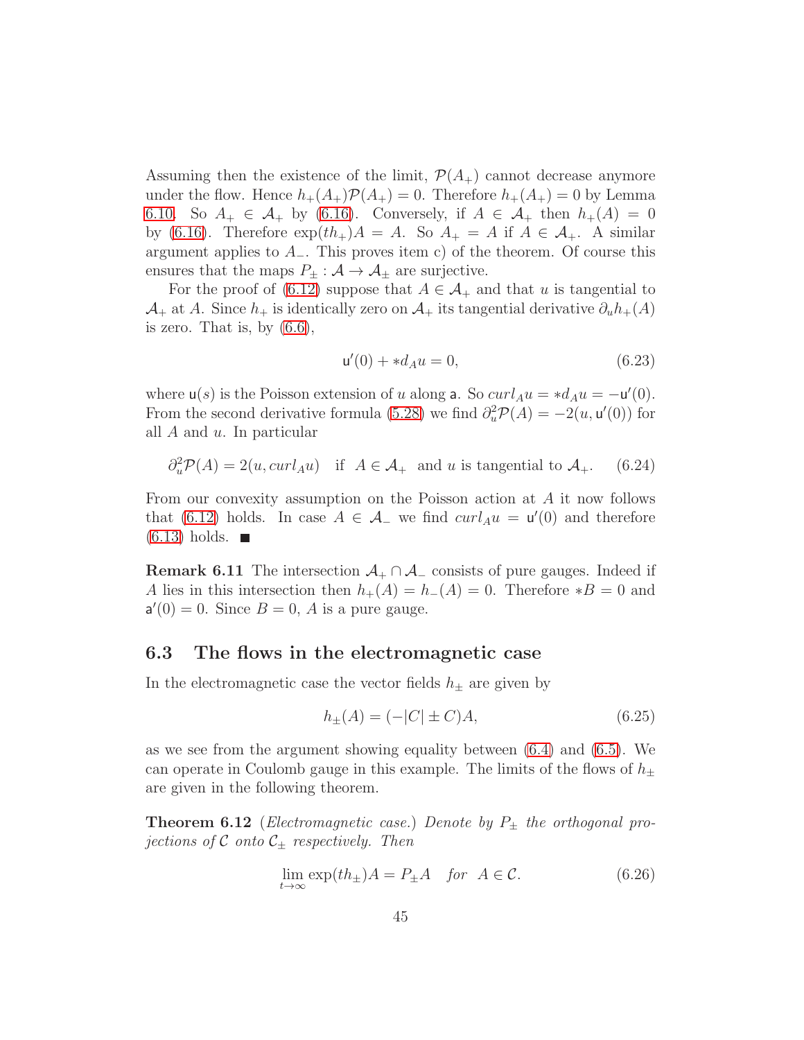Assuming then the existence of the limit, $\mathcal{P}(A_+)$ cannot decrease anymore under the flow. Hence $h_+(A_+)\mathcal{P}(A_+) = 0$. Therefore $h_+(A_+) = 0$ by Lemma 6.10. So $A_+ \in \mathcal{A}_+$ by (6.16). Conversely, if $A \in \mathcal{A}_+$ then $h_+(A) = 0$ by (6.16). Therefore $\exp(th_+)A = A$. So $A_+ = A$ if $A \in \mathcal{A}_+$. A similar argument applies to $A_-$. This proves item c) of the theorem. Of course this ensures that the maps $P_\pm : \mathcal{A} \to \mathcal{A}_\pm$ are surjective.

For the proof of (6.12) suppose that $A \in \mathcal{A}_+$ and that $u$ is tangential to $\mathcal{A}_+$ at $A$. Since $h_+$ is identically zero on $\mathcal{A}_+$ its tangential derivative $\partial_u h_+(A)$ is zero. That is, by (6.6),

$$\mathsf{u}'(0) + *d_A u = 0, \tag{6.23}$$

where $\mathsf{u}(s)$ is the Poisson extension of $u$ along $\mathsf{a}$. So $curl_A u = *d_A u = -\mathsf{u}'(0)$. From the second derivative formula (5.28) we find $\partial_u^2 \mathcal{P}(A) = -2(u, \mathsf{u}'(0))$ for all $A$ and $u$. In particular

$$\partial_u^2 \mathcal{P}(A) = 2(u, curl_A u) \quad \text{if} \quad A \in \mathcal{A}_+ \quad \text{and } u \text{ is tangential to } \mathcal{A}_+. \tag{6.24}$$

From our convexity assumption on the Poisson action at $A$ it now follows that (6.12) holds. In case $A \in \mathcal{A}_-$ we find $curl_A u = \mathsf{u}'(0)$ and therefore (6.13) holds. ∎

**Remark 6.11** The intersection $\mathcal{A}_+ \cap \mathcal{A}_-$ consists of pure gauges. Indeed if $A$ lies in this intersection then $h_+(A) = h_-(A) = 0$. Therefore $*B = 0$ and $\mathsf{a}'(0) = 0$. Since $B = 0$, $A$ is a pure gauge.

## 6.3 The flows in the electromagnetic case

In the electromagnetic case the vector fields $h_\pm$ are given by

$$h_\pm(A) = (-|C| \pm C)A, \tag{6.25}$$

as we see from the argument showing equality between (6.4) and (6.5). We can operate in Coulomb gauge in this example. The limits of the flows of $h_\pm$ are given in the following theorem.

**Theorem 6.12** (*Electromagnetic case.*) *Denote by $P_\pm$ the orthogonal projections of $\mathcal{C}$ onto $\mathcal{C}_\pm$ respectively. Then*

$$\lim_{t\to\infty} \exp(th_\pm)A = P_\pm A \quad \textit{for} \quad A \in \mathcal{C}. \tag{6.26}$$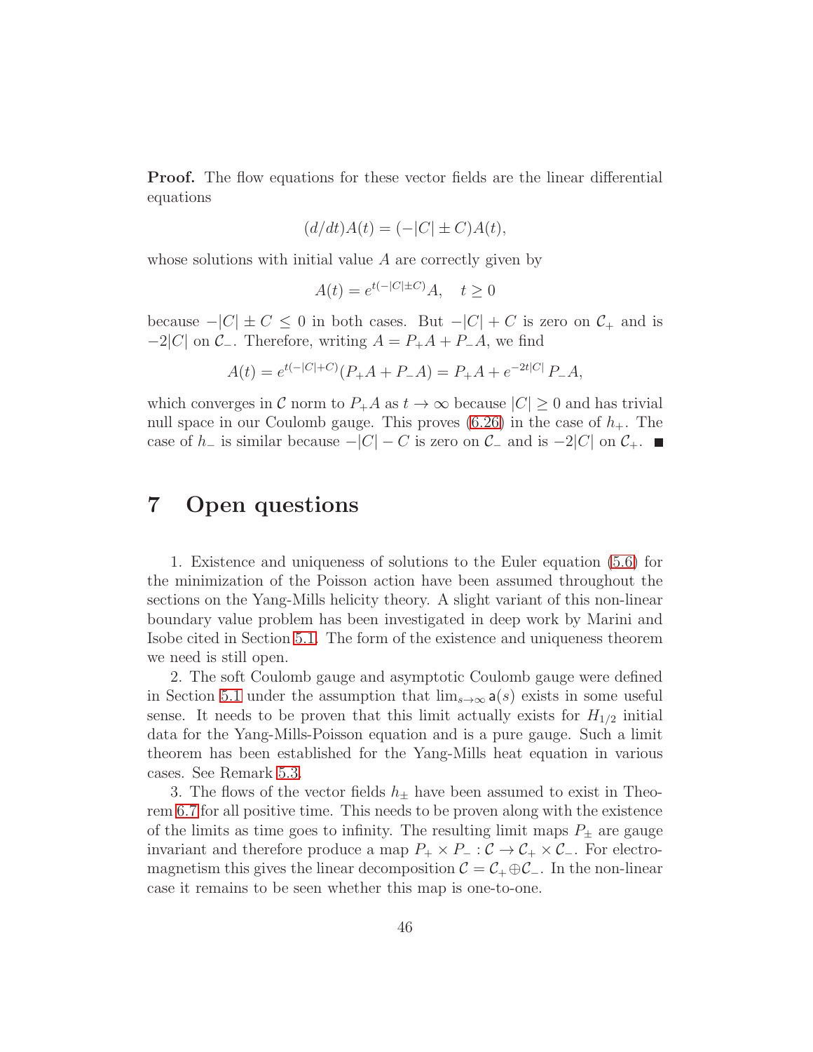**Proof.** The flow equations for these vector fields are the linear differential equations

$$(d/dt)A(t) = (-|C| \pm C)A(t),$$

whose solutions with initial value $A$ are correctly given by

$$A(t) = e^{t(-|C|\pm C)}A, \quad t \geq 0$$

because $-|C| \pm C \leq 0$ in both cases. But $-|C| + C$ is zero on $\mathcal{C}_+$ and is $-2|C|$ on $\mathcal{C}_-$. Therefore, writing $A = P_+A + P_-A$, we find

$$A(t) = e^{t(-|C|+C)}(P_+A + P_-A) = P_+A + e^{-2t|C|}\, P_-A,$$

which converges in $\mathcal{C}$ norm to $P_+A$ as $t \to \infty$ because $|C| \geq 0$ and has trivial null space in our Coulomb gauge. This proves (6.26) in the case of $h_+$. The case of $h_-$ is similar because $-|C| - C$ is zero on $\mathcal{C}_-$ and is $-2|C|$ on $\mathcal{C}_+$. ■

# 7 Open questions

1. Existence and uniqueness of solutions to the Euler equation (5.6) for the minimization of the Poisson action have been assumed throughout the sections on the Yang-Mills helicity theory. A slight variant of this non-linear boundary value problem has been investigated in deep work by Marini and Isobe cited in Section 5.1. The form of the existence and uniqueness theorem we need is still open.

2. The soft Coulomb gauge and asymptotic Coulomb gauge were defined in Section 5.1 under the assumption that $\lim_{s\to\infty} \mathsf{a}(s)$ exists in some useful sense. It needs to be proven that this limit actually exists for $H_{1/2}$ initial data for the Yang-Mills-Poisson equation and is a pure gauge. Such a limit theorem has been established for the Yang-Mills heat equation in various cases. See Remark 5.3.

3. The flows of the vector fields $h_\pm$ have been assumed to exist in Theorem 6.7 for all positive time. This needs to be proven along with the existence of the limits as time goes to infinity. The resulting limit maps $P_\pm$ are gauge invariant and therefore produce a map $P_+ \times P_- : \mathcal{C} \to \mathcal{C}_+ \times \mathcal{C}_-$. For electromagnetism this gives the linear decomposition $\mathcal{C} = \mathcal{C}_+ \oplus \mathcal{C}_-$. In the non-linear case it remains to be seen whether this map is one-to-one.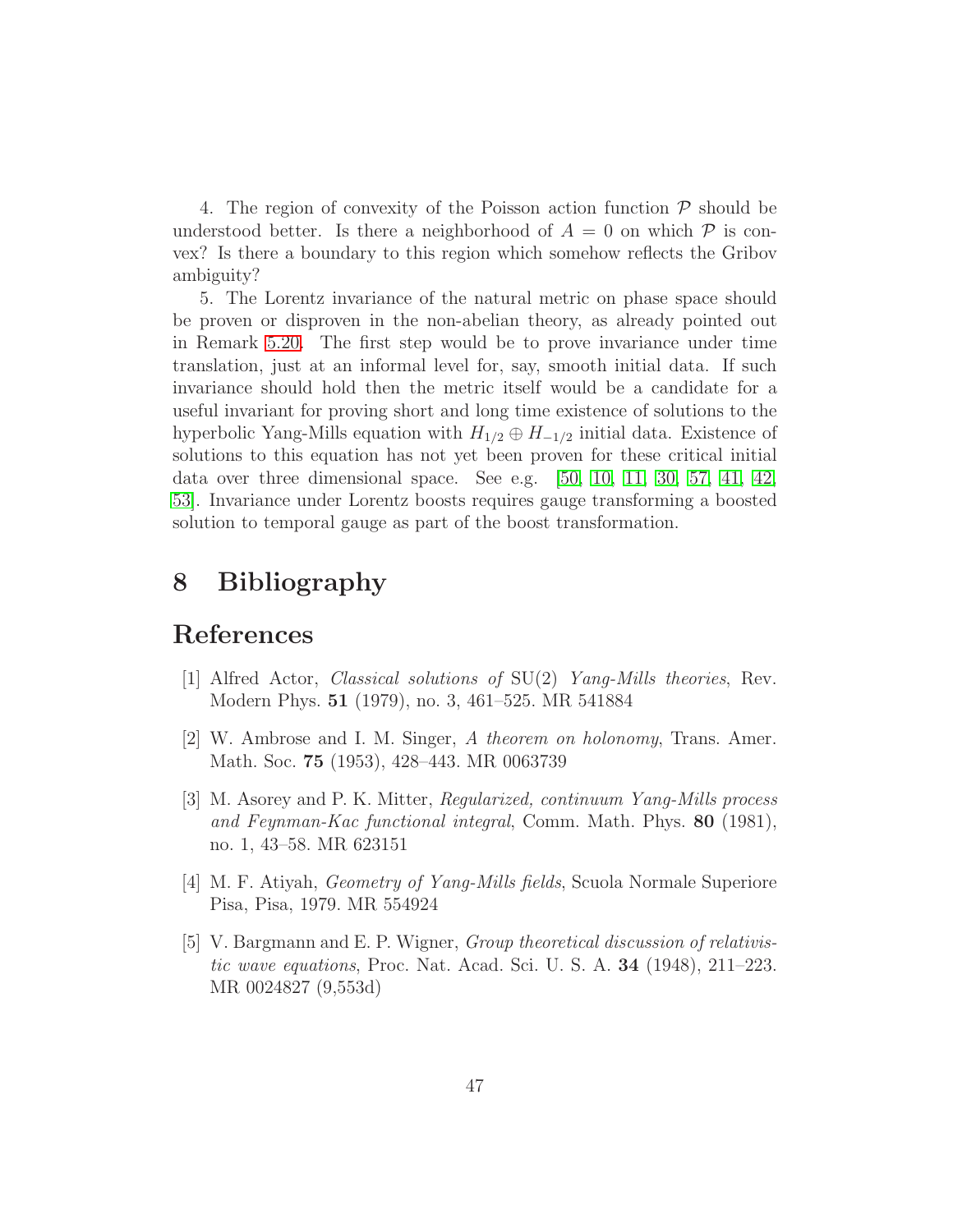4. The region of convexity of the Poisson action function $\mathcal{P}$ should be understood better. Is there a neighborhood of $A = 0$ on which $\mathcal{P}$ is convex? Is there a boundary to this region which somehow reflects the Gribov ambiguity?

5. The Lorentz invariance of the natural metric on phase space should be proven or disproven in the non-abelian theory, as already pointed out in Remark 5.20. The first step would be to prove invariance under time translation, just at an informal level for, say, smooth initial data. If such invariance should hold then the metric itself would be a candidate for a useful invariant for proving short and long time existence of solutions to the hyperbolic Yang-Mills equation with $H_{1/2} \oplus H_{-1/2}$ initial data. Existence of solutions to this equation has not yet been proven for these critical initial data over three dimensional space. See e.g. [50, 10, 11, 30, 57, 41, 42, 53]. Invariance under Lorentz boosts requires gauge transforming a boosted solution to temporal gauge as part of the boost transformation.

# 8 Bibliography

## References

[1] Alfred Actor, *Classical solutions of* SU(2) *Yang-Mills theories*, Rev. Modern Phys. **51** (1979), no. 3, 461–525. MR 541884

[2] W. Ambrose and I. M. Singer, *A theorem on holonomy*, Trans. Amer. Math. Soc. **75** (1953), 428–443. MR 0063739

[3] M. Asorey and P. K. Mitter, *Regularized, continuum Yang-Mills process and Feynman-Kac functional integral*, Comm. Math. Phys. **80** (1981), no. 1, 43–58. MR 623151

[4] M. F. Atiyah, *Geometry of Yang-Mills fields*, Scuola Normale Superiore Pisa, Pisa, 1979. MR 554924

[5] V. Bargmann and E. P. Wigner, *Group theoretical discussion of relativistic wave equations*, Proc. Nat. Acad. Sci. U. S. A. **34** (1948), 211–223. MR 0024827 (9,553d)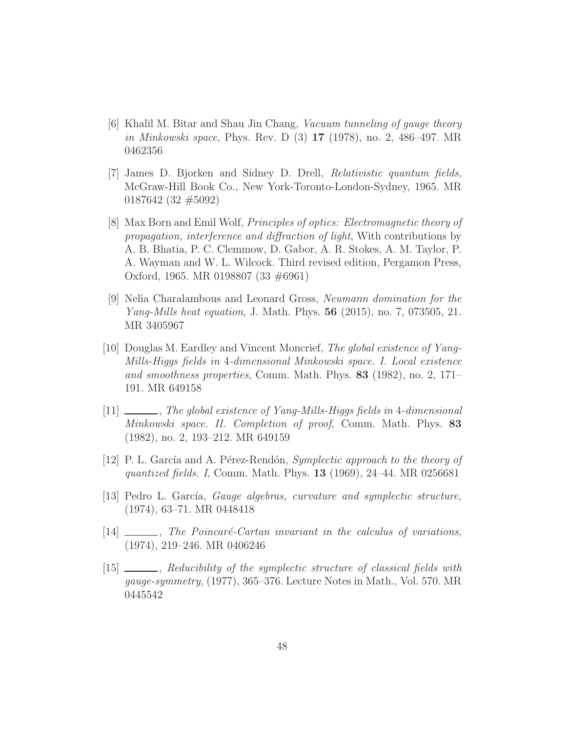[6] Khalil M. Bitar and Shau Jin Chang, *Vacuum tunneling of gauge theory in Minkowski space*, Phys. Rev. D (3) **17** (1978), no. 2, 486–497. MR 0462356

[7] James D. Bjorken and Sidney D. Drell, *Relativistic quantum fields*, McGraw-Hill Book Co., New York-Toronto-London-Sydney, 1965. MR 0187642 (32 #5092)

[8] Max Born and Emil Wolf, *Principles of optics: Electromagnetic theory of propagation, interference and diffraction of light*, With contributions by A. B. Bhatia, P. C. Clemmow, D. Gabor, A. R. Stokes, A. M. Taylor, P. A. Wayman and W. L. Wilcock. Third revised edition, Pergamon Press, Oxford, 1965. MR 0198807 (33 #6961)

[9] Nelia Charalambous and Leonard Gross, *Neumann domination for the Yang-Mills heat equation*, J. Math. Phys. **56** (2015), no. 7, 073505, 21. MR 3405967

[10] Douglas M. Eardley and Vincent Moncrief, *The global existence of Yang-Mills-Higgs fields in 4-dimensional Minkowski space. I. Local existence and smoothness properties*, Comm. Math. Phys. **83** (1982), no. 2, 171–191. MR 649158

[11] ______, *The global existence of Yang-Mills-Higgs fields in 4-dimensional Minkowski space. II. Completion of proof*, Comm. Math. Phys. **83** (1982), no. 2, 193–212. MR 649159

[12] P. L. García and A. Pérez-Rendón, *Symplectic approach to the theory of quantized fields. I*, Comm. Math. Phys. **13** (1969), 24–44. MR 0256681

[13] Pedro L. García, *Gauge algebras, curvature and symplectic structure*, (1974), 63–71. MR 0448418

[14] ______, *The Poincaré-Cartan invariant in the calculus of variations*, (1974), 219–246. MR 0406246

[15] ______, *Reducibility of the symplectic structure of classical fields with gauge-symmetry*, (1977), 365–376. Lecture Notes in Math., Vol. 570. MR 0445542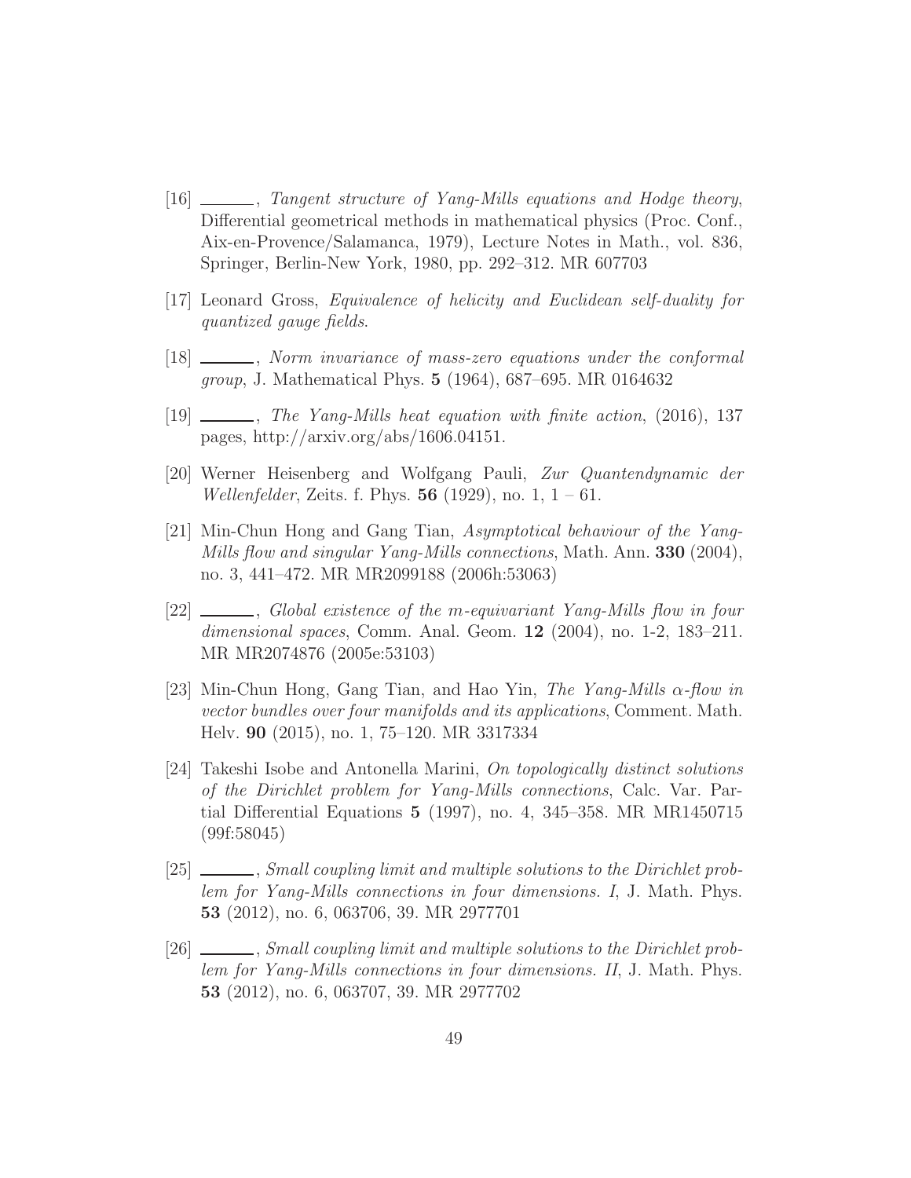[16] ______, *Tangent structure of Yang-Mills equations and Hodge theory*, Differential geometrical methods in mathematical physics (Proc. Conf., Aix-en-Provence/Salamanca, 1979), Lecture Notes in Math., vol. 836, Springer, Berlin-New York, 1980, pp. 292–312. MR 607703

[17] Leonard Gross, *Equivalence of helicity and Euclidean self-duality for quantized gauge fields*.

[18] ______, *Norm invariance of mass-zero equations under the conformal group*, J. Mathematical Phys. **5** (1964), 687–695. MR 0164632

[19] ______, *The Yang-Mills heat equation with finite action*, (2016), 137 pages, http://arxiv.org/abs/1606.04151.

[20] Werner Heisenberg and Wolfgang Pauli, *Zur Quantendynamic der Wellenfelder*, Zeits. f. Phys. **56** (1929), no. 1, 1 – 61.

[21] Min-Chun Hong and Gang Tian, *Asymptotical behaviour of the Yang-Mills flow and singular Yang-Mills connections*, Math. Ann. **330** (2004), no. 3, 441–472. MR MR2099188 (2006h:53063)

[22] ______, *Global existence of the m-equivariant Yang-Mills flow in four dimensional spaces*, Comm. Anal. Geom. **12** (2004), no. 1-2, 183–211. MR MR2074876 (2005e:53103)

[23] Min-Chun Hong, Gang Tian, and Hao Yin, *The Yang-Mills $\alpha$-flow in vector bundles over four manifolds and its applications*, Comment. Math. Helv. **90** (2015), no. 1, 75–120. MR 3317334

[24] Takeshi Isobe and Antonella Marini, *On topologically distinct solutions of the Dirichlet problem for Yang-Mills connections*, Calc. Var. Partial Differential Equations **5** (1997), no. 4, 345–358. MR MR1450715 (99f:58045)

[25] ______, *Small coupling limit and multiple solutions to the Dirichlet problem for Yang-Mills connections in four dimensions. I*, J. Math. Phys. **53** (2012), no. 6, 063706, 39. MR 2977701

[26] ______, *Small coupling limit and multiple solutions to the Dirichlet problem for Yang-Mills connections in four dimensions. II*, J. Math. Phys. **53** (2012), no. 6, 063707, 39. MR 2977702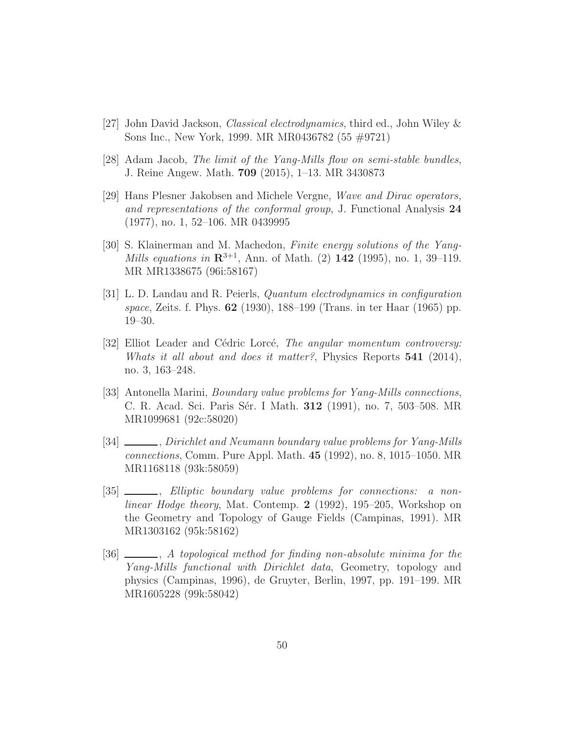[27] John David Jackson, *Classical electrodynamics*, third ed., John Wiley & Sons Inc., New York, 1999. MR MR0436782 (55 #9721)

[28] Adam Jacob, *The limit of the Yang-Mills flow on semi-stable bundles*, J. Reine Angew. Math. **709** (2015), 1–13. MR 3430873

[29] Hans Plesner Jakobsen and Michele Vergne, *Wave and Dirac operators, and representations of the conformal group*, J. Functional Analysis **24** (1977), no. 1, 52–106. MR 0439995

[30] S. Klainerman and M. Machedon, *Finite energy solutions of the Yang-Mills equations in* $\mathbf{R}^{3+1}$, Ann. of Math. (2) **142** (1995), no. 1, 39–119. MR MR1338675 (96i:58167)

[31] L. D. Landau and R. Peierls, *Quantum electrodynamics in configuration space*, Zeits. f. Phys. **62** (1930), 188–199 (Trans. in ter Haar (1965) pp. 19–30.

[32] Elliot Leader and Cédric Lorcé, *The angular momentum controversy: Whats it all about and does it matter?*, Physics Reports **541** (2014), no. 3, 163–248.

[33] Antonella Marini, *Boundary value problems for Yang-Mills connections*, C. R. Acad. Sci. Paris Sér. I Math. **312** (1991), no. 7, 503–508. MR MR1099681 (92c:58020)

[34] ———, *Dirichlet and Neumann boundary value problems for Yang-Mills connections*, Comm. Pure Appl. Math. **45** (1992), no. 8, 1015–1050. MR MR1168118 (93k:58059)

[35] ———, *Elliptic boundary value problems for connections: a non-linear Hodge theory*, Mat. Contemp. **2** (1992), 195–205, Workshop on the Geometry and Topology of Gauge Fields (Campinas, 1991). MR MR1303162 (95k:58162)

[36] ———, *A topological method for finding non-absolute minima for the Yang-Mills functional with Dirichlet data*, Geometry, topology and physics (Campinas, 1996), de Gruyter, Berlin, 1997, pp. 191–199. MR MR1605228 (99k:58042)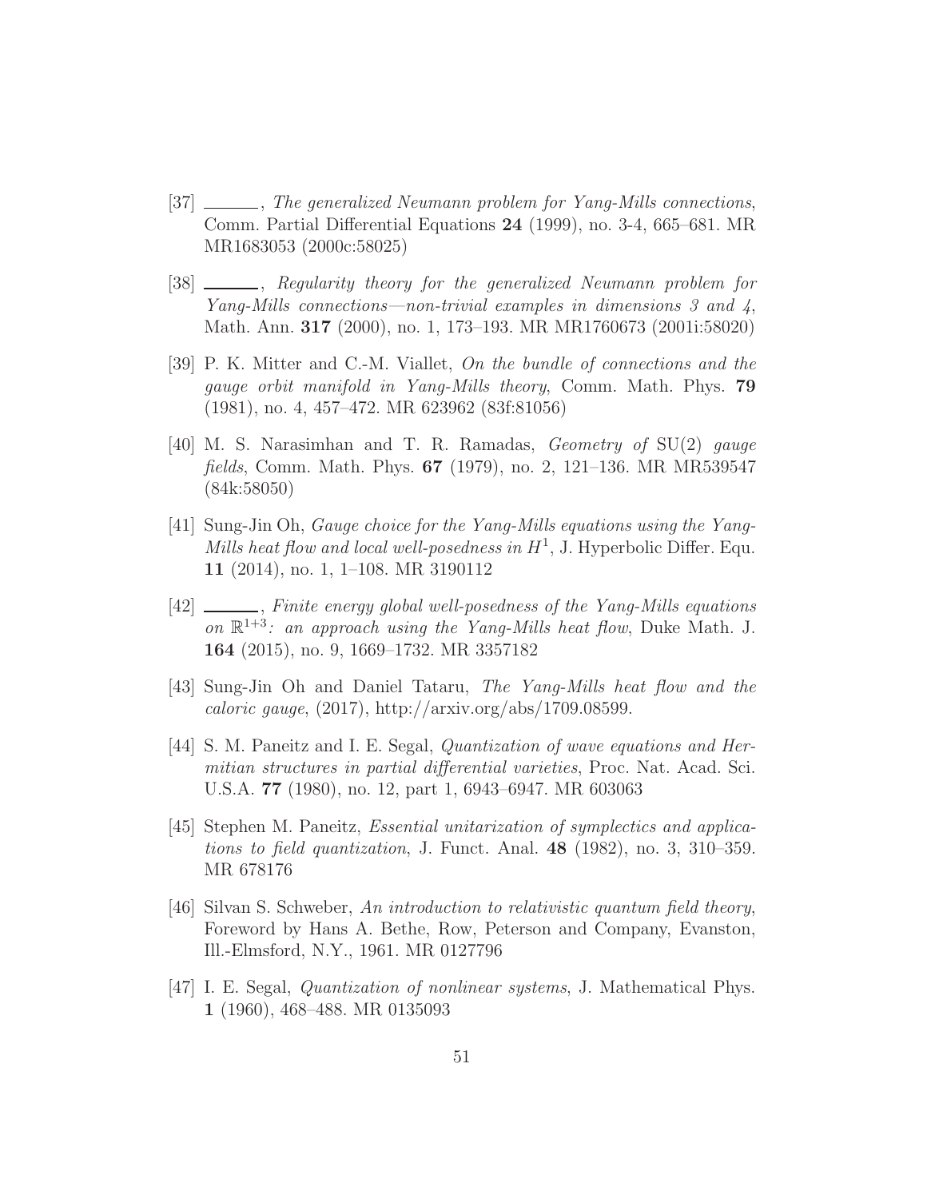[37] ———, *The generalized Neumann problem for Yang-Mills connections*, Comm. Partial Differential Equations **24** (1999), no. 3-4, 665–681. MR MR1683053 (2000c:58025)

[38] ———, *Regularity theory for the generalized Neumann problem for Yang-Mills connections—non-trivial examples in dimensions 3 and 4*, Math. Ann. **317** (2000), no. 1, 173–193. MR MR1760673 (2001i:58020)

[39] P. K. Mitter and C.-M. Viallet, *On the bundle of connections and the gauge orbit manifold in Yang-Mills theory*, Comm. Math. Phys. **79** (1981), no. 4, 457–472. MR 623962 (83f:81056)

[40] M. S. Narasimhan and T. R. Ramadas, *Geometry of* SU(2) *gauge fields*, Comm. Math. Phys. **67** (1979), no. 2, 121–136. MR MR539547 (84k:58050)

[41] Sung-Jin Oh, *Gauge choice for the Yang-Mills equations using the Yang-Mills heat flow and local well-posedness in* $H^1$, J. Hyperbolic Differ. Equ. **11** (2014), no. 1, 1–108. MR 3190112

[42] ———, *Finite energy global well-posedness of the Yang-Mills equations on* $\mathbb{R}^{1+3}$*: an approach using the Yang-Mills heat flow*, Duke Math. J. **164** (2015), no. 9, 1669–1732. MR 3357182

[43] Sung-Jin Oh and Daniel Tataru, *The Yang-Mills heat flow and the caloric gauge*, (2017), http://arxiv.org/abs/1709.08599.

[44] S. M. Paneitz and I. E. Segal, *Quantization of wave equations and Hermitian structures in partial differential varieties*, Proc. Nat. Acad. Sci. U.S.A. **77** (1980), no. 12, part 1, 6943–6947. MR 603063

[45] Stephen M. Paneitz, *Essential unitarization of symplectics and applications to field quantization*, J. Funct. Anal. **48** (1982), no. 3, 310–359. MR 678176

[46] Silvan S. Schweber, *An introduction to relativistic quantum field theory*, Foreword by Hans A. Bethe, Row, Peterson and Company, Evanston, Ill.-Elmsford, N.Y., 1961. MR 0127796

[47] I. E. Segal, *Quantization of nonlinear systems*, J. Mathematical Phys. **1** (1960), 468–488. MR 0135093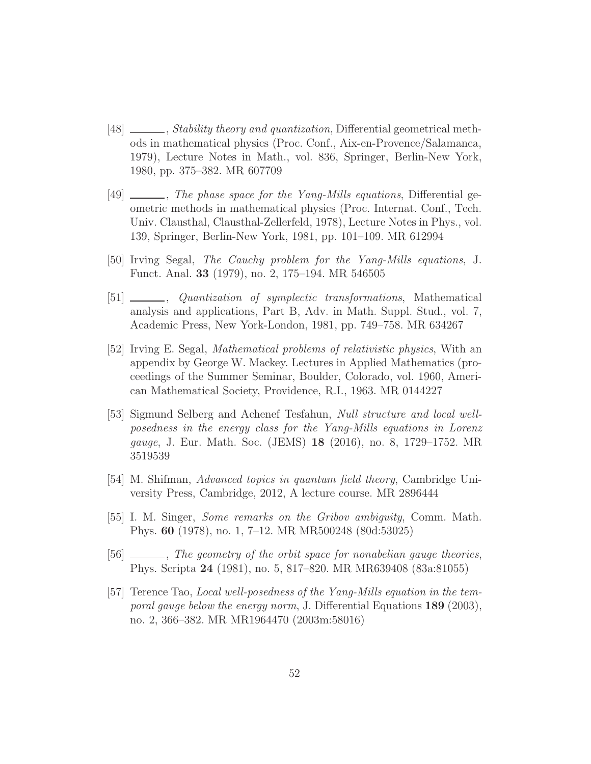[48] ______, *Stability theory and quantization*, Differential geometrical methods in mathematical physics (Proc. Conf., Aix-en-Provence/Salamanca, 1979), Lecture Notes in Math., vol. 836, Springer, Berlin-New York, 1980, pp. 375–382. MR 607709

[49] ______, *The phase space for the Yang-Mills equations*, Differential geometric methods in mathematical physics (Proc. Internat. Conf., Tech. Univ. Clausthal, Clausthal-Zellerfeld, 1978), Lecture Notes in Phys., vol. 139, Springer, Berlin-New York, 1981, pp. 101–109. MR 612994

[50] Irving Segal, *The Cauchy problem for the Yang-Mills equations*, J. Funct. Anal. **33** (1979), no. 2, 175–194. MR 546505

[51] ______, *Quantization of symplectic transformations*, Mathematical analysis and applications, Part B, Adv. in Math. Suppl. Stud., vol. 7, Academic Press, New York-London, 1981, pp. 749–758. MR 634267

[52] Irving E. Segal, *Mathematical problems of relativistic physics*, With an appendix by George W. Mackey. Lectures in Applied Mathematics (proceedings of the Summer Seminar, Boulder, Colorado, vol. 1960, American Mathematical Society, Providence, R.I., 1963. MR 0144227

[53] Sigmund Selberg and Achenef Tesfahun, *Null structure and local well-posedness in the energy class for the Yang-Mills equations in Lorenz gauge*, J. Eur. Math. Soc. (JEMS) **18** (2016), no. 8, 1729–1752. MR 3519539

[54] M. Shifman, *Advanced topics in quantum field theory*, Cambridge University Press, Cambridge, 2012, A lecture course. MR 2896444

[55] I. M. Singer, *Some remarks on the Gribov ambiguity*, Comm. Math. Phys. **60** (1978), no. 1, 7–12. MR MR500248 (80d:53025)

[56] ______, *The geometry of the orbit space for nonabelian gauge theories*, Phys. Scripta **24** (1981), no. 5, 817–820. MR MR639408 (83a:81055)

[57] Terence Tao, *Local well-posedness of the Yang-Mills equation in the temporal gauge below the energy norm*, J. Differential Equations **189** (2003), no. 2, 366–382. MR MR1964470 (2003m:58016)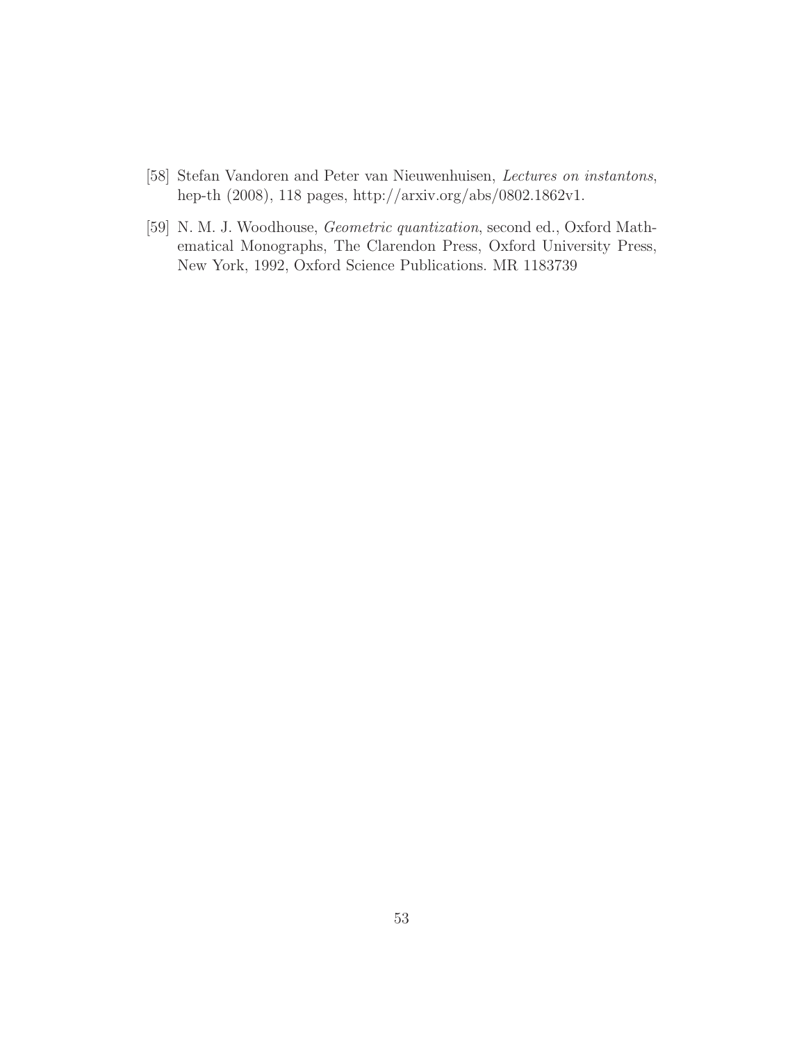[58] Stefan Vandoren and Peter van Nieuwenhuisen, *Lectures on instantons*, hep-th (2008), 118 pages, http://arxiv.org/abs/0802.1862v1.

[59] N. M. J. Woodhouse, *Geometric quantization*, second ed., Oxford Mathematical Monographs, The Clarendon Press, Oxford University Press, New York, 1992, Oxford Science Publications. MR 1183739